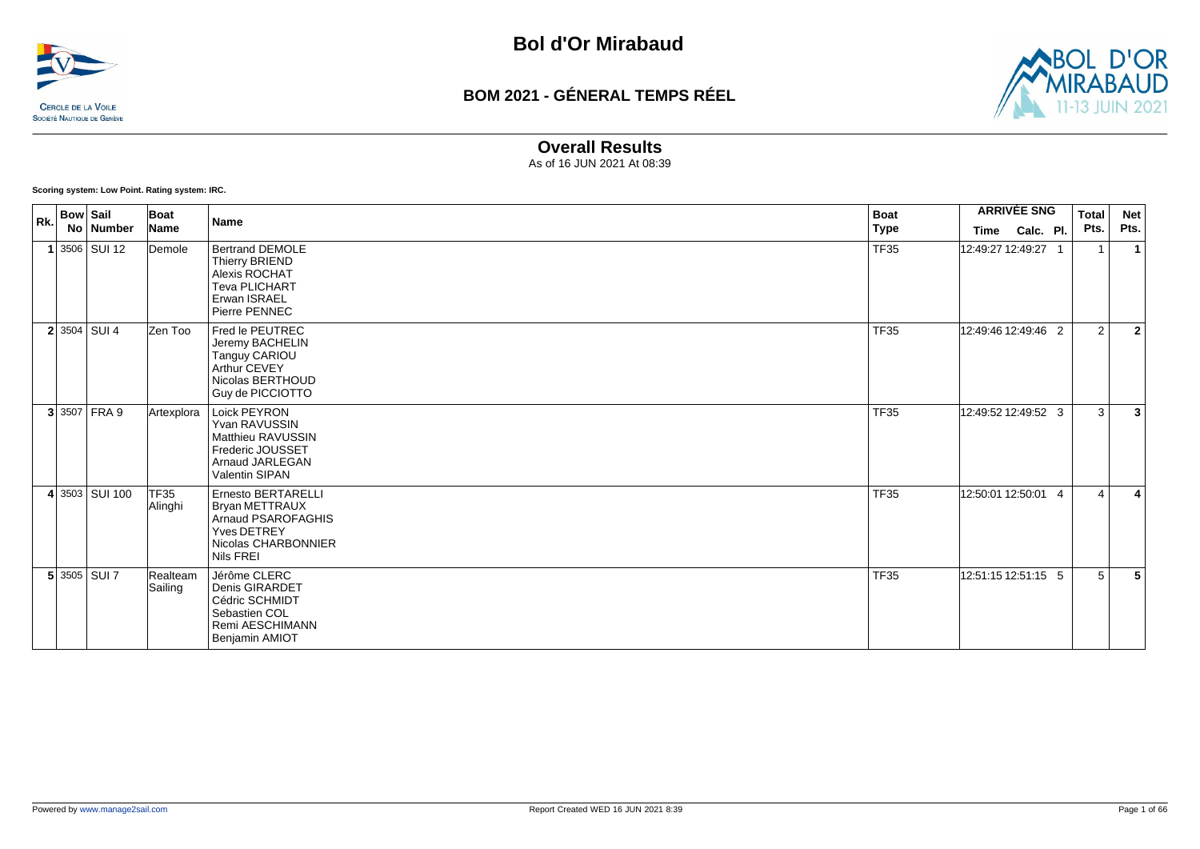# Bol d'Or Mirabaud

## BOM 2021 - GÉNERAL TEMPS RÉEL

### Overall Results

As of 16 JUN 2021 At 08:39

**Scoring system: Low Point. Rating system: IRC.**

| Rk. | Bow No | Sail Number | Boat Name | Name | Boat Type | ARRIVÉE SNG Time | Calc. | Pl. | Total Pts. | Net Pts. |
|---|---|---|---|---|---|---|---|---|---|---|
| **1** | 3506 | SUI 12 | Demole | Bertrand DEMOLE<br>Thierry BRIEND<br>Alexis ROCHAT<br>Teva PLICHART<br>Erwan ISRAEL<br>Pierre PENNEC | TF35 | 12:49:27 | 12:49:27 | 1 | 1 | **1** |
| **2** | 3504 | SUI 4 | Zen Too | Fred le PEUTREC<br>Jeremy BACHELIN<br>Tanguy CARIOU<br>Arthur CEVEY<br>Nicolas BERTHOUD<br>Guy de PICCIOTTO | TF35 | 12:49:46 | 12:49:46 | 2 | 2 | **2** |
| **3** | 3507 | FRA 9 | Artexplora | Loick PEYRON<br>Yvan RAVUSSIN<br>Matthieu RAVUSSIN<br>Frederic JOUSSET<br>Arnaud JARLEGAN<br>Valentin SIPAN | TF35 | 12:49:52 | 12:49:52 | 3 | 3 | **3** |
| **4** | 3503 | SUI 100 | TF35 Alinghi | Ernesto BERTARELLI<br>Bryan METTRAUX<br>Arnaud PSAROFAGHIS<br>Yves DETREY<br>Nicolas CHARBONNIER<br>Nils FREI | TF35 | 12:50:01 | 12:50:01 | 4 | 4 | **4** |
| **5** | 3505 | SUI 7 | Realteam Sailing | Jérôme CLERC<br>Denis GIRARDET<br>Cédric SCHMIDT<br>Sebastien COL<br>Remi AESCHIMANN<br>Benjamin AMIOT | TF35 | 12:51:15 | 12:51:15 | 5 | 5 | **5** |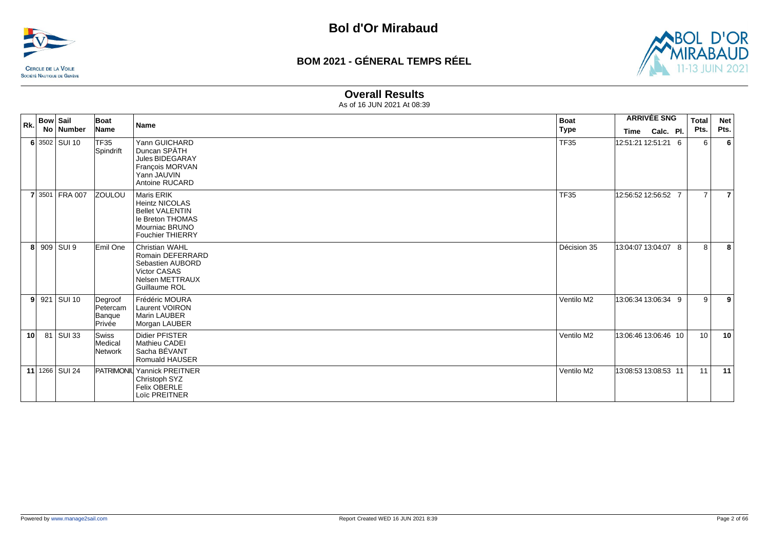# Bol d'Or Mirabaud

## BOM 2021 - GÉNERAL TEMPS RÉEL

### Overall Results

As of 16 JUN 2021 At 08:39

| Rk. | Bow No | Sail Number | Boat Name | Name | Boat Type | ARRIVÉE SNG Time | Calc. | Pl. | Total Pts. | Net Pts. |
|---|---|---|---|---|---|---|---|---|---|---|
| 6 | 3502 | SUI 10 | TF35 Spindrift | Yann GUICHARD<br>Duncan SPÄTH<br>Jules BIDEGARAY<br>François MORVAN<br>Yann JAUVIN<br>Antoine RUCARD | TF35 | 12:51:21 | 12:51:21 | 6 | 6 | 6 |
| 7 | 3501 | FRA 007 | ZOULOU | Maris ERIK<br>Heintz NICOLAS<br>Bellet VALENTIN<br>le Breton THOMAS<br>Mourniac BRUNO<br>Fouchier THIERRY | TF35 | 12:56:52 | 12:56:52 | 7 | 7 | 7 |
| 8 | 909 | SUI 9 | Emil One | Christian WAHL<br>Romain DEFERRARD<br>Sebastien AUBORD<br>Victor CASAS<br>Nelsen METTRAUX<br>Guillaume ROL | Décision 35 | 13:04:07 | 13:04:07 | 8 | 8 | 8 |
| 9 | 921 | SUI 10 | Degroof Petercam Banque Privée | Frédéric MOURA<br>Laurent VOIRON<br>Marin LAUBER<br>Morgan LAUBER | Ventilo M2 | 13:06:34 | 13:06:34 | 9 | 9 | 9 |
| 10 | 81 | SUI 33 | Swiss Medical Network | Didier PFISTER<br>Mathieu CADEI<br>Sacha BÉVANT<br>Romuald HAUSER | Ventilo M2 | 13:06:46 | 13:06:46 | 10 | 10 | 10 |
| 11 | 1266 | SUI 24 | PATRIMONIU | Yannick PREITNER<br>Christoph SYZ<br>Felix OBERLE<br>Loïc PREITNER | Ventilo M2 | 13:08:53 | 13:08:53 | 11 | 11 | 11 |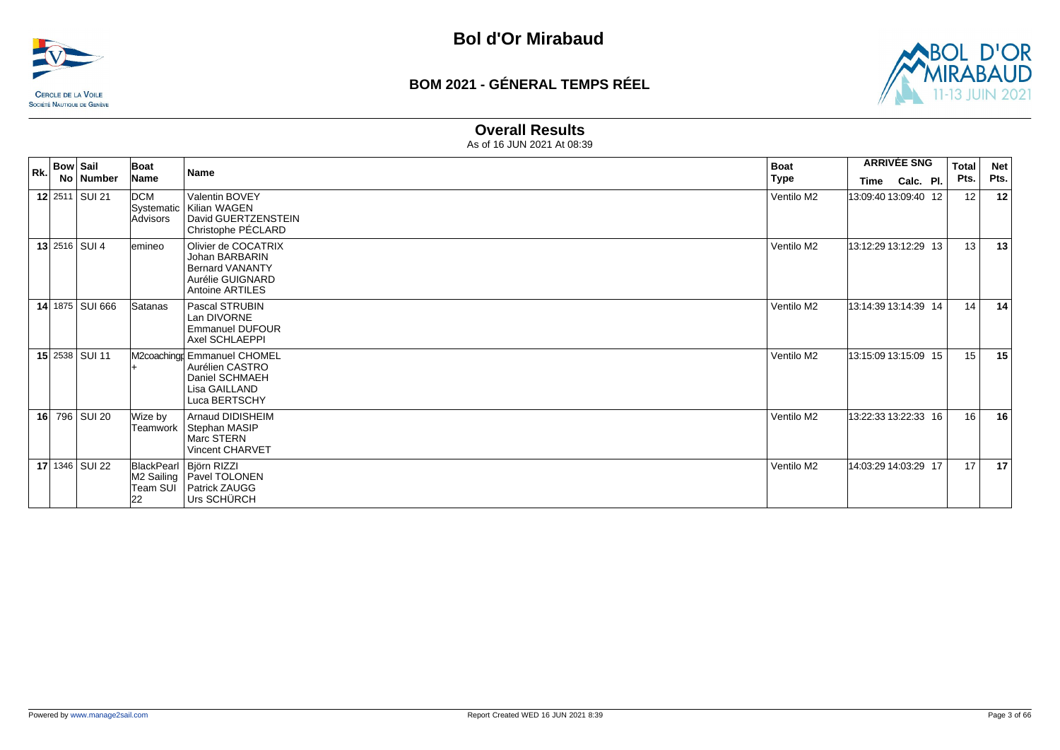# Bol d'Or Mirabaud

## BOM 2021 - GÉNERAL TEMPS RÉEL

### Overall Results

As of 16 JUN 2021 At 08:39

| Rk. | Bow No | Sail Number | Boat Name | Name | Boat Type | ARRIVÉE SNG Time | Calc. | Pl. | Total Pts. | Net Pts. |
|---|---|---|---|---|---|---|---|---|---|---|
| **12** | 2511 | SUI 21 | DCM Systematic Advisors | Valentin BOVEY<br>Kilian WAGEN<br>David GUERTZENSTEIN<br>Christophe PÉCLARD | Ventilo M2 | 13:09:40 | 13:09:40 | 12 | 12 | **12** |
| **13** | 2516 | SUI 4 | emineo | Olivier de COCATRIX<br>Johan BARBARIN<br>Bernard VANANTY<br>Aurélie GUIGNARD<br>Antoine ARTILES | Ventilo M2 | 13:12:29 | 13:12:29 | 13 | 13 | **13** |
| **14** | 1875 | SUI 666 | Satanas | Pascal STRUBIN<br>Lan DIVORNE<br>Emmanuel DUFOUR<br>Axel SCHLAEPPI | Ventilo M2 | 13:14:39 | 13:14:39 | 14 | 14 | **14** |
| **15** | 2538 | SUI 11 | M2coachingp+ | Emmanuel CHOMEL<br>Aurélien CASTRO<br>Daniel SCHMAEH<br>Lisa GAILLAND<br>Luca BERTSCHY | Ventilo M2 | 13:15:09 | 13:15:09 | 15 | 15 | **15** |
| **16** | 796 | SUI 20 | Wize by Teamwork | Arnaud DIDISHEIM<br>Stephan MASIP<br>Marc STERN<br>Vincent CHARVET | Ventilo M2 | 13:22:33 | 13:22:33 | 16 | 16 | **16** |
| **17** | 1346 | SUI 22 | BlackPearl M2 Sailing Team SUI 22 | Björn RIZZI<br>Pavel TOLONEN<br>Patrick ZAUGG<br>Urs SCHÜRCH | Ventilo M2 | 14:03:29 | 14:03:29 | 17 | 17 | **17** |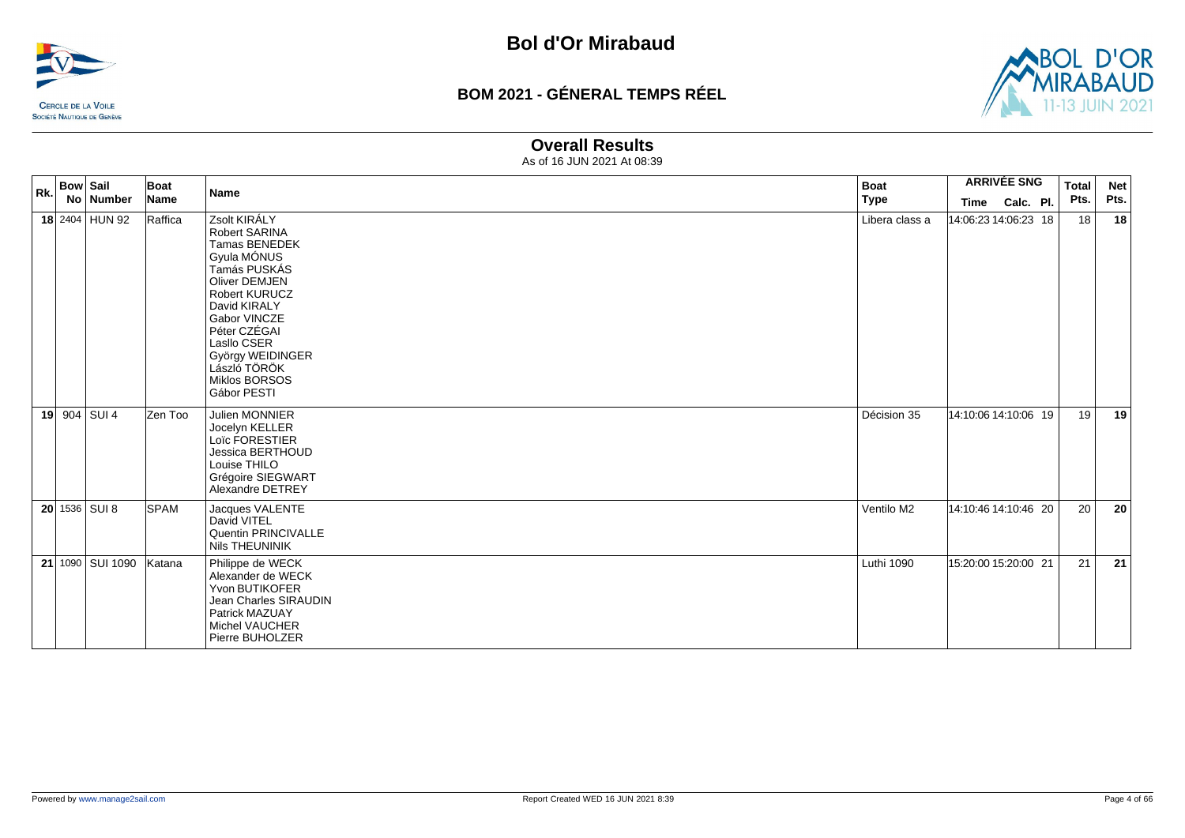# Bol d'Or Mirabaud

## BOM 2021 - GÉNERAL TEMPS RÉEL

### Overall Results

As of 16 JUN 2021 At 08:39

| Rk. | Bow No | Sail Number | Boat Name | Name | Boat Type | ARRIVÉE SNG Time | Calc. | Pl. | Total Pts. | Net Pts. |
|---|---|---|---|---|---|---|---|---|---|---|
| **18** | 2404 | HUN 92 | Raffica | Zsolt KIRÁLY<br>Robert SARINA<br>Tamas BENEDEK<br>Gyula MÓNUS<br>Tamás PUSKÁS<br>Oliver DEMJEN<br>Robert KURUCZ<br>David KIRALY<br>Gabor VINCZE<br>Péter CZÉGAI<br>Lasllo CSER<br>György WEIDINGER<br>László TÖRÖK<br>Miklos BORSOS<br>Gábor PESTI | Libera class a | 14:06:23 | 14:06:23 | 18 | 18 | **18** |
| **19** | 904 | SUI 4 | Zen Too | Julien MONNIER<br>Jocelyn KELLER<br>Loïc FORESTIER<br>Jessica BERTHOUD<br>Louise THILO<br>Grégoire SIEGWART<br>Alexandre DETREY | Décision 35 | 14:10:06 | 14:10:06 | 19 | 19 | **19** |
| **20** | 1536 | SUI 8 | SPAM | Jacques VALENTE<br>David VITEL<br>Quentin PRINCIVALLE<br>Nils THEUNINIK | Ventilo M2 | 14:10:46 | 14:10:46 | 20 | 20 | **20** |
| **21** | 1090 | SUI 1090 | Katana | Philippe de WECK<br>Alexander de WECK<br>Yvon BUTIKOFER<br>Jean Charles SIRAUDIN<br>Patrick MAZUAY<br>Michel VAUCHER<br>Pierre BUHOLZER | Luthi 1090 | 15:20:00 | 15:20:00 | 21 | 21 | **21** |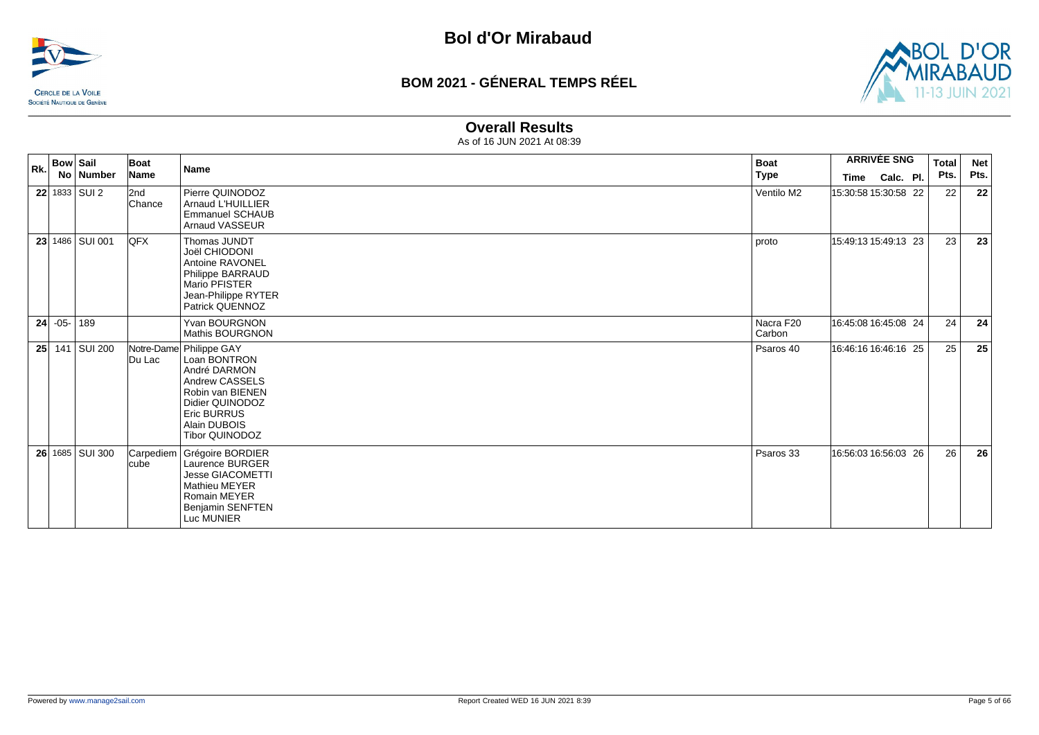# Bol d'Or Mirabaud

## BOM 2021 - GÉNERAL TEMPS RÉEL

### Overall Results

As of 16 JUN 2021 At 08:39

| Rk. | Bow No | Sail Number | Boat Name | Name | Boat Type | ARRIVÉE SNG Time | Calc. | Pl. | Total Pts. | Net Pts. |
|---|---|---|---|---|---|---|---|---|---|---|
| **22** | 1833 | SUI 2 | 2nd Chance | Pierre QUINODOZ<br>Arnaud L'HUILLIER<br>Emmanuel SCHAUB<br>Arnaud VASSEUR | Ventilo M2 | 15:30:58 | 15:30:58 | 22 | 22 | **22** |
| **23** | 1486 | SUI 001 | QFX | Thomas JUNDT<br>Joël CHIODONI<br>Antoine RAVONEL<br>Philippe BARRAUD<br>Mario PFISTER<br>Jean-Philippe RYTER<br>Patrick QUENNOZ | proto | 15:49:13 | 15:49:13 | 23 | 23 | **23** |
| **24** | -05- | 189 | | Yvan BOURGNON<br>Mathis BOURGNON | Nacra F20 Carbon | 16:45:08 | 16:45:08 | 24 | 24 | **24** |
| **25** | 141 | SUI 200 | Notre-Dame Du Lac | Philippe GAY<br>Loan BONTRON<br>André DARMON<br>Andrew CASSELS<br>Robin van BIENEN<br>Didier QUINODOZ<br>Eric BURRUS<br>Alain DUBOIS<br>Tibor QUINODOZ | Psaros 40 | 16:46:16 | 16:46:16 | 25 | 25 | **25** |
| **26** | 1685 | SUI 300 | Carpediem cube | Grégoire BORDIER<br>Laurence BURGER<br>Jesse GIACOMETTI<br>Mathieu MEYER<br>Romain MEYER<br>Benjamin SENFTEN<br>Luc MUNIER | Psaros 33 | 16:56:03 | 16:56:03 | 26 | 26 | **26** |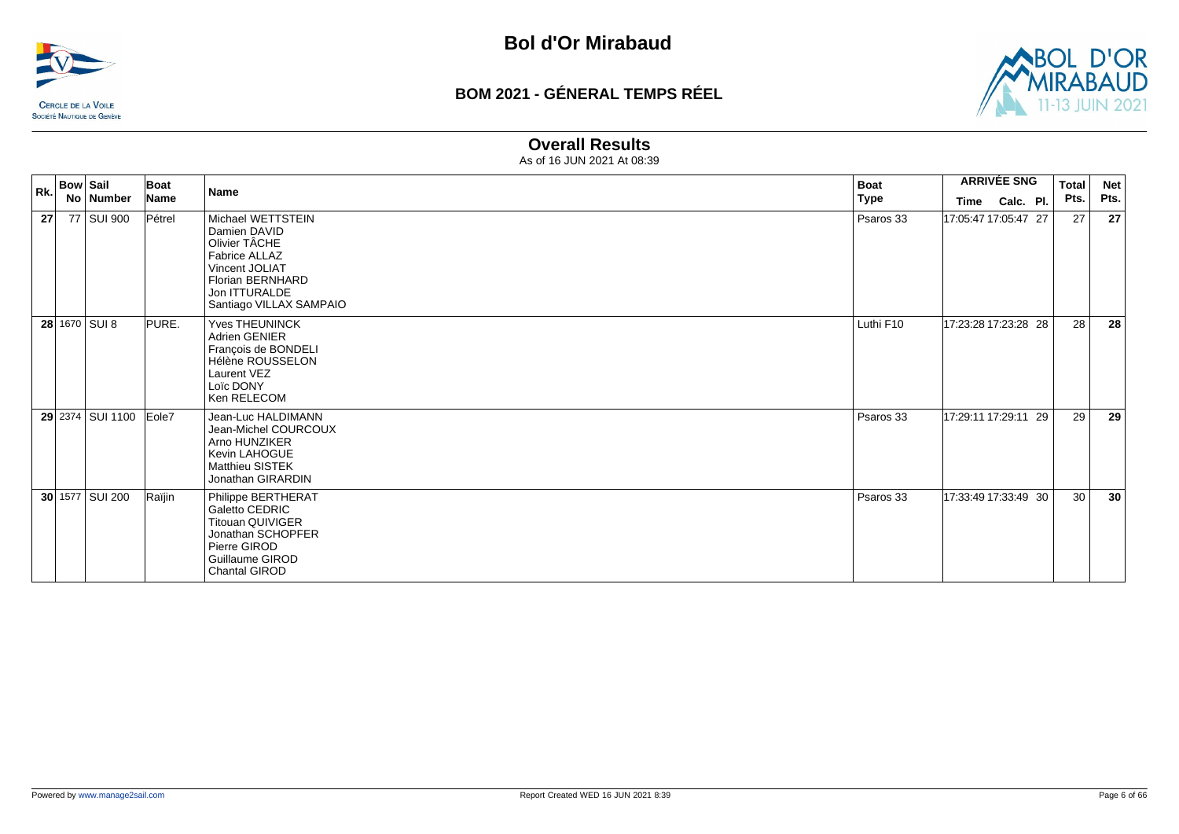# Bol d'Or Mirabaud

## BOM 2021 - GÉNERAL TEMPS RÉEL

### Overall Results

As of 16 JUN 2021 At 08:39

| Rk. | Bow No | Sail Number | Boat Name | Name | Boat Type | ARRIVÉE SNG Time | Calc. | Pl. | Total Pts. | Net Pts. |
|---|---|---|---|---|---|---|---|---|---|---|
| 27 | 77 | SUI 900 | Pétrel | Michael WETTSTEIN<br>Damien DAVID<br>Olivier TÂCHE<br>Fabrice ALLAZ<br>Vincent JOLIAT<br>Florian BERNHARD<br>Jon ITTURALDE<br>Santiago VILLAX SAMPAIO | Psaros 33 | 17:05:47 | 17:05:47 | 27 | 27 | 27 |
| 28 | 1670 | SUI 8 | PURE. | Yves THEUNINCK<br>Adrien GENIER<br>François de BONDELI<br>Hélène ROUSSELON<br>Laurent VEZ<br>Loïc DONY<br>Ken RELECOM | Luthi F10 | 17:23:28 | 17:23:28 | 28 | 28 | 28 |
| 29 | 2374 | SUI 1100 | Eole7 | Jean-Luc HALDIMANN<br>Jean-Michel COURCOUX<br>Arno HUNZIKER<br>Kevin LAHOGUE<br>Matthieu SISTEK<br>Jonathan GIRARDIN | Psaros 33 | 17:29:11 | 17:29:11 | 29 | 29 | 29 |
| 30 | 1577 | SUI 200 | Raïjin | Philippe BERTHERAT<br>Galetto CEDRIC<br>Titouan QUIVIGER<br>Jonathan SCHOPFER<br>Pierre GIROD<br>Guillaume GIROD<br>Chantal GIROD | Psaros 33 | 17:33:49 | 17:33:49 | 30 | 30 | 30 |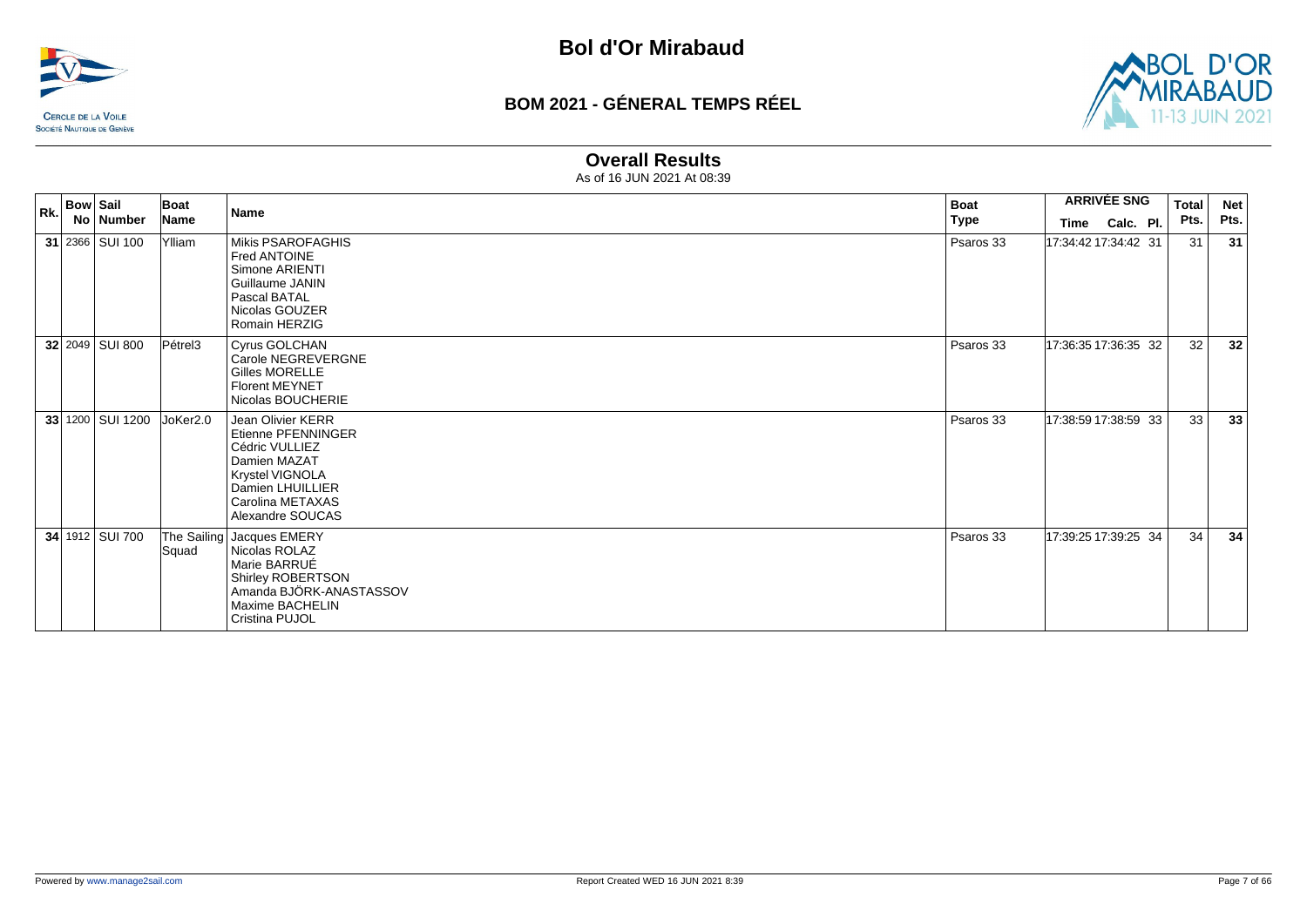# Bol d'Or Mirabaud

## BOM 2021 - GÉNERAL TEMPS RÉEL

### Overall Results

As of 16 JUN 2021 At 08:39

| Rk. | Bow No | Sail Number | Boat Name | Name | Boat Type | ARRIVÉE SNG Time | Calc. | Pl. | Total Pts. | Net Pts. |
|---|---|---|---|---|---|---|---|---|---|---|
| 31 | 2366 | SUI 100 | Ylliam | Mikis PSAROFAGHIS<br>Fred ANTOINE<br>Simone ARIENTI<br>Guillaume JANIN<br>Pascal BATAL<br>Nicolas GOUZER<br>Romain HERZIG | Psaros 33 | 17:34:42 | 17:34:42 | 31 | 31 | 31 |
| 32 | 2049 | SUI 800 | Pétrel3 | Cyrus GOLCHAN<br>Carole NEGREVERGNE<br>Gilles MORELLE<br>Florent MEYNET<br>Nicolas BOUCHERIE | Psaros 33 | 17:36:35 | 17:36:35 | 32 | 32 | 32 |
| 33 | 1200 | SUI 1200 | JoKer2.0 | Jean Olivier KERR<br>Etienne PFENNINGER<br>Cédric VULLIEZ<br>Damien MAZAT<br>Krystel VIGNOLA<br>Damien LHUILLIER<br>Carolina METAXAS<br>Alexandre SOUCAS | Psaros 33 | 17:38:59 | 17:38:59 | 33 | 33 | 33 |
| 34 | 1912 | SUI 700 | The Sailing Squad | Jacques EMERY<br>Nicolas ROLAZ<br>Marie BARRUÉ<br>Shirley ROBERTSON<br>Amanda BJÖRK-ANASTASSOV<br>Maxime BACHELIN<br>Cristina PUJOL | Psaros 33 | 17:39:25 | 17:39:25 | 34 | 34 | 34 |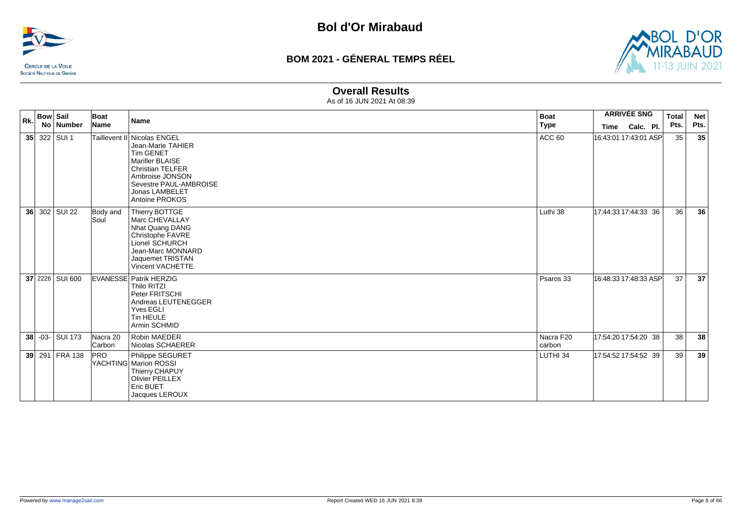# Bol d'Or Mirabaud

## BOM 2021 - GÉNERAL TEMPS RÉEL

### Overall Results

As of 16 JUN 2021 At 08:39

| Rk. | Bow No | Sail Number | Boat Name | Name | Boat Type | ARRIVÉE SNG Time | Calc. | Pl. | Total Pts. | Net Pts. |
|---|---|---|---|---|---|---|---|---|---|---|
| 35 | 322 | SUI 1 | Taillevent II | Nicolas ENGEL<br>Jean-Marie TAHIER<br>Tim GENET<br>Mariller BLAISE<br>Christian TELFER<br>Ambroise JONSON<br>Sevestre PAUL-AMBROISE<br>Jonas LAMBELET<br>Antoine PROKOS | ACC 60 | 16:43:01 | 17:43:01 | ASP | 35 | 35 |
| 36 | 302 | SUI 22 | Body and Soul | Thierry BOTTGE<br>Marc CHEVALLAY<br>Nhat Quang DANG<br>Christophe FAVRE<br>Lionel SCHURCH<br>Jean-Marc MONNARD<br>Jaquemet TRISTAN<br>Vincent VACHETTE | Luthi 38 | 17:44:33 | 17:44:33 | 36 | 36 | 36 |
| 37 | 2226 | SUI 600 | EVANESSE | Patrik HERZIG<br>Thilo RITZI<br>Peter FRITSCHI<br>Andreas LEUTENEGGER<br>Yves EGLI<br>Tin HEULE<br>Armin SCHMID | Psaros 33 | 16:48:33 | 17:48:33 | ASP | 37 | 37 |
| 38 | -03- | SUI 173 | Nacra 20 Carbon | Robin MAEDER<br>Nicolas SCHAERER | Nacra F20 carbon | 17:54:20 | 17:54:20 | 38 | 38 | 38 |
| 39 | 291 | FRA 138 | PRO YACHTING | Philippe SEGURET<br>Marion ROSSI<br>Thierry CHAPUY<br>Olivier PEILLEX<br>Eric BUET<br>Jacques LEROUX | LUTHI 34 | 17:54:52 | 17:54:52 | 39 | 39 | 39 |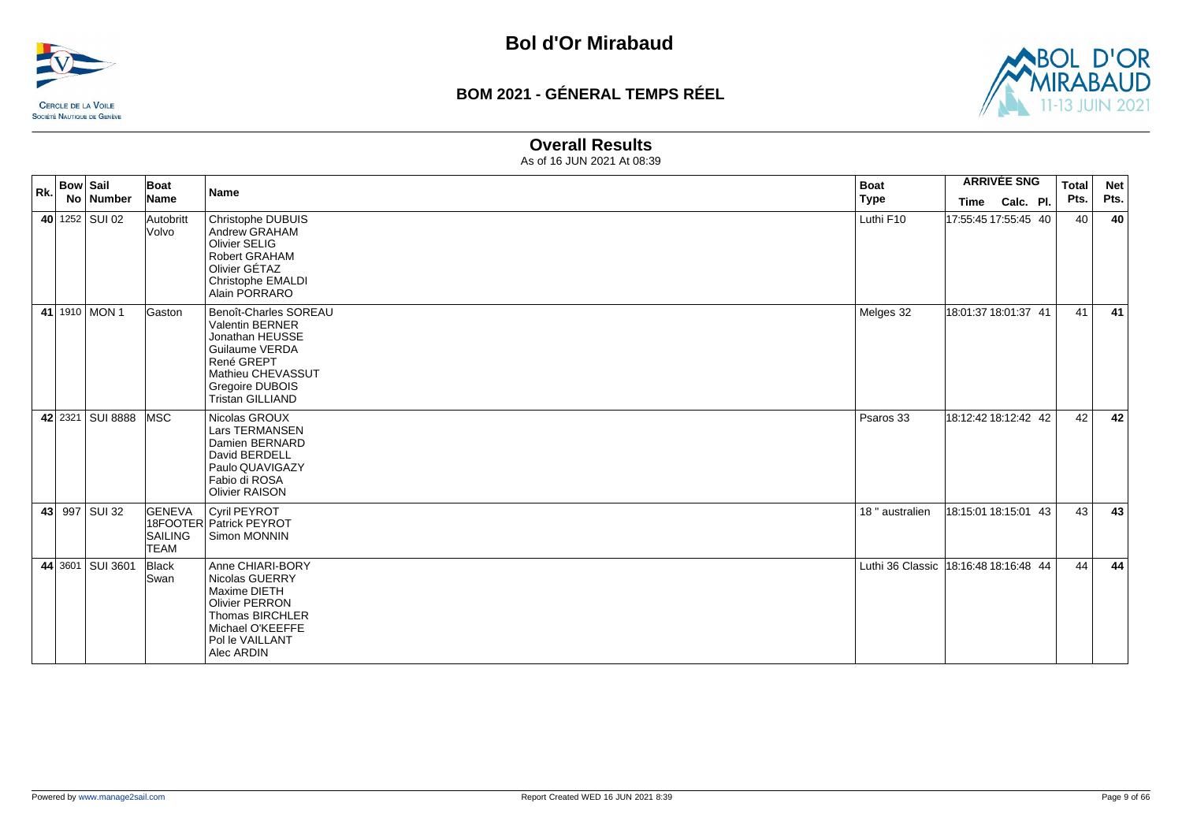# Bol d'Or Mirabaud

## BOM 2021 - GÉNERAL TEMPS RÉEL

### Overall Results

As of 16 JUN 2021 At 08:39

| Rk. | Bow No | Sail Number | Boat Name | Name | Boat Type | ARRIVÉE SNG Time | Calc. | Pl. | Total Pts. | Net Pts. |
|---|---|---|---|---|---|---|---|---|---|---|
| 40 | 1252 | SUI 02 | Autobritt Volvo | Christophe DUBUIS<br>Andrew GRAHAM<br>Olivier SELIG<br>Robert GRAHAM<br>Olivier GÉTAZ<br>Christophe EMALDI<br>Alain PORRARO | Luthi F10 | 17:55:45 | 17:55:45 | 40 | 40 | 40 |
| 41 | 1910 | MON 1 | Gaston | Benoît-Charles SOREAU<br>Valentin BERNER<br>Jonathan HEUSSE<br>Guilaume VERDA<br>René GREPT<br>Mathieu CHEVASSUT<br>Gregoire DUBOIS<br>Tristan GILLIAND | Melges 32 | 18:01:37 | 18:01:37 | 41 | 41 | 41 |
| 42 | 2321 | SUI 8888 | MSC | Nicolas GROUX<br>Lars TERMANSEN<br>Damien BERNARD<br>David BERDELL<br>Paulo QUAVIGAZY<br>Fabio di ROSA<br>Olivier RAISON | Psaros 33 | 18:12:42 | 18:12:42 | 42 | 42 | 42 |
| 43 | 997 | SUI 32 | GENEVA 18FOOTER SAILING TEAM | Cyril PEYROT<br>Patrick PEYROT<br>Simon MONNIN | 18 " australien | 18:15:01 | 18:15:01 | 43 | 43 | 43 |
| 44 | 3601 | SUI 3601 | Black Swan | Anne CHIARI-BORY<br>Nicolas GUERRY<br>Maxime DIETH<br>Olivier PERRON<br>Thomas BIRCHLER<br>Michael O'KEEFFE<br>Pol le VAILLANT<br>Alec ARDIN | Luthi 36 Classic | 18:16:48 | 18:16:48 | 44 | 44 | 44 |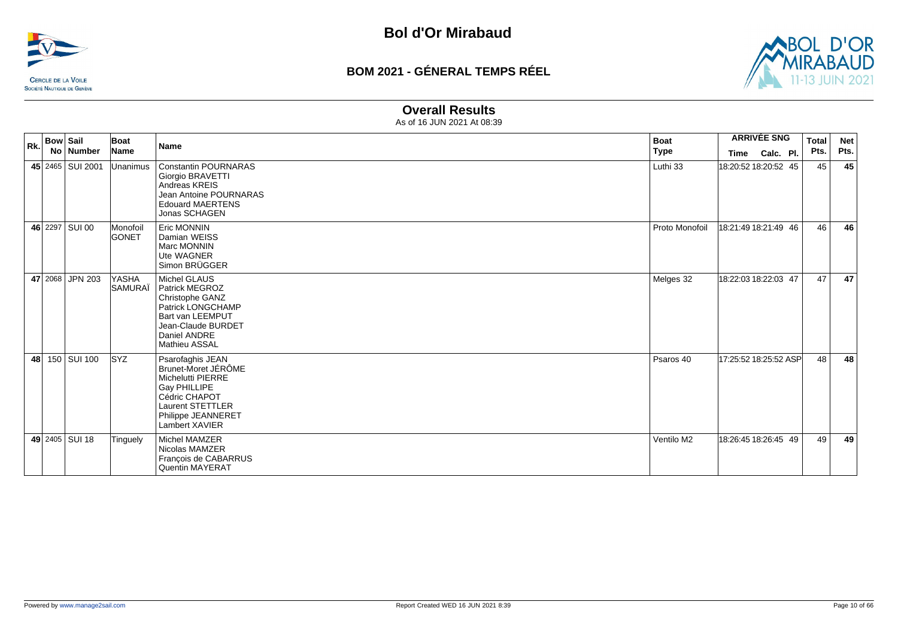# Bol d'Or Mirabaud

## BOM 2021 - GÉNERAL TEMPS RÉEL

### Overall Results

As of 16 JUN 2021 At 08:39

| Rk. | Bow No | Sail Number | Boat Name | Name | Boat Type | ARRIVÉE SNG Time | Calc. | Pl. | Total Pts. | Net Pts. |
|---|---|---|---|---|---|---|---|---|---|---|
| 45 | 2465 | SUI 2001 | Unanimus | Constantin POURNARAS<br>Giorgio BRAVETTI<br>Andreas KREIS<br>Jean Antoine POURNARAS<br>Edouard MAERTENS<br>Jonas SCHAGEN | Luthi 33 | 18:20:52 | 18:20:52 | 45 | 45 | 45 |
| 46 | 2297 | SUI 00 | Monofoil GONET | Eric MONNIN<br>Damian WEISS<br>Marc MONNIN<br>Ute WAGNER<br>Simon BRÜGGER | Proto Monofoil | 18:21:49 | 18:21:49 | 46 | 46 | 46 |
| 47 | 2068 | JPN 203 | YASHA SAMURAÏ | Michel GLAUS<br>Patrick MEGROZ<br>Christophe GANZ<br>Patrick LONGCHAMP<br>Bart van LEEMPUT<br>Jean-Claude BURDET<br>Daniel ANDRE<br>Mathieu ASSAL | Melges 32 | 18:22:03 | 18:22:03 | 47 | 47 | 47 |
| 48 | 150 | SUI 100 | SYZ | Psarofaghis JEAN<br>Brunet-Moret JÉRÔME<br>Michelutti PIERRE<br>Gay PHILLIPE<br>Cédric CHAPOT<br>Laurent STETTLER<br>Philippe JEANNERET<br>Lambert XAVIER | Psaros 40 | 17:25:52 | 18:25:52 | ASP | 48 | 48 |
| 49 | 2405 | SUI 18 | Tinguely | Michel MAMZER<br>Nicolas MAMZER<br>François de CABARRUS<br>Quentin MAYERAT | Ventilo M2 | 18:26:45 | 18:26:45 | 49 | 49 | 49 |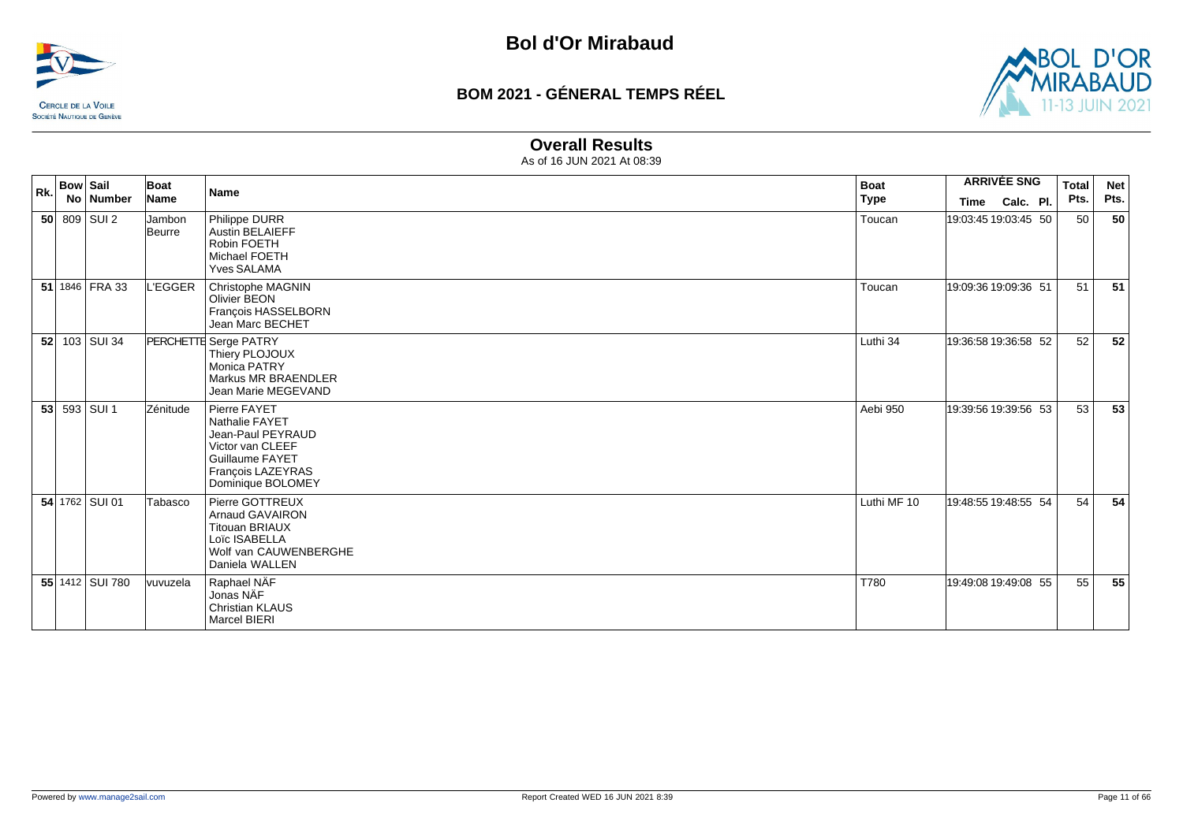# Bol d'Or Mirabaud

## BOM 2021 - GÉNERAL TEMPS RÉEL

### Overall Results

As of 16 JUN 2021 At 08:39

| Rk. | Bow No | Sail Number | Boat Name | Name | Boat Type | ARRIVÉE SNG Time | Calc. | Pl. | Total Pts. | Net Pts. |
|---|---|---|---|---|---|---|---|---|---|---|
| 50 | 809 | SUI 2 | Jambon Beurre | Philippe DURR<br>Austin BELAIEFF<br>Robin FOETH<br>Michael FOETH<br>Yves SALAMA | Toucan | 19:03:45 | 19:03:45 | 50 | 50 | 50 |
| 51 | 1846 | FRA 33 | L'EGGER | Christophe MAGNIN<br>Olivier BEON<br>François HASSELBORN<br>Jean Marc BECHET | Toucan | 19:09:36 | 19:09:36 | 51 | 51 | 51 |
| 52 | 103 | SUI 34 | PERCHETTE | Serge PATRY<br>Thiery PLOJOUX<br>Monica PATRY<br>Markus MR BRAENDLER<br>Jean Marie MEGEVAND | Luthi 34 | 19:36:58 | 19:36:58 | 52 | 52 | 52 |
| 53 | 593 | SUI 1 | Zénitude | Pierre FAYET<br>Nathalie FAYET<br>Jean-Paul PEYRAUD<br>Victor van CLEEF<br>Guillaume FAYET<br>François LAZEYRAS<br>Dominique BOLOMEY | Aebi 950 | 19:39:56 | 19:39:56 | 53 | 53 | 53 |
| 54 | 1762 | SUI 01 | Tabasco | Pierre GOTTREUX<br>Arnaud GAVAIRON<br>Titouan BRIAUX<br>Loïc ISABELLA<br>Wolf van CAUWENBERGHE<br>Daniela WALLEN | Luthi MF 10 | 19:48:55 | 19:48:55 | 54 | 54 | 54 |
| 55 | 1412 | SUI 780 | vuvuzela | Raphael NÄF<br>Jonas NÄF<br>Christian KLAUS<br>Marcel BIERI | T780 | 19:49:08 | 19:49:08 | 55 | 55 | 55 |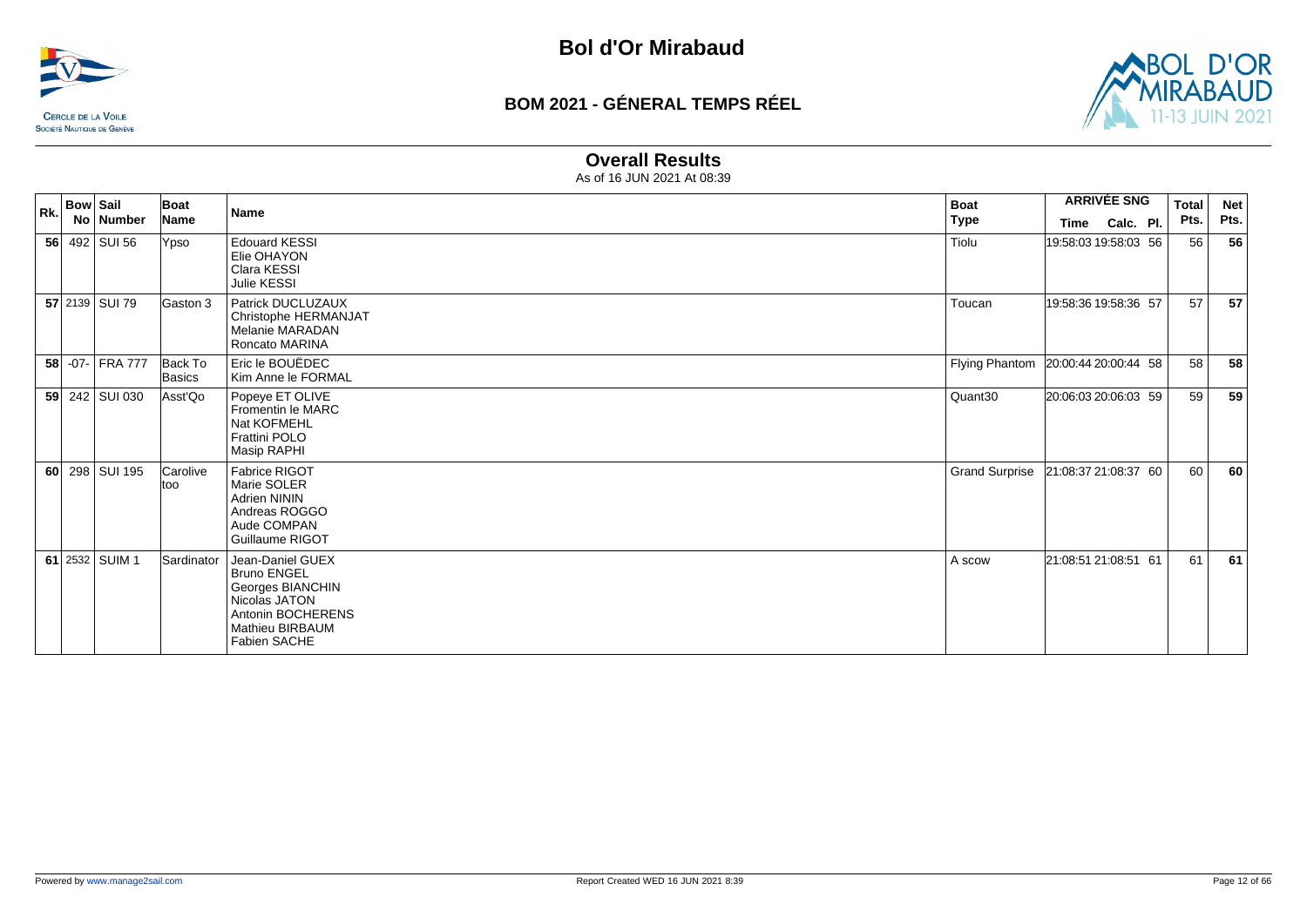# Bol d'Or Mirabaud

## BOM 2021 - GÉNERAL TEMPS RÉEL

### Overall Results

As of 16 JUN 2021 At 08:39

| Rk. | Bow No | Sail Number | Boat Name | Name | Boat Type | ARRIVÉE SNG Time | Calc. | Pl. | Total Pts. | Net Pts. |
|---|---|---|---|---|---|---|---|---|---|---|
| **56** | 492 | SUI 56 | Ypso | Edouard KESSI<br>Elie OHAYON<br>Clara KESSI<br>Julie KESSI | Tiolu | 19:58:03 | 19:58:03 | 56 | 56 | **56** |
| **57** | 2139 | SUI 79 | Gaston 3 | Patrick DUCLUZAUX<br>Christophe HERMANJAT<br>Melanie MARADAN<br>Roncato MARINA | Toucan | 19:58:36 | 19:58:36 | 57 | 57 | **57** |
| **58** | -07- | FRA 777 | Back To Basics | Eric le BOUËDEC<br>Kim Anne le FORMAL | Flying Phantom | 20:00:44 | 20:00:44 | 58 | 58 | **58** |
| **59** | 242 | SUI 030 | Asst'Qo | Popeye ET OLIVE<br>Fromentin le MARC<br>Nat KOFMEHL<br>Frattini POLO<br>Masip RAPHI | Quant30 | 20:06:03 | 20:06:03 | 59 | 59 | **59** |
| **60** | 298 | SUI 195 | Carolive too | Fabrice RIGOT<br>Marie SOLER<br>Adrien NININ<br>Andreas ROGGO<br>Aude COMPAN<br>Guillaume RIGOT | Grand Surprise | 21:08:37 | 21:08:37 | 60 | 60 | **60** |
| **61** | 2532 | SUIM 1 | Sardinator | Jean-Daniel GUEX<br>Bruno ENGEL<br>Georges BIANCHIN<br>Nicolas JATON<br>Antonin BOCHERENS<br>Mathieu BIRBAUM<br>Fabien SACHE | A scow | 21:08:51 | 21:08:51 | 61 | 61 | **61** |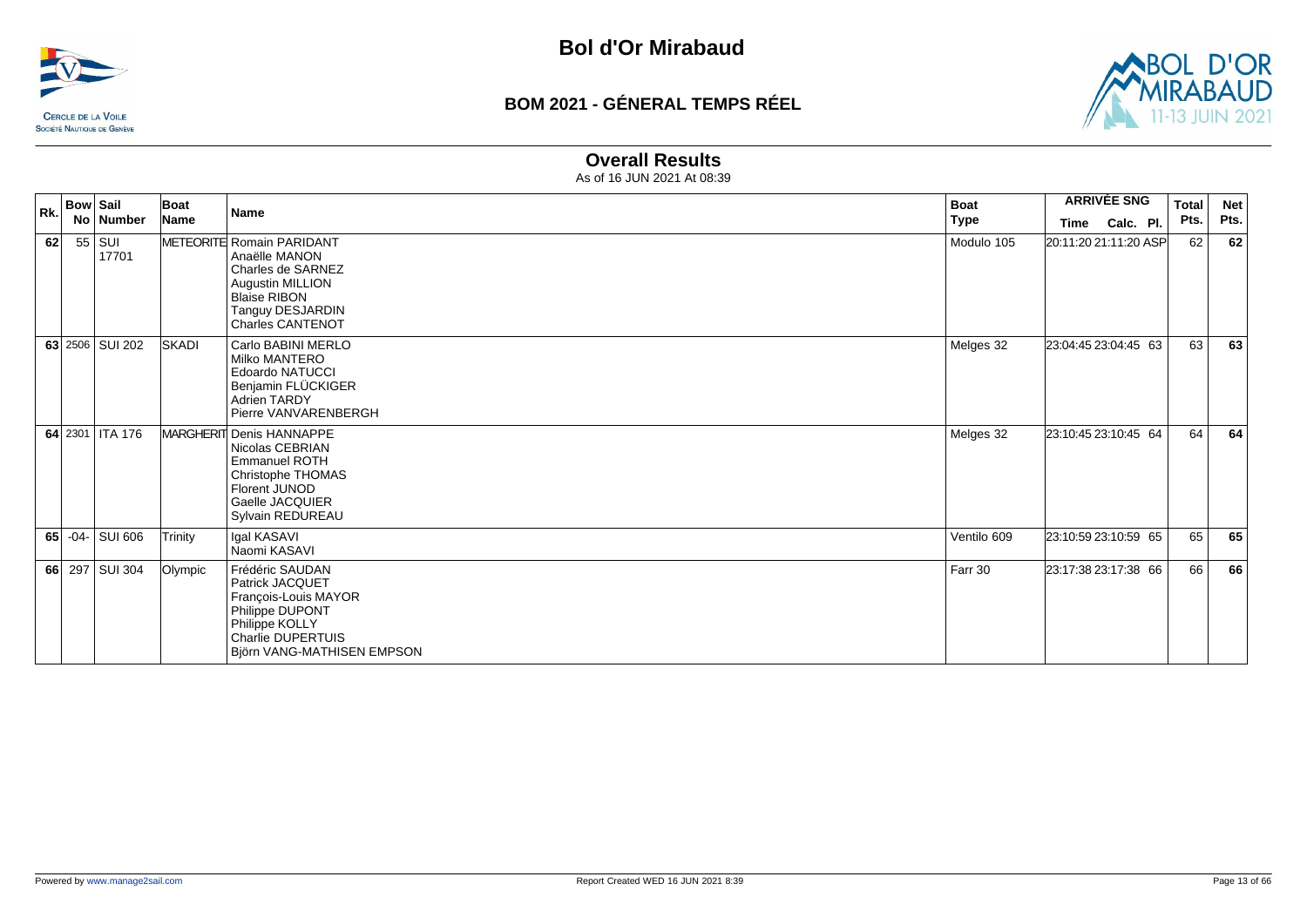# Bol d'Or Mirabaud

## BOM 2021 - GÉNERAL TEMPS RÉEL

### Overall Results

As of 16 JUN 2021 At 08:39

| Rk. | Bow No | Sail Number | Boat Name | Name | Boat Type | ARRIVÉE SNG Time | Calc. | Pl. | Total Pts. | Net Pts. |
|---|---|---|---|---|---|---|---|---|---|---|
| 62 | 55 | SUI 17701 | METEORITE | Romain PARIDANT<br>Anaëlle MANON<br>Charles de SARNEZ<br>Augustin MILLION<br>Blaise RIBON<br>Tanguy DESJARDIN<br>Charles CANTENOT | Modulo 105 | 20:11:20 | 21:11:20 | ASP | 62 | **62** |
| **63** | 2506 | SUI 202 | SKADI | Carlo BABINI MERLO<br>Milko MANTERO<br>Edoardo NATUCCI<br>Benjamin FLÜCKIGER<br>Adrien TARDY<br>Pierre VANVARENBERGH | Melges 32 | 23:04:45 | 23:04:45 | 63 | 63 | **63** |
| **64** | 2301 | ITA 176 | MARGHERIT | Denis HANNAPPE<br>Nicolas CEBRIAN<br>Emmanuel ROTH<br>Christophe THOMAS<br>Florent JUNOD<br>Gaelle JACQUIER<br>Sylvain REDUREAU | Melges 32 | 23:10:45 | 23:10:45 | 64 | 64 | **64** |
| **65** | -04- | SUI 606 | Trinity | Igal KASAVI<br>Naomi KASAVI | Ventilo 609 | 23:10:59 | 23:10:59 | 65 | 65 | **65** |
| **66** | 297 | SUI 304 | Olympic | Frédéric SAUDAN<br>Patrick JACQUET<br>François-Louis MAYOR<br>Philippe DUPONT<br>Philippe KOLLY<br>Charlie DUPERTUIS<br>Björn VANG-MATHISEN EMPSON | Farr 30 | 23:17:38 | 23:17:38 | 66 | 66 | **66** |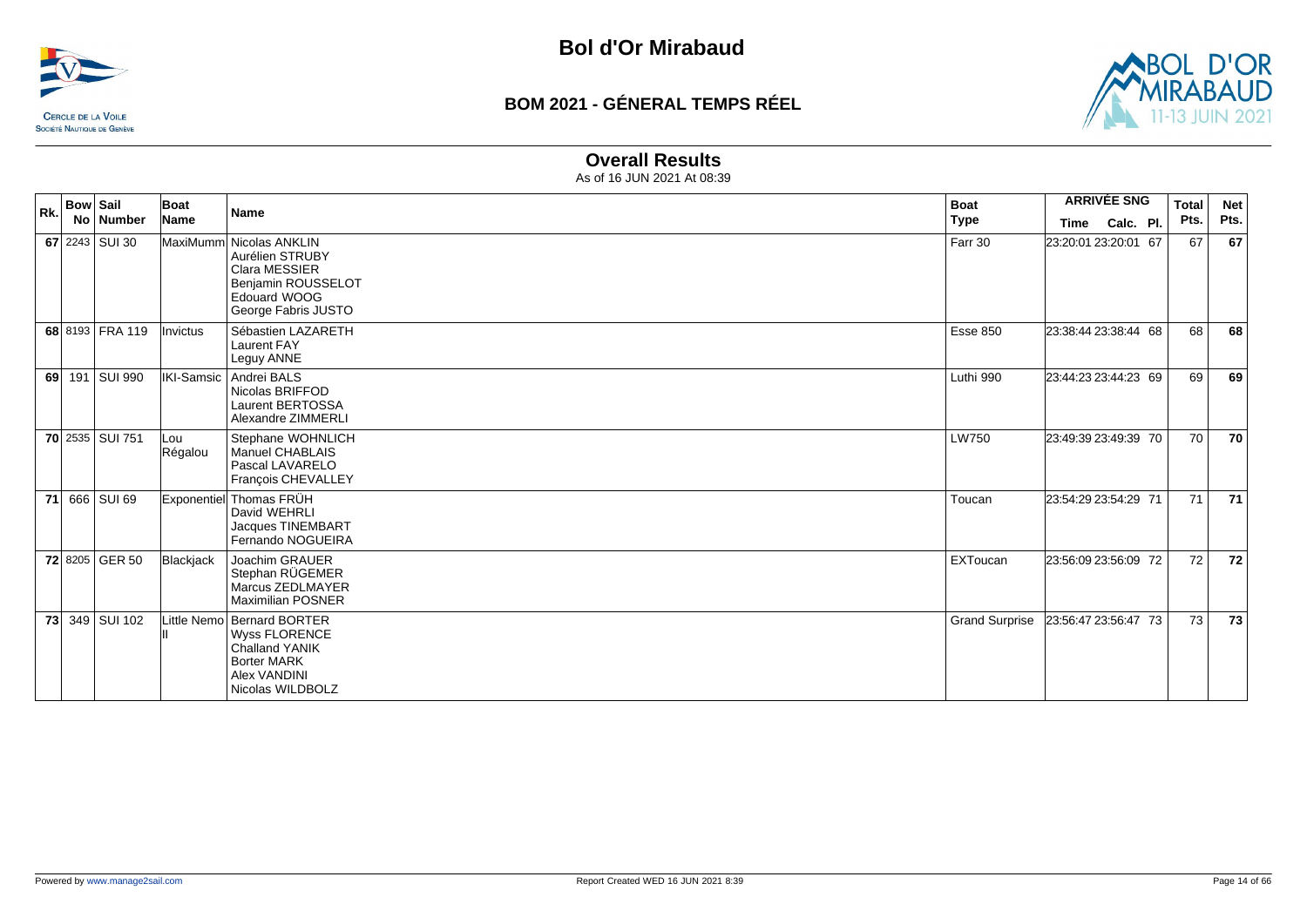# Bol d'Or Mirabaud

## BOM 2021 - GÉNERAL TEMPS RÉEL

### Overall Results

As of 16 JUN 2021 At 08:39

| Rk. | Bow No | Sail Number | Boat Name | Name | Boat Type | ARRIVÉE SNG Time | Calc. | Pl. | Total Pts. | Net Pts. |
|---|---|---|---|---|---|---|---|---|---|---|
| 67 | 2243 | SUI 30 | MaxiMumm | Nicolas ANKLIN<br>Aurélien STRUBY<br>Clara MESSIER<br>Benjamin ROUSSELOT<br>Edouard WOOG<br>George Fabris JUSTO | Farr 30 | 23:20:01 | 23:20:01 | 67 | 67 | 67 |
| 68 | 8193 | FRA 119 | Invictus | Sébastien LAZARETH<br>Laurent FAY<br>Leguy ANNE | Esse 850 | 23:38:44 | 23:38:44 | 68 | 68 | 68 |
| 69 | 191 | SUI 990 | IKI-Samsic | Andrei BALS<br>Nicolas BRIFFOD<br>Laurent BERTOSSA<br>Alexandre ZIMMERLI | Luthi 990 | 23:44:23 | 23:44:23 | 69 | 69 | 69 |
| 70 | 2535 | SUI 751 | Lou Régalou | Stephane WOHNLICH<br>Manuel CHABLAIS<br>Pascal LAVARELO<br>François CHEVALLEY | LW750 | 23:49:39 | 23:49:39 | 70 | 70 | 70 |
| 71 | 666 | SUI 69 | Exponentiel | Thomas FRÜH<br>David WEHRLI<br>Jacques TINEMBART<br>Fernando NOGUEIRA | Toucan | 23:54:29 | 23:54:29 | 71 | 71 | 71 |
| 72 | 8205 | GER 50 | Blackjack | Joachim GRAUER<br>Stephan RÜGEMER<br>Marcus ZEDLMAYER<br>Maximilian POSNER | EXToucan | 23:56:09 | 23:56:09 | 72 | 72 | 72 |
| 73 | 349 | SUI 102 | Little Nemo II | Bernard BORTER<br>Wyss FLORENCE<br>Challand YANIK<br>Borter MARK<br>Alex VANDINI<br>Nicolas WILDBOLZ | Grand Surprise | 23:56:47 | 23:56:47 | 73 | 73 | 73 |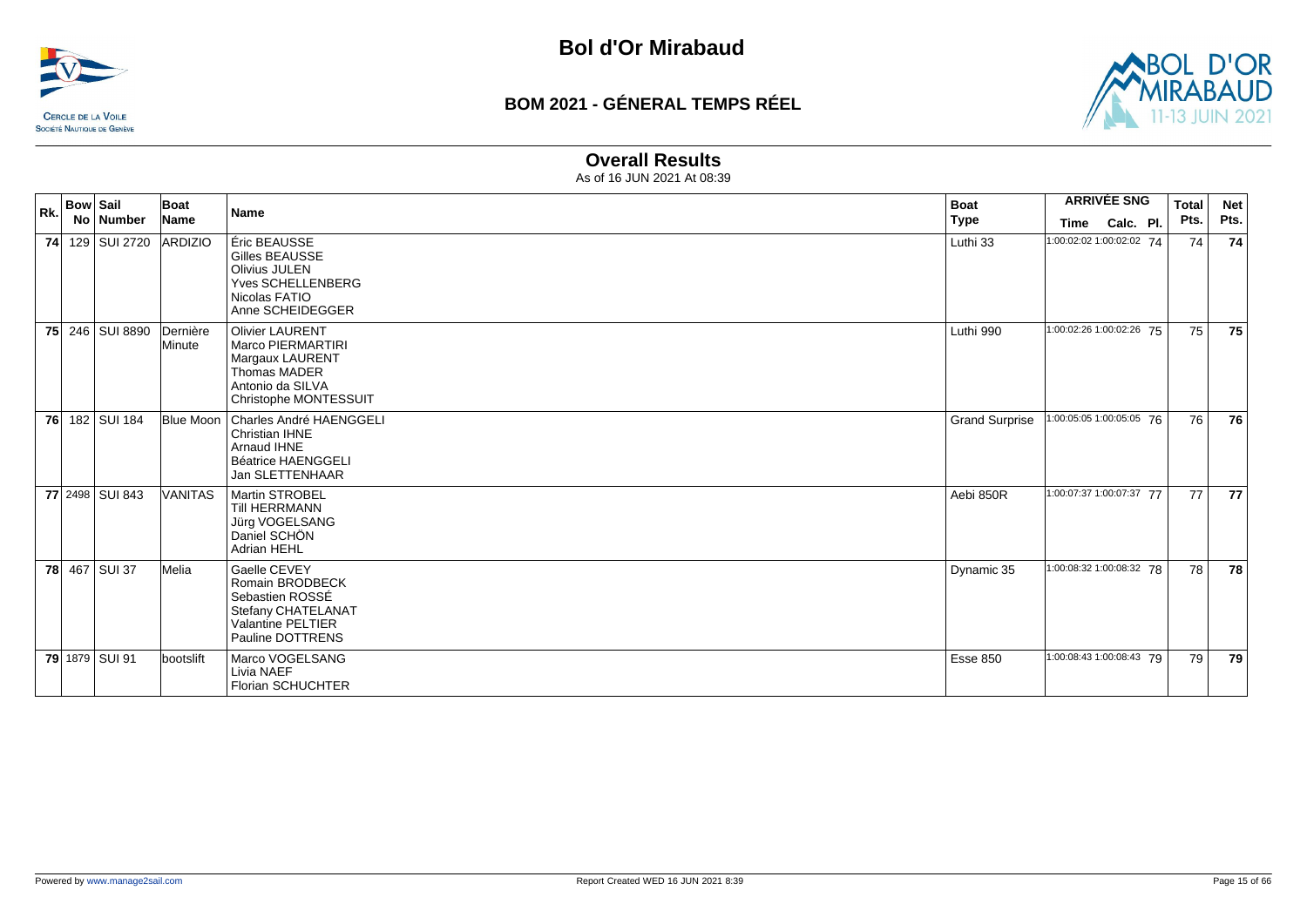# Bol d'Or Mirabaud

## BOM 2021 - GÉNERAL TEMPS RÉEL

### Overall Results

As of 16 JUN 2021 At 08:39

| Rk. | Bow No | Sail Number | Boat Name | Name | Boat Type | ARRIVÉE SNG Time | Calc. | Pl. | Total Pts. | Net Pts. |
|---|---|---|---|---|---|---|---|---|---|---|
| 74 | 129 | SUI 2720 | ARDIZIO | Éric BEAUSSE<br>Gilles BEAUSSE<br>Olivius JULEN<br>Yves SCHELLENBERG<br>Nicolas FATIO<br>Anne SCHEIDEGGER | Luthi 33 | 1:00:02:02 | 1:00:02:02 | 74 | 74 | **74** |
| 75 | 246 | SUI 8890 | Dernière Minute | Olivier LAURENT<br>Marco PIERMARTIRI<br>Margaux LAURENT<br>Thomas MADER<br>Antonio da SILVA<br>Christophe MONTESSUIT | Luthi 990 | 1:00:02:26 | 1:00:02:26 | 75 | 75 | **75** |
| 76 | 182 | SUI 184 | Blue Moon | Charles André HAENGGELI<br>Christian IHNE<br>Arnaud IHNE<br>Béatrice HAENGGELI<br>Jan SLETTENHAAR | Grand Surprise | 1:00:05:05 | 1:00:05:05 | 76 | 76 | **76** |
| 77 | 2498 | SUI 843 | VANITAS | Martin STROBEL<br>Till HERRMANN<br>Jürg VOGELSANG<br>Daniel SCHÖN<br>Adrian HEHL | Aebi 850R | 1:00:07:37 | 1:00:07:37 | 77 | 77 | **77** |
| 78 | 467 | SUI 37 | Melia | Gaelle CEVEY<br>Romain BRODBECK<br>Sebastien ROSSÉ<br>Stefany CHATELANAT<br>Valantine PELTIER<br>Pauline DOTTRENS | Dynamic 35 | 1:00:08:32 | 1:00:08:32 | 78 | 78 | **78** |
| 79 | 1879 | SUI 91 | bootslift | Marco VOGELSANG<br>Livia NAEF<br>Florian SCHUCHTER | Esse 850 | 1:00:08:43 | 1:00:08:43 | 79 | 79 | **79** |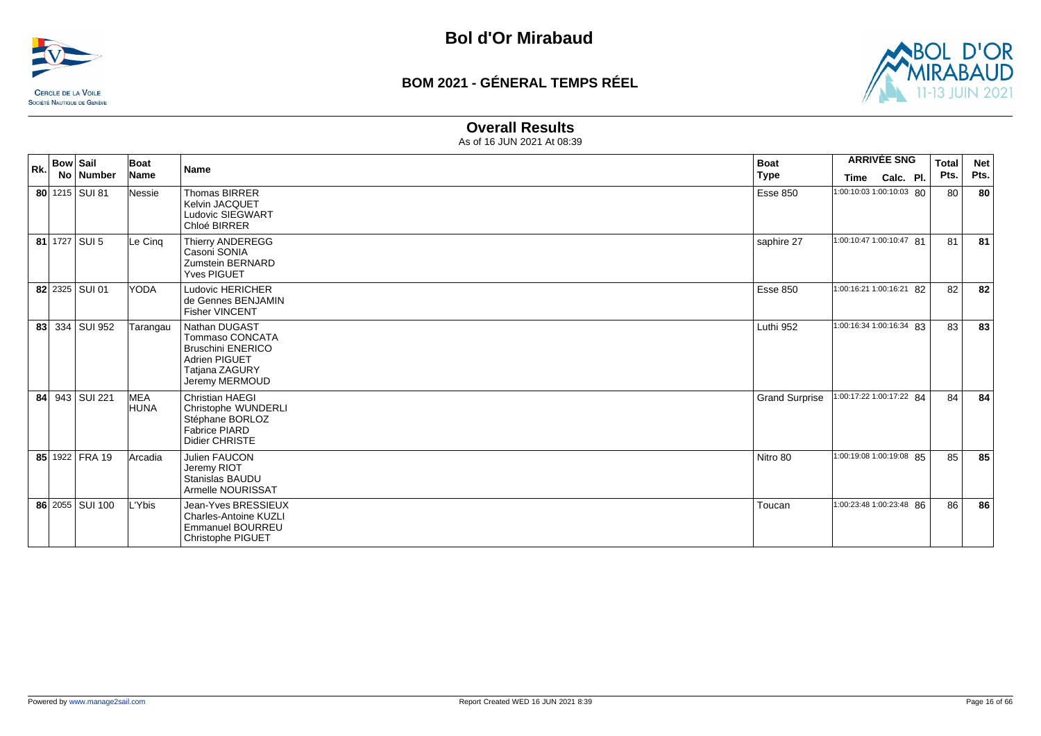# Bol d'Or Mirabaud

## BOM 2021 - GÉNERAL TEMPS RÉEL

### Overall Results

As of 16 JUN 2021 At 08:39

| Rk. | Bow No | Sail Number | Boat Name | Name | Boat Type | ARRIVÉE SNG Time | Calc. | Pl. | Total Pts. | Net Pts. |
|---|---|---|---|---|---|---|---|---|---|---|
| 80 | 1215 | SUI 81 | Nessie | Thomas BIRRER<br>Kelvin JACQUET<br>Ludovic SIEGWART<br>Chloé BIRRER | Esse 850 | 1:00:10:03 | 1:00:10:03 | 80 | 80 | 80 |
| 81 | 1727 | SUI 5 | Le Cinq | Thierry ANDEREGG<br>Casoni SONIA<br>Zumstein BERNARD<br>Yves PIGUET | saphire 27 | 1:00:10:47 | 1:00:10:47 | 81 | 81 | 81 |
| 82 | 2325 | SUI 01 | YODA | Ludovic HERICHER<br>de Gennes BENJAMIN<br>Fisher VINCENT | Esse 850 | 1:00:16:21 | 1:00:16:21 | 82 | 82 | 82 |
| 83 | 334 | SUI 952 | Tarangau | Nathan DUGAST<br>Tommaso CONCATA<br>Bruschini ENERICO<br>Adrien PIGUET<br>Tatjana ZAGURY<br>Jeremy MERMOUD | Luthi 952 | 1:00:16:34 | 1:00:16:34 | 83 | 83 | 83 |
| 84 | 943 | SUI 221 | MEA HUNA | Christian HAEGI<br>Christophe WUNDERLI<br>Stéphane BORLOZ<br>Fabrice PIARD<br>Didier CHRISTE | Grand Surprise | 1:00:17:22 | 1:00:17:22 | 84 | 84 | 84 |
| 85 | 1922 | FRA 19 | Arcadia | Julien FAUCON<br>Jeremy RIOT<br>Stanislas BAUDU<br>Armelle NOURISSAT | Nitro 80 | 1:00:19:08 | 1:00:19:08 | 85 | 85 | 85 |
| 86 | 2055 | SUI 100 | L'Ybis | Jean-Yves BRESSIEUX<br>Charles-Antoine KUZLI<br>Emmanuel BOURREU<br>Christophe PIGUET | Toucan | 1:00:23:48 | 1:00:23:48 | 86 | 86 | 86 |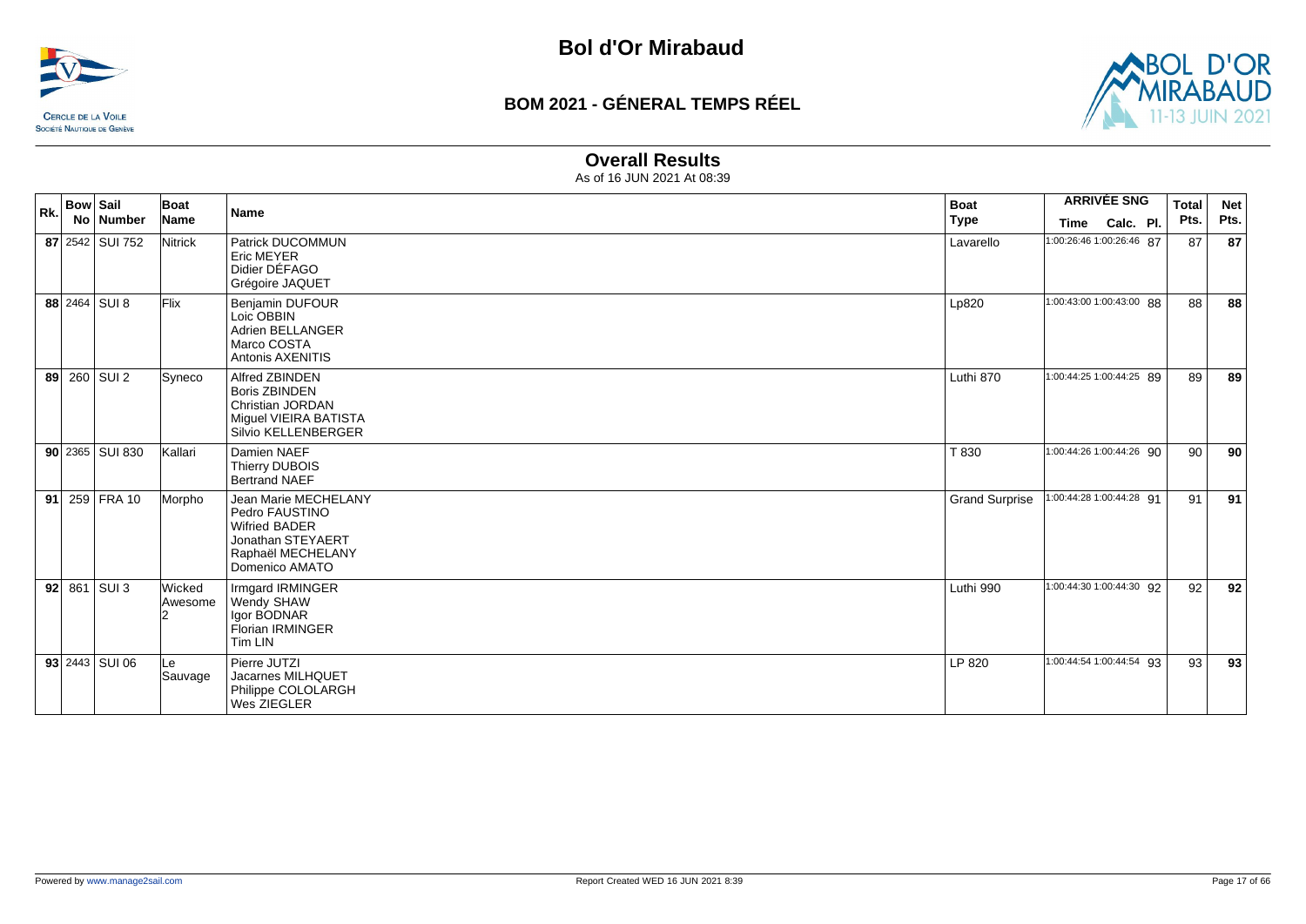# Bol d'Or Mirabaud

## BOM 2021 - GÉNERAL TEMPS RÉEL

### Overall Results

As of 16 JUN 2021 At 08:39

| Rk. | Bow No | Sail Number | Boat Name | Name | Boat Type | ARRIVÉE SNG Time | Calc. | Pl. | Total Pts. | Net Pts. |
|---|---|---|---|---|---|---|---|---|---|---|
| 87 | 2542 | SUI 752 | Nitrick | Patrick DUCOMMUN<br>Eric MEYER<br>Didier DÉFAGO<br>Grégoire JAQUET | Lavarello | 1:00:26:46 | 1:00:26:46 | 87 | 87 | **87** |
| 88 | 2464 | SUI 8 | Flix | Benjamin DUFOUR<br>Loic OBBIN<br>Adrien BELLANGER<br>Marco COSTA<br>Antonis AXENITIS | Lp820 | 1:00:43:00 | 1:00:43:00 | 88 | 88 | **88** |
| 89 | 260 | SUI 2 | Syneco | Alfred ZBINDEN<br>Boris ZBINDEN<br>Christian JORDAN<br>Miguel VIEIRA BATISTA<br>Silvio KELLENBERGER | Luthi 870 | 1:00:44:25 | 1:00:44:25 | 89 | 89 | **89** |
| 90 | 2365 | SUI 830 | Kallari | Damien NAEF<br>Thierry DUBOIS<br>Bertrand NAEF | T 830 | 1:00:44:26 | 1:00:44:26 | 90 | 90 | **90** |
| 91 | 259 | FRA 10 | Morpho | Jean Marie MECHELANY<br>Pedro FAUSTINO<br>Wifried BADER<br>Jonathan STEYAERT<br>Raphaël MECHELANY<br>Domenico AMATO | Grand Surprise | 1:00:44:28 | 1:00:44:28 | 91 | 91 | **91** |
| 92 | 861 | SUI 3 | Wicked Awesome 2 | Irmgard IRMINGER<br>Wendy SHAW<br>Igor BODNAR<br>Florian IRMINGER<br>Tim LIN | Luthi 990 | 1:00:44:30 | 1:00:44:30 | 92 | 92 | **92** |
| 93 | 2443 | SUI 06 | Le Sauvage | Pierre JUTZI<br>Jacarnes MILHQUET<br>Philippe COLOLARGH<br>Wes ZIEGLER | LP 820 | 1:00:44:54 | 1:00:44:54 | 93 | 93 | **93** |

Powered by www.manage2sail.com

Report Created WED 16 JUN 2021 8:39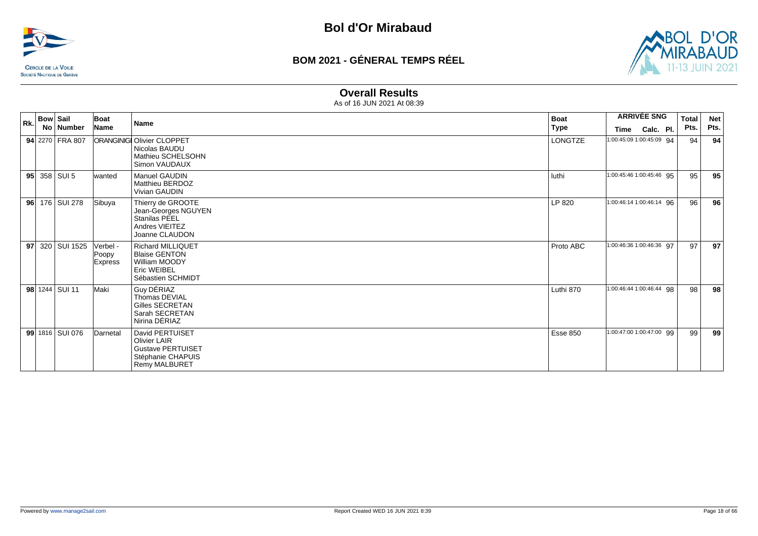# Bol d'Or Mirabaud

## BOM 2021 - GÉNERAL TEMPS RÉEL

### Overall Results

As of 16 JUN 2021 At 08:39

| Rk. | Bow No | Sail Number | Boat Name | Name | Boat Type | ARRIVÉE SNG Time | Calc. | Pl. | Total Pts. | Net Pts. |
|---|---|---|---|---|---|---|---|---|---|---|
| **94** | 2270 | FRA 807 | ORANGINIGI | Olivier CLOPPET<br>Nicolas BAUDU<br>Mathieu SCHELSOHN<br>Simon VAUDAUX | LONGTZE | 1:00:45:09 | 1:00:45:09 | 94 | 94 | **94** |
| **95** | 358 | SUI 5 | wanted | Manuel GAUDIN<br>Matthieu BERDOZ<br>Vivian GAUDIN | luthi | 1:00:45:46 | 1:00:45:46 | 95 | 95 | **95** |
| **96** | 176 | SUI 278 | Sibuya | Thierry de GROOTE<br>Jean-Georges NGUYEN<br>Stanilas PEEL<br>Andres VIEITEZ<br>Joanne CLAUDON | LP 820 | 1:00:46:14 | 1:00:46:14 | 96 | 96 | **96** |
| **97** | 320 | SUI 1525 | Verbel - Poopy Express | Richard MILLIQUET<br>Blaise GENTON<br>William MOODY<br>Eric WEIBEL<br>Sébastien SCHMIDT | Proto ABC | 1:00:46:36 | 1:00:46:36 | 97 | 97 | **97** |
| **98** | 1244 | SUI 11 | Maki | Guy DÉRIAZ<br>Thomas DEVIAL<br>Gilles SECRETAN<br>Sarah SECRETAN<br>Nirina DÉRIAZ | Luthi 870 | 1:00:46:44 | 1:00:46:44 | 98 | 98 | **98** |
| **99** | 1816 | SUI 076 | Darnetal | David PERTUISET<br>Olivier LAIR<br>Gustave PERTUISET<br>Stéphanie CHAPUIS<br>Remy MALBURET | Esse 850 | 1:00:47:00 | 1:00:47:00 | 99 | 99 | **99** |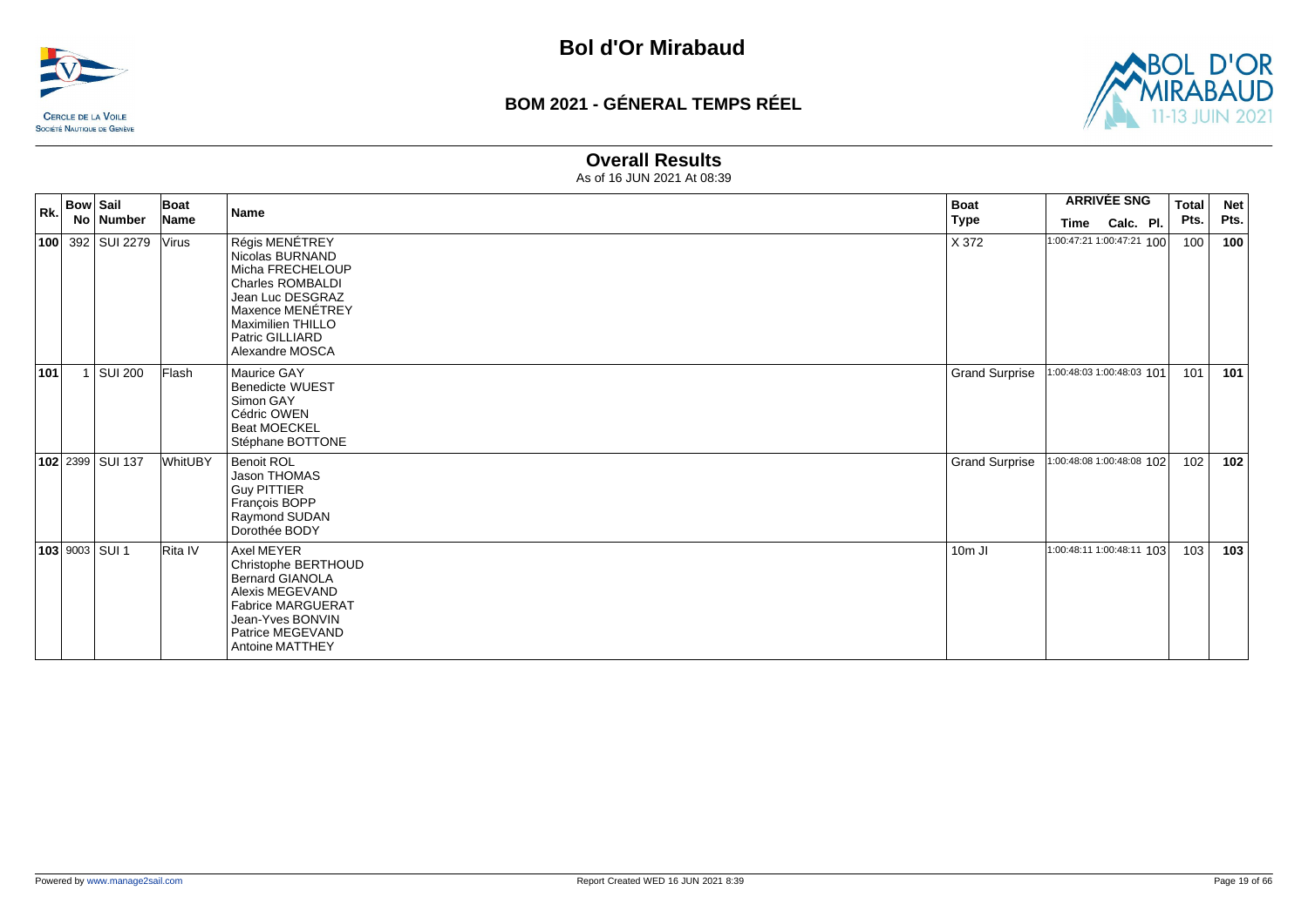# Bol d'Or Mirabaud

## BOM 2021 - GÉNERAL TEMPS RÉEL

### Overall Results

As of 16 JUN 2021 At 08:39

| Rk. | Bow No | Sail Number | Boat Name | Name | Boat Type | ARRIVÉE SNG Time | Calc. | Pl. | Total Pts. | Net Pts. |
|---|---|---|---|---|---|---|---|---|---|---|
| **100** | 392 | SUI 2279 | Virus | Régis MENÉTREY<br>Nicolas BURNAND<br>Micha FRECHELOUP<br>Charles ROMBALDI<br>Jean Luc DESGRAZ<br>Maxence MENÉTREY<br>Maximilien THILLO<br>Patric GILLIARD<br>Alexandre MOSCA | X 372 | 1:00:47:21 | 1:00:47:21 | 100 | 100 | **100** |
| **101** | 1 | SUI 200 | Flash | Maurice GAY<br>Benedicte WUEST<br>Simon GAY<br>Cédric OWEN<br>Beat MOECKEL<br>Stéphane BOTTONE | Grand Surprise | 1:00:48:03 | 1:00:48:03 | 101 | 101 | **101** |
| **102** | 2399 | SUI 137 | WhitUBY | Benoit ROL<br>Jason THOMAS<br>Guy PITTIER<br>François BOPP<br>Raymond SUDAN<br>Dorothée BODY | Grand Surprise | 1:00:48:08 | 1:00:48:08 | 102 | 102 | **102** |
| **103** | 9003 | SUI 1 | Rita IV | Axel MEYER<br>Christophe BERTHOUD<br>Bernard GIANOLA<br>Alexis MEGEVAND<br>Fabrice MARGUERAT<br>Jean-Yves BONVIN<br>Patrice MEGEVAND<br>Antoine MATTHEY | 10m JI | 1:00:48:11 | 1:00:48:11 | 103 | 103 | **103** |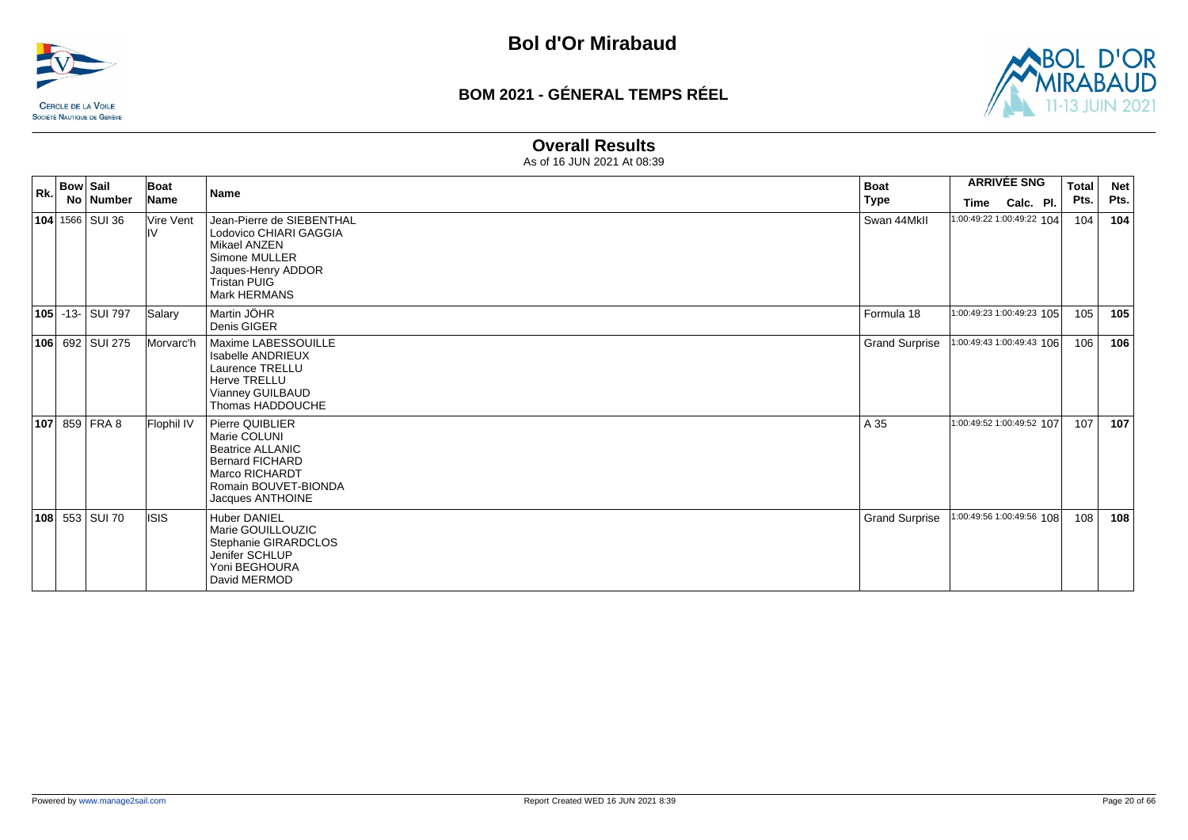# Bol d'Or Mirabaud

## BOM 2021 - GÉNERAL TEMPS RÉEL

### Overall Results

As of 16 JUN 2021 At 08:39

| Rk. | Bow No | Sail Number | Boat Name | Name | Boat Type | ARRIVÉE SNG Time | Calc. | Pl. | Total Pts. | Net Pts. |
|---|---|---|---|---|---|---|---|---|---|---|
| 104 | 1566 | SUI 36 | Vire Vent IV | Jean-Pierre de SIEBENTHAL<br>Lodovico CHIARI GAGGIA<br>Mikael ANZEN<br>Simone MULLER<br>Jaques-Henry ADDOR<br>Tristan PUIG<br>Mark HERMANS | Swan 44MkII | 1:00:49:22 | 1:00:49:22 | 104 | 104 | 104 |
| 105 | -13- | SUI 797 | Salary | Martin JÖHR<br>Denis GIGER | Formula 18 | 1:00:49:23 | 1:00:49:23 | 105 | 105 | 105 |
| 106 | 692 | SUI 275 | Morvarc'h | Maxime LABESSOUILLE<br>Isabelle ANDRIEUX<br>Laurence TRELLU<br>Herve TRELLU<br>Vianney GUILBAUD<br>Thomas HADDOUCHE | Grand Surprise | 1:00:49:43 | 1:00:49:43 | 106 | 106 | 106 |
| 107 | 859 | FRA 8 | Flophil IV | Pierre QUIBLIER<br>Marie COLUNI<br>Beatrice ALLANIC<br>Bernard FICHARD<br>Marco RICHARDT<br>Romain BOUVET-BIONDA<br>Jacques ANTHOINE | A 35 | 1:00:49:52 | 1:00:49:52 | 107 | 107 | 107 |
| 108 | 553 | SUI 70 | ISIS | Huber DANIEL<br>Marie GOUILLOUZIC<br>Stephanie GIRARDCLOS<br>Jenifer SCHLUP<br>Yoni BEGHOURA<br>David MERMOD | Grand Surprise | 1:00:49:56 | 1:00:49:56 | 108 | 108 | 108 |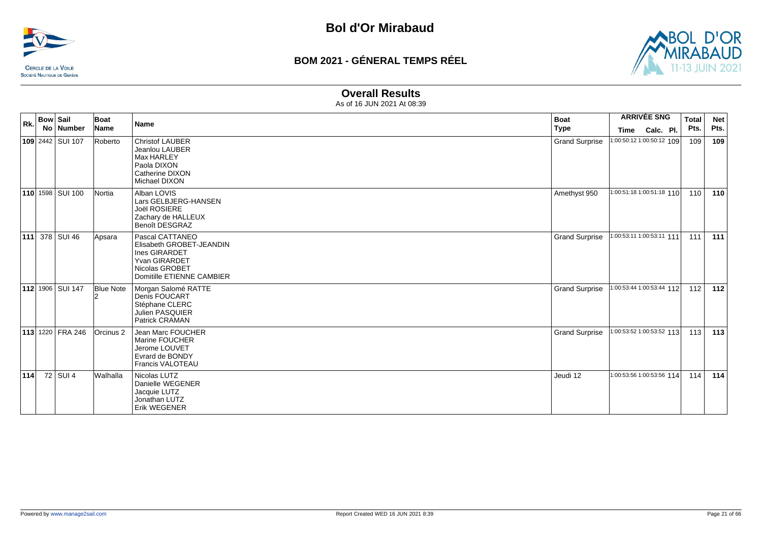# Bol d'Or Mirabaud

## BOM 2021 - GÉNERAL TEMPS RÉEL

### Overall Results

As of 16 JUN 2021 At 08:39

| Rk. | Bow No | Sail Number | Boat Name | Name | Boat Type | ARRIVÉE SNG Time | Calc. | Pl. | Total Pts. | Net Pts. |
|---|---|---|---|---|---|---|---|---|---|---|
| **109** | 2442 | SUI 107 | Roberto | Christof LAUBER<br>Jeanlou LAUBER<br>Max HARLEY<br>Paola DIXON<br>Catherine DIXON<br>Michael DIXON | Grand Surprise | 1:00:50:12 | 1:00:50:12 | 109 | 109 | **109** |
| **110** | 1598 | SUI 100 | Nortia | Alban LOVIS<br>Lars GELBJERG-HANSEN<br>Joël ROSIERE<br>Zachary de HALLEUX<br>Benoît DESGRAZ | Amethyst 950 | 1:00:51:18 | 1:00:51:18 | 110 | 110 | **110** |
| **111** | 378 | SUI 46 | Apsara | Pascal CATTANEO<br>Elisabeth GROBET-JEANDIN<br>Ines GIRARDET<br>Yvan GIRARDET<br>Nicolas GROBET<br>Domitille ETIENNE CAMBIER | Grand Surprise | 1:00:53:11 | 1:00:53:11 | 111 | 111 | **111** |
| **112** | 1906 | SUI 147 | Blue Note 2 | Morgan Salomé RATTE<br>Denis FOUCART<br>Stéphane CLERC<br>Julien PASQUIER<br>Patrick CRAMAN | Grand Surprise | 1:00:53:44 | 1:00:53:44 | 112 | 112 | **112** |
| **113** | 1220 | FRA 246 | Orcinus 2 | Jean Marc FOUCHER<br>Marine FOUCHER<br>Jerome LOUVET<br>Evrard de BONDY<br>Francis VALOTEAU | Grand Surprise | 1:00:53:52 | 1:00:53:52 | 113 | 113 | **113** |
| **114** | 72 | SUI 4 | Walhalla | Nicolas LUTZ<br>Danielle WEGENER<br>Jacquie LUTZ<br>Jonathan LUTZ<br>Erik WEGENER | Jeudi 12 | 1:00:53:56 | 1:00:53:56 | 114 | 114 | **114** |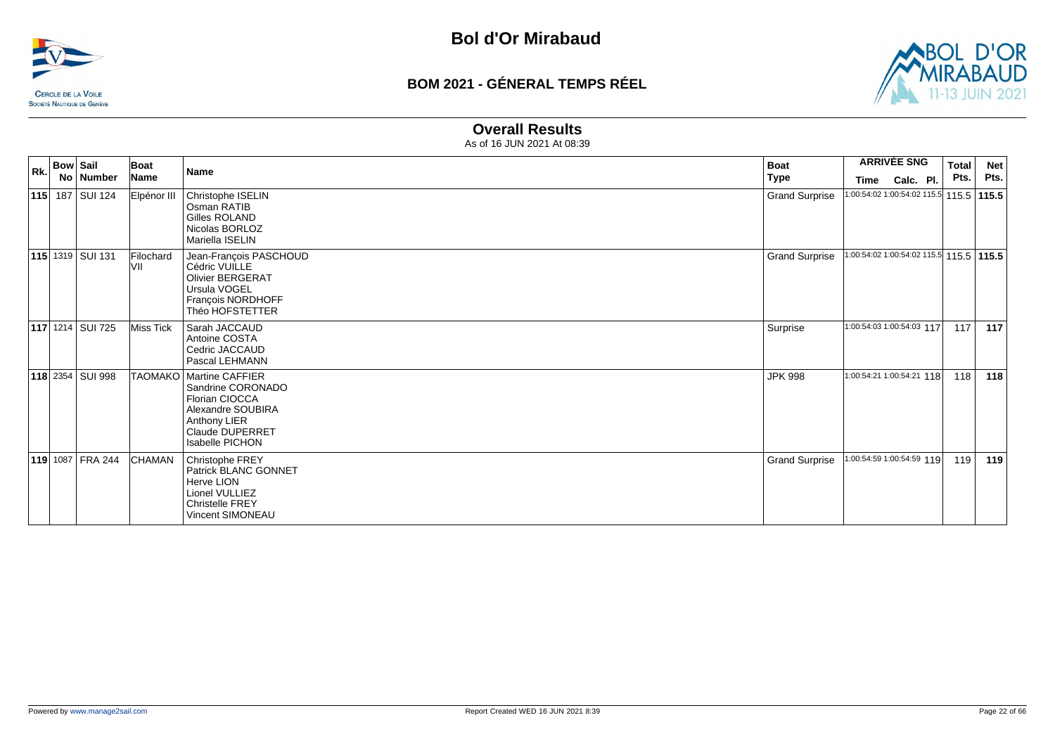# Bol d'Or Mirabaud

## BOM 2021 - GÉNERAL TEMPS RÉEL

### Overall Results

As of 16 JUN 2021 At 08:39

| Rk. | Bow No | Sail Number | Boat Name | Name | Boat Type | ARRIVÉE SNG Time | Calc. | Pl. | Total Pts. | Net Pts. |
|---|---|---|---|---|---|---|---|---|---|---|
| **115** | 187 | SUI 124 | Elpénor III | Christophe ISELIN<br>Osman RATIB<br>Gilles ROLAND<br>Nicolas BORLOZ<br>Mariella ISELIN | Grand Surprise | 1:00:54:02 | 1:00:54:02 | 115.5 | 115.5 | **115.5** |
| **115** | 1319 | SUI 131 | Filochard VII | Jean-François PASCHOUD<br>Cédric VUILLE<br>Olivier BERGERAT<br>Ursula VOGEL<br>François NORDHOFF<br>Théo HOFSTETTER | Grand Surprise | 1:00:54:02 | 1:00:54:02 | 115.5 | 115.5 | **115.5** |
| **117** | 1214 | SUI 725 | Miss Tick | Sarah JACCAUD<br>Antoine COSTA<br>Cedric JACCAUD<br>Pascal LEHMANN | Surprise | 1:00:54:03 | 1:00:54:03 | 117 | 117 | **117** |
| **118** | 2354 | SUI 998 | TAOMAKO | Martine CAFFIER<br>Sandrine CORONADO<br>Florian CIOCCA<br>Alexandre SOUBIRA<br>Anthony LIER<br>Claude DUPERRET<br>Isabelle PICHON | JPK 998 | 1:00:54:21 | 1:00:54:21 | 118 | 118 | **118** |
| **119** | 1087 | FRA 244 | CHAMAN | Christophe FREY<br>Patrick BLANC GONNET<br>Herve LION<br>Lionel VULLIEZ<br>Christelle FREY<br>Vincent SIMONEAU | Grand Surprise | 1:00:54:59 | 1:00:54:59 | 119 | 119 | **119** |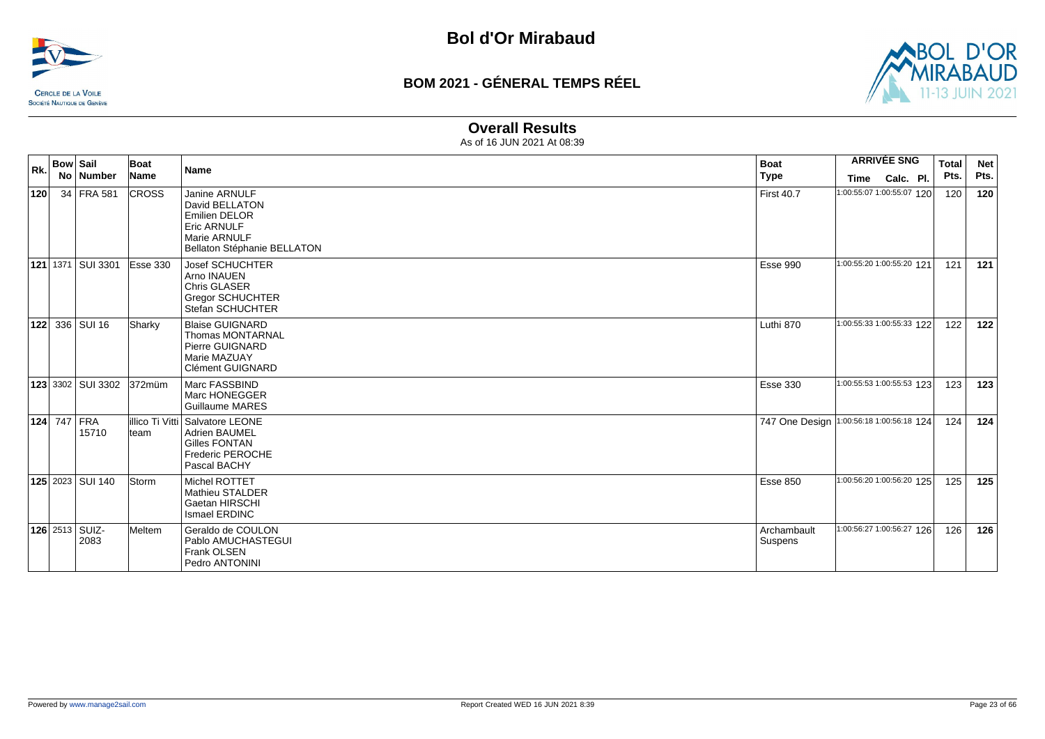# Bol d'Or Mirabaud

## BOM 2021 - GÉNERAL TEMPS RÉEL

### Overall Results

As of 16 JUN 2021 At 08:39

| Rk. | Bow No | Sail Number | Boat Name | Name | Boat Type | ARRIVÉE SNG Time | Calc. | Pl. | Total Pts. | Net Pts. |
|---|---|---|---|---|---|---|---|---|---|---|
| **120** | 34 | FRA 581 | CROSS | Janine ARNULF<br>David BELLATON<br>Emilien DELOR<br>Eric ARNULF<br>Marie ARNULF<br>Bellaton Stéphanie BELLATON | First 40.7 | 1:00:55:07 | 1:00:55:07 | 120 | 120 | **120** |
| **121** | 1371 | SUI 3301 | Esse 330 | Josef SCHUCHTER<br>Arno INAUEN<br>Chris GLASER<br>Gregor SCHUCHTER<br>Stefan SCHUCHTER | Esse 990 | 1:00:55:20 | 1:00:55:20 | 121 | 121 | **121** |
| **122** | 336 | SUI 16 | Sharky | Blaise GUIGNARD<br>Thomas MONTARNAL<br>Pierre GUIGNARD<br>Marie MAZUAY<br>Clément GUIGNARD | Luthi 870 | 1:00:55:33 | 1:00:55:33 | 122 | 122 | **122** |
| **123** | 3302 | SUI 3302 | 372müm | Marc FASSBIND<br>Marc HONEGGER<br>Guillaume MARES | Esse 330 | 1:00:55:53 | 1:00:55:53 | 123 | 123 | **123** |
| **124** | 747 | FRA 15710 | illico Ti Vitti team | Salvatore LEONE<br>Adrien BAUMEL<br>Gilles FONTAN<br>Frederic PEROCHE<br>Pascal BACHY | 747 One Design | 1:00:56:18 | 1:00:56:18 | 124 | 124 | **124** |
| **125** | 2023 | SUI 140 | Storm | Michel ROTTET<br>Mathieu STALDER<br>Gaetan HIRSCHI<br>Ismael ERDINC | Esse 850 | 1:00:56:20 | 1:00:56:20 | 125 | 125 | **125** |
| **126** | 2513 | SUIZ-2083 | Meltem | Geraldo de COULON<br>Pablo AMUCHASTEGUI<br>Frank OLSEN<br>Pedro ANTONINI | Archambault Suspens | 1:00:56:27 | 1:00:56:27 | 126 | 126 | **126** |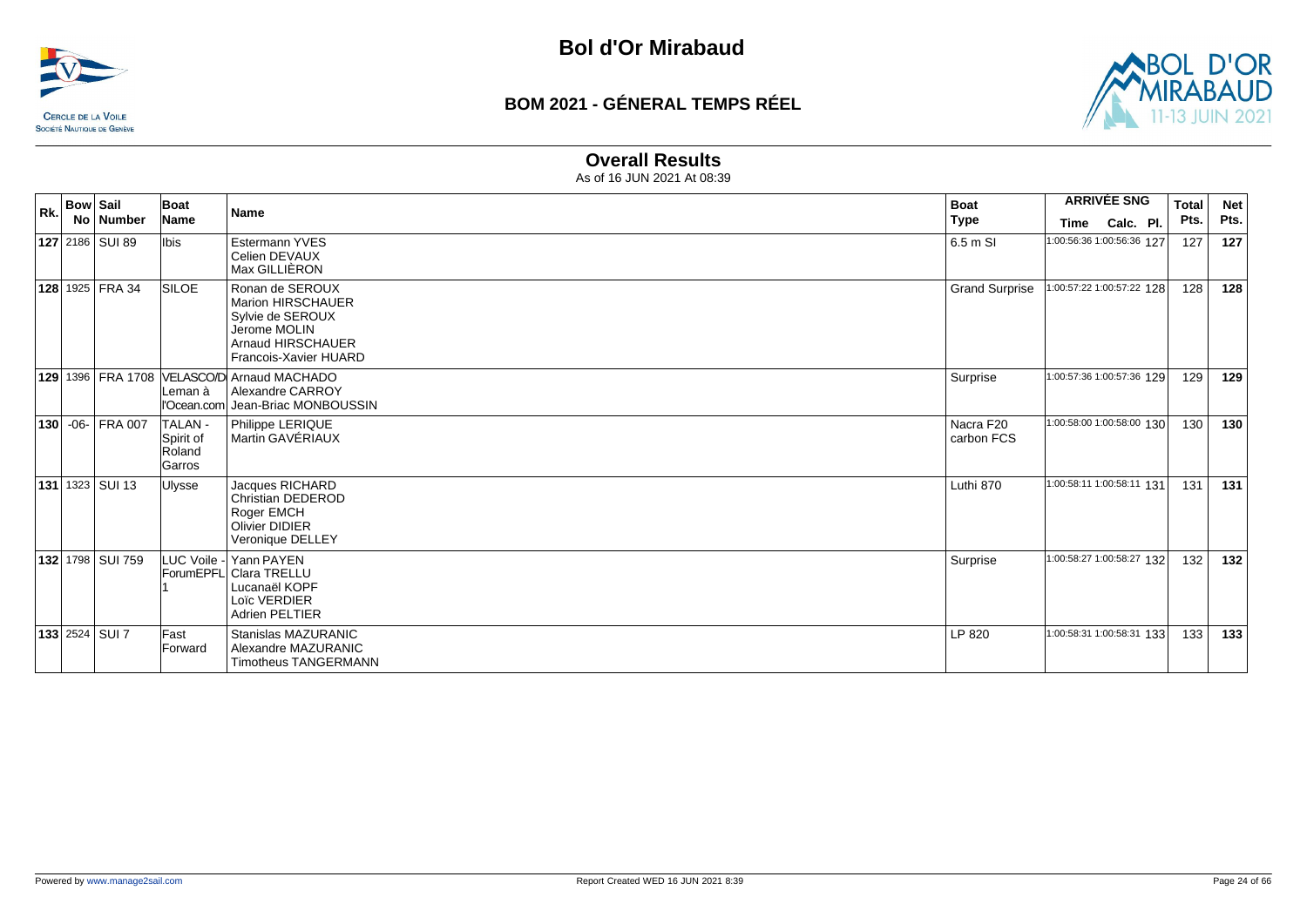# Bol d'Or Mirabaud

## BOM 2021 - GÉNERAL TEMPS RÉEL

### Overall Results

As of 16 JUN 2021 At 08:39

| Rk. | Bow No | Sail Number | Boat Name | Name | Boat Type | ARRIVÉE SNG Time | Calc. | Pl. | Total Pts. | Net Pts. |
|---|---|---|---|---|---|---|---|---|---|---|
| 127 | 2186 | SUI 89 | Ibis | Estermann YVES<br>Celien DEVAUX<br>Max GILLIÈRON | 6.5 m SI | 1:00:56:36 | 1:00:56:36 | 127 | 127 | 127 |
| 128 | 1925 | FRA 34 | SILOE | Ronan de SEROUX<br>Marion HIRSCHAUER<br>Sylvie de SEROUX<br>Jerome MOLIN<br>Arnaud HIRSCHAUER<br>Francois-Xavier HUARD | Grand Surprise | 1:00:57:22 | 1:00:57:22 | 128 | 128 | 128 |
| 129 | 1396 | FRA 1708 | VELASCO/D Leman à l'Ocean.com | Arnaud MACHADO<br>Alexandre CARROY<br>Jean-Briac MONBOUSSIN | Surprise | 1:00:57:36 | 1:00:57:36 | 129 | 129 | 129 |
| 130 | -06- | FRA 007 | TALAN - Spirit of Roland Garros | Philippe LERIQUE<br>Martin GAVÉRIAUX | Nacra F20 carbon FCS | 1:00:58:00 | 1:00:58:00 | 130 | 130 | 130 |
| 131 | 1323 | SUI 13 | Ulysse | Jacques RICHARD<br>Christian DEDEROD<br>Roger EMCH<br>Olivier DIDIER<br>Veronique DELLEY | Luthi 870 | 1:00:58:11 | 1:00:58:11 | 131 | 131 | 131 |
| 132 | 1798 | SUI 759 | LUC Voile - ForumEPFL 1 | Yann PAYEN<br>Clara TRELLU<br>Lucanaël KOPF<br>Loïc VERDIER<br>Adrien PELTIER | Surprise | 1:00:58:27 | 1:00:58:27 | 132 | 132 | 132 |
| 133 | 2524 | SUI 7 | Fast Forward | Stanislas MAZURANIC<br>Alexandre MAZURANIC<br>Timotheus TANGERMANN | LP 820 | 1:00:58:31 | 1:00:58:31 | 133 | 133 | 133 |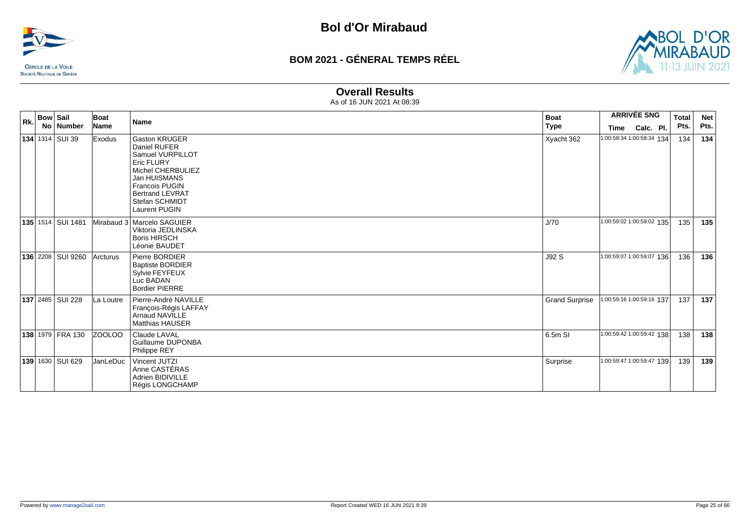# Bol d'Or Mirabaud

## BOM 2021 - GÉNERAL TEMPS RÉEL

### Overall Results

As of 16 JUN 2021 At 08:39

| Rk. | Bow No | Sail Number | Boat Name | Name | Boat Type | ARRIVÉE SNG Time | Calc. | Pl. | Total Pts. | Net Pts. |
|---|---|---|---|---|---|---|---|---|---|---|
| **134** | 1314 | SUI 39 | Exodus | Gaston KRUGER<br>Daniel RUFER<br>Samuel VURPILLOT<br>Eric FLURY<br>Michel CHERBULIEZ<br>Jan HUISMANS<br>Francois PUGIN<br>Bertrand LEVRAT<br>Stefan SCHMIDT<br>Laurent PUGIN | Xyacht 362 | 1:00:58:34 | 1:00:58:34 | 134 | 134 | **134** |
| **135** | 1514 | SUI 1481 | Mirabaud 3 | Marcelo SAGUIER<br>Viktoria JEDLINSKA<br>Boris HIRSCH<br>Léonie BAUDET | J/70 | 1:00:59:02 | 1:00:59:02 | 135 | 135 | **135** |
| **136** | 2208 | SUI 9260 | Arcturus | Pierre BORDIER<br>Baptiste BORDIER<br>Sylvie FEYFEUX<br>Luc BADAN<br>Bordier PIERRE | J92 S | 1:00:59:07 | 1:00:59:07 | 136 | 136 | **136** |
| **137** | 2485 | SUI 228 | La Loutre | Pierre-André NAVILLE<br>François-Régis LAFFAY<br>Arnaud NAVILLE<br>Matthias HAUSER | Grand Surprise | 1:00:59:16 | 1:00:59:16 | 137 | 137 | **137** |
| **138** | 1979 | FRA 130 | ZOOLOO | Claude LAVAL<br>Guillaume DUPONBA<br>Philippe REY | 6.5m SI | 1:00:59:42 | 1:00:59:42 | 138 | 138 | **138** |
| **139** | 1630 | SUI 629 | JanLeDuc | Vincent JUTZI<br>Anne CASTÉRAS<br>Adrien BIDIVILLE<br>Régis LONGCHAMP | Surprise | 1:00:59:47 | 1:00:59:47 | 139 | 139 | **139** |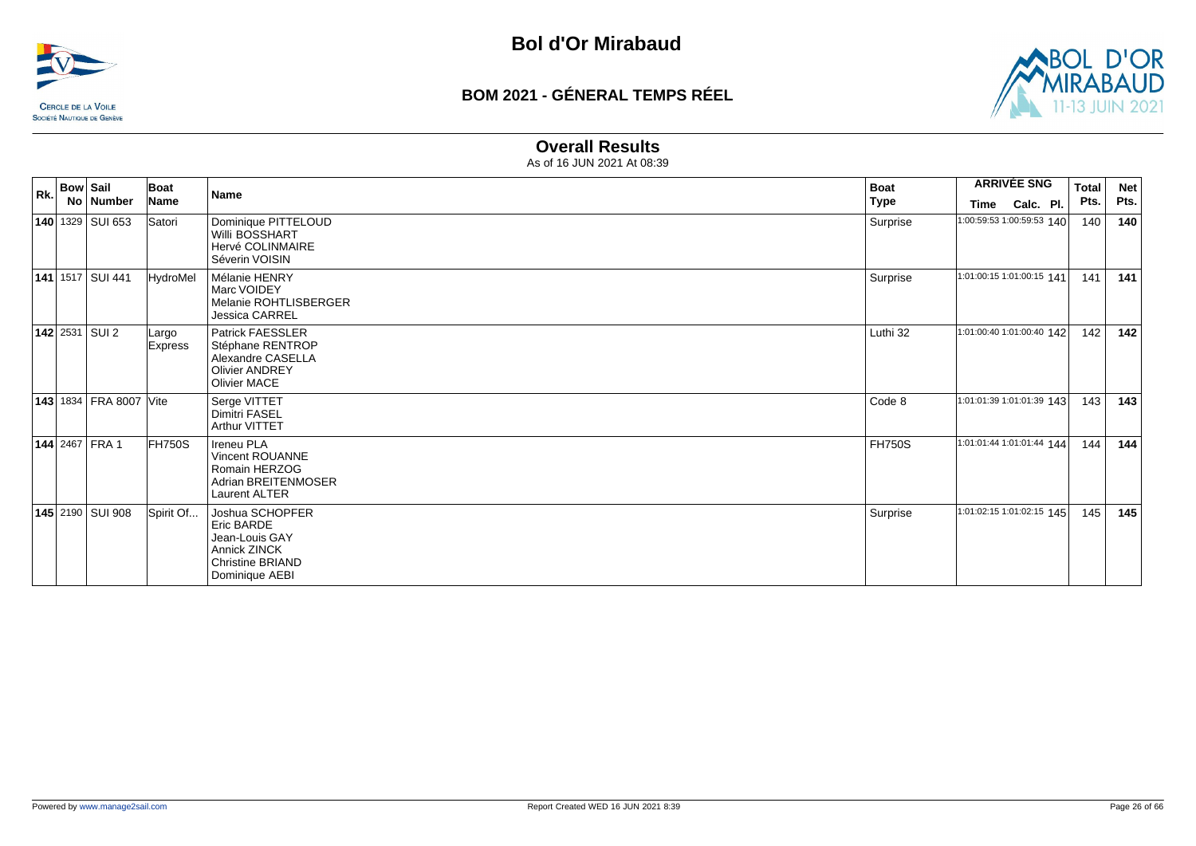# Bol d'Or Mirabaud

## BOM 2021 - GÉNERAL TEMPS RÉEL

### Overall Results

As of 16 JUN 2021 At 08:39

| Rk. | Bow No | Sail Number | Boat Name | Name | Boat Type | ARRIVÉE SNG Time | Calc. | Pl. | Total Pts. | Net Pts. |
|---|---|---|---|---|---|---|---|---|---|---|
| **140** | 1329 | SUI 653 | Satori | Dominique PITTELOUD<br>Willi BOSSHART<br>Hervé COLINMAIRE<br>Séverin VOISIN | Surprise | 1:00:59:53 | 1:00:59:53 | 140 | 140 | **140** |
| **141** | 1517 | SUI 441 | HydroMel | Mélanie HENRY<br>Marc VOIDEY<br>Melanie ROHTLISBERGER<br>Jessica CARREL | Surprise | 1:01:00:15 | 1:01:00:15 | 141 | 141 | **141** |
| **142** | 2531 | SUI 2 | Largo Express | Patrick FAESSLER<br>Stéphane RENTROP<br>Alexandre CASELLA<br>Olivier ANDREY<br>Olivier MACE | Luthi 32 | 1:01:00:40 | 1:01:00:40 | 142 | 142 | **142** |
| **143** | 1834 | FRA 8007 | Vite | Serge VITTET<br>Dimitri FASEL<br>Arthur VITTET | Code 8 | 1:01:01:39 | 1:01:01:39 | 143 | 143 | **143** |
| **144** | 2467 | FRA 1 | FH750S | Ireneu PLA<br>Vincent ROUANNE<br>Romain HERZOG<br>Adrian BREITENMOSER<br>Laurent ALTER | FH750S | 1:01:01:44 | 1:01:01:44 | 144 | 144 | **144** |
| **145** | 2190 | SUI 908 | Spirit Of... | Joshua SCHOPFER<br>Eric BARDE<br>Jean-Louis GAY<br>Annick ZINCK<br>Christine BRIAND<br>Dominique AEBI | Surprise | 1:01:02:15 | 1:01:02:15 | 145 | 145 | **145** |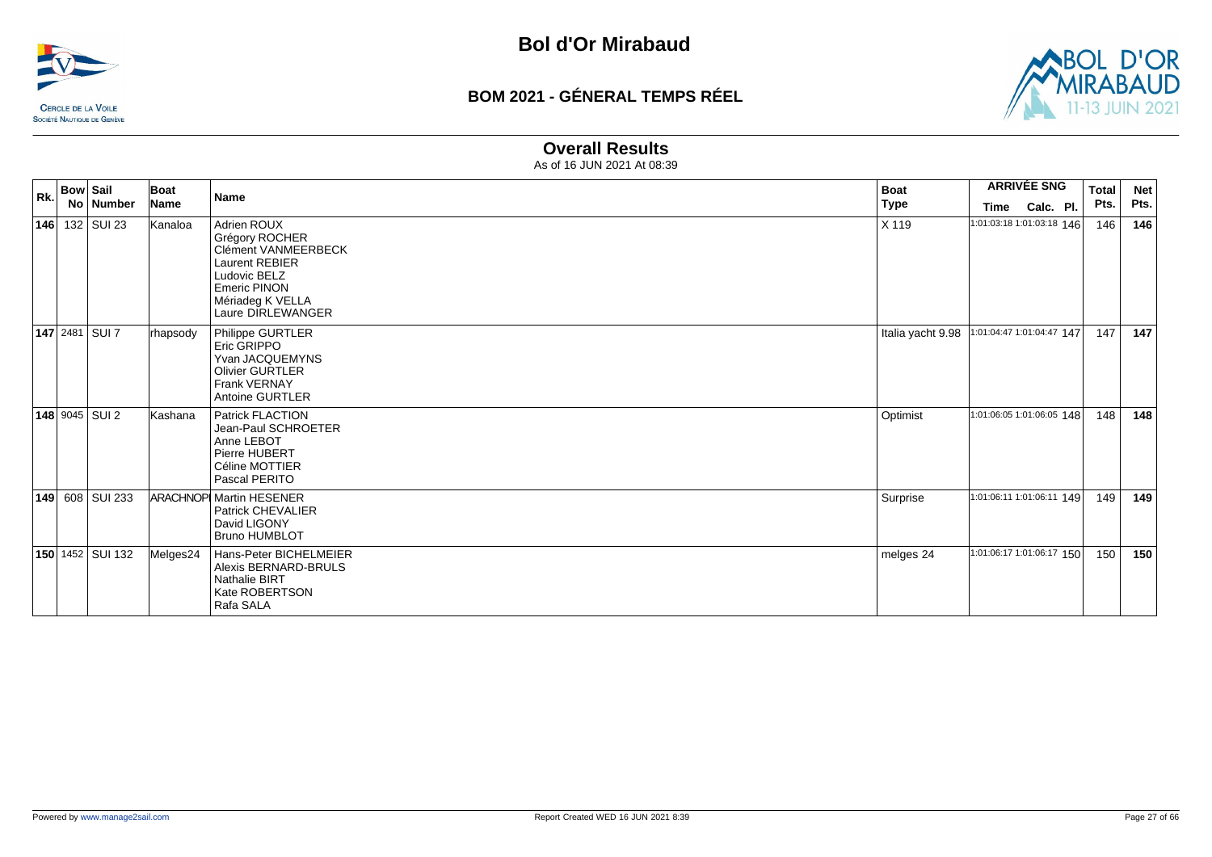# Bol d'Or Mirabaud

## BOM 2021 - GÉNERAL TEMPS RÉEL

### Overall Results

As of 16 JUN 2021 At 08:39

| Rk. | Bow No | Sail Number | Boat Name | Name | Boat Type | ARRIVÉE SNG Time | Calc. | Pl. | Total Pts. | Net Pts. |
|---|---|---|---|---|---|---|---|---|---|---|
| **146** | 132 | SUI 23 | Kanaloa | Adrien ROUX<br>Grégory ROCHER<br>Clément VANMEERBECK<br>Laurent REBIER<br>Ludovic BELZ<br>Emeric PINON<br>Mériadeg K VELLA<br>Laure DIRLEWANGER | X 119 | 1:01:03:18 | 1:01:03:18 | 146 | 146 | **146** |
| **147** | 2481 | SUI 7 | rhapsody | Philippe GURTLER<br>Eric GRIPPO<br>Yvan JACQUEMYNS<br>Olivier GURTLER<br>Frank VERNAY<br>Antoine GURTLER | Italia yacht 9.98 | 1:01:04:47 | 1:01:04:47 | 147 | 147 | **147** |
| **148** | 9045 | SUI 2 | Kashana | Patrick FLACTION<br>Jean-Paul SCHROETER<br>Anne LEBOT<br>Pierre HUBERT<br>Céline MOTTIER<br>Pascal PERITO | Optimist | 1:01:06:05 | 1:01:06:05 | 148 | 148 | **148** |
| **149** | 608 | SUI 233 | ARACHNOPI | Martin HESENER<br>Patrick CHEVALIER<br>David LIGONY<br>Bruno HUMBLOT | Surprise | 1:01:06:11 | 1:01:06:11 | 149 | 149 | **149** |
| **150** | 1452 | SUI 132 | Melges24 | Hans-Peter BICHELMEIER<br>Alexis BERNARD-BRULS<br>Nathalie BIRT<br>Kate ROBERTSON<br>Rafa SALA | melges 24 | 1:01:06:17 | 1:01:06:17 | 150 | 150 | **150** |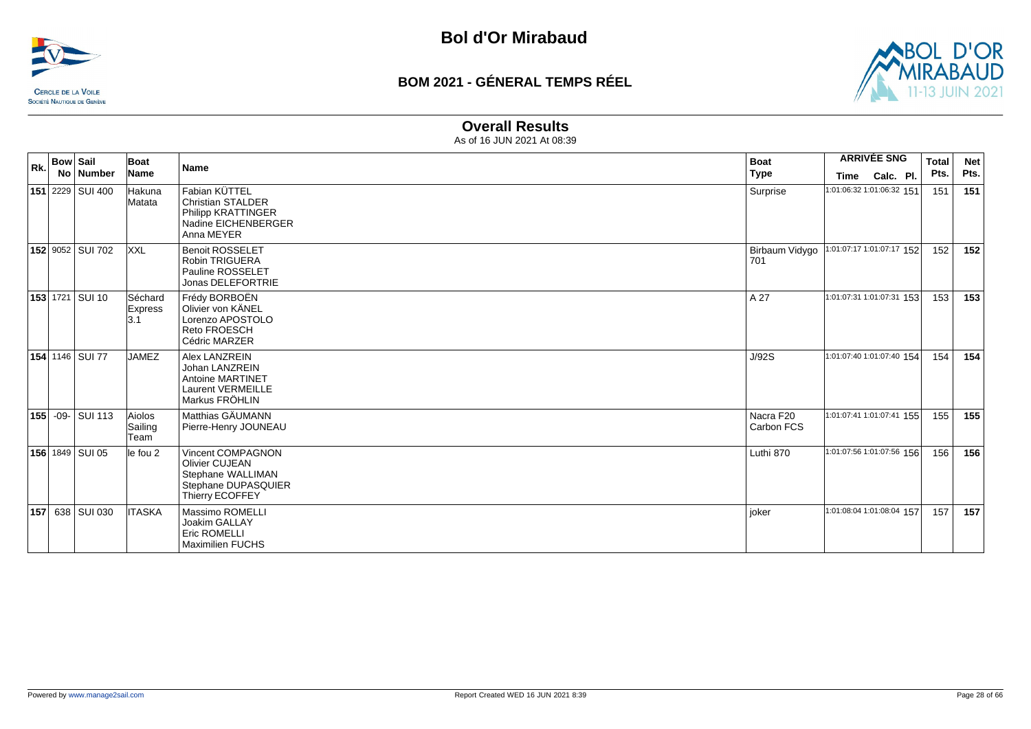# Bol d'Or Mirabaud

## BOM 2021 - GÉNERAL TEMPS RÉEL

### Overall Results

As of 16 JUN 2021 At 08:39

| Rk. | Bow No | Sail Number | Boat Name | Name | Boat Type | ARRIVÉE SNG Time | Calc. | Pl. | Total Pts. | Net Pts. |
|---|---|---|---|---|---|---|---|---|---|---|
| 151 | 2229 | SUI 400 | Hakuna Matata | Fabian KÜTTEL<br>Christian STALDER<br>Philipp KRATTINGER<br>Nadine EICHENBERGER<br>Anna MEYER | Surprise | 1:01:06:32 | 1:01:06:32 | 151 | 151 | 151 |
| 152 | 9052 | SUI 702 | XXL | Benoit ROSSELET<br>Robin TRIGUERA<br>Pauline ROSSELET<br>Jonas DELEFORTRIE | Birbaum Vidygo 701 | 1:01:07:17 | 1:01:07:17 | 152 | 152 | 152 |
| 153 | 1721 | SUI 10 | Séchard Express 3.1 | Frédy BORBOËN<br>Olivier von KÄNEL<br>Lorenzo APOSTOLO<br>Reto FROESCH<br>Cédric MARZER | A 27 | 1:01:07:31 | 1:01:07:31 | 153 | 153 | 153 |
| 154 | 1146 | SUI 77 | JAMEZ | Alex LANZREIN<br>Johan LANZREIN<br>Antoine MARTINET<br>Laurent VERMEILLE<br>Markus FRÖHLIN | J/92S | 1:01:07:40 | 1:01:07:40 | 154 | 154 | 154 |
| 155 | -09- | SUI 113 | Aiolos Sailing Team | Matthias GÄUMANN<br>Pierre-Henry JOUNEAU | Nacra F20 Carbon FCS | 1:01:07:41 | 1:01:07:41 | 155 | 155 | 155 |
| 156 | 1849 | SUI 05 | le fou 2 | Vincent COMPAGNON<br>Olivier CUJEAN<br>Stephane WALLIMAN<br>Stephane DUPASQUIER<br>Thierry ECOFFEY | Luthi 870 | 1:01:07:56 | 1:01:07:56 | 156 | 156 | 156 |
| 157 | 638 | SUI 030 | ITASKA | Massimo ROMELLI<br>Joakim GALLAY<br>Eric ROMELLI<br>Maximilien FUCHS | joker | 1:01:08:04 | 1:01:08:04 | 157 | 157 | 157 |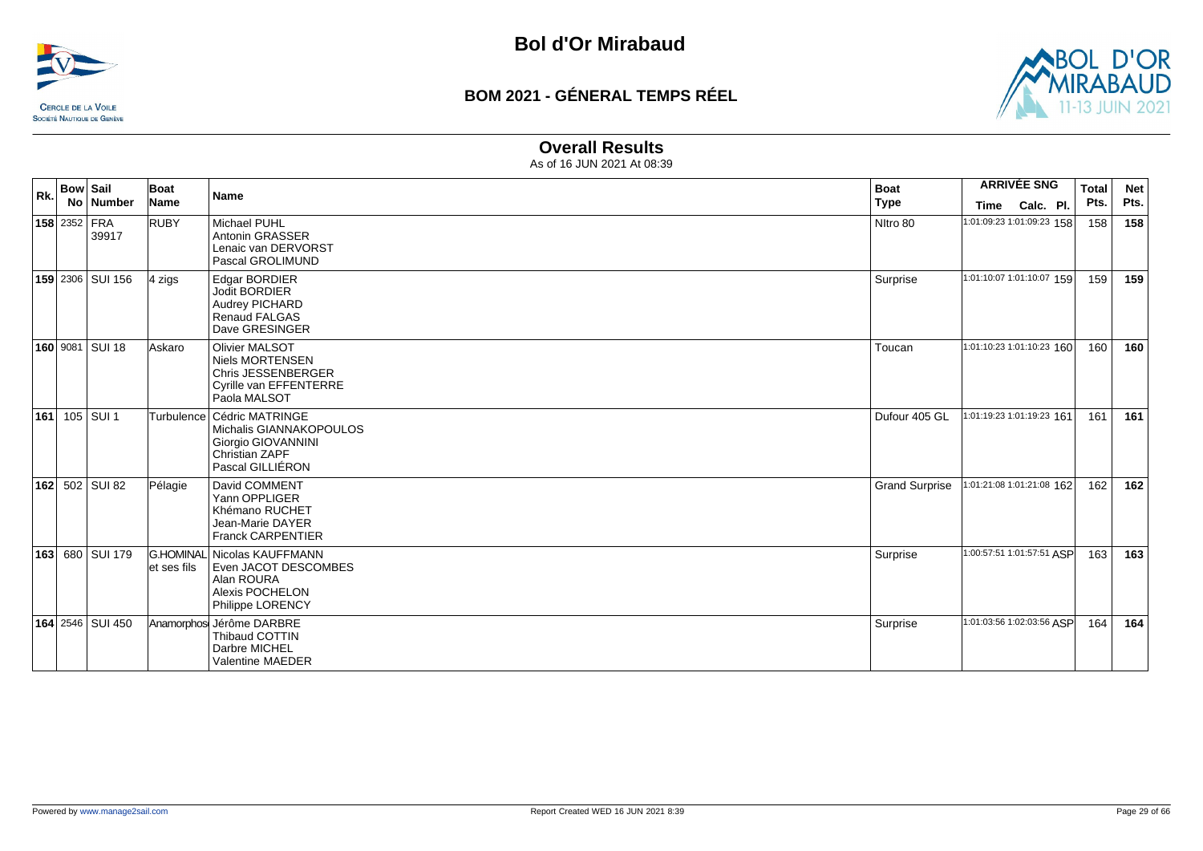# Bol d'Or Mirabaud

## BOM 2021 - GÉNERAL TEMPS RÉEL

### Overall Results

As of 16 JUN 2021 At 08:39

| Rk. | Bow No | Sail Number | Boat Name | Name | Boat Type | ARRIVÉE SNG Time | Calc. | Pl. | Total Pts. | Net Pts. |
|---|---|---|---|---|---|---|---|---|---|---|
| **158** | 2352 | FRA 39917 | RUBY | Michael PUHL<br>Antonin GRASSER<br>Lenaic van DERVORST<br>Pascal GROLIMUND | NItro 80 | 1:01:09:23 | 1:01:09:23 | 158 | 158 | **158** |
| **159** | 2306 | SUI 156 | 4 zigs | Edgar BORDIER<br>Jodit BORDIER<br>Audrey PICHARD<br>Renaud FALGAS<br>Dave GRESINGER | Surprise | 1:01:10:07 | 1:01:10:07 | 159 | 159 | **159** |
| **160** | 9081 | SUI 18 | Askaro | Olivier MALSOT<br>Niels MORTENSEN<br>Chris JESSENBERGER<br>Cyrille van EFFENTERRE<br>Paola MALSOT | Toucan | 1:01:10:23 | 1:01:10:23 | 160 | 160 | **160** |
| **161** | 105 | SUI 1 | Turbulence | Cédric MATRINGE<br>Michalis GIANNAKOPOULOS<br>Giorgio GIOVANNINI<br>Christian ZAPF<br>Pascal GILLIÉRON | Dufour 405 GL | 1:01:19:23 | 1:01:19:23 | 161 | 161 | **161** |
| **162** | 502 | SUI 82 | Pélagie | David COMMENT<br>Yann OPPLIGER<br>Khémano RUCHET<br>Jean-Marie DAYER<br>Franck CARPENTIER | Grand Surprise | 1:01:21:08 | 1:01:21:08 | 162 | 162 | **162** |
| **163** | 680 | SUI 179 | G.HOMINAL et ses fils | Nicolas KAUFFMANN<br>Even JACOT DESCOMBES<br>Alan ROURA<br>Alexis POCHELON<br>Philippe LORENCY | Surprise | 1:00:57:51 | 1:01:57:51 | ASP | 163 | **163** |
| **164** | 2546 | SUI 450 | Anamorphos | Jérôme DARBRE<br>Thibaud COTTIN<br>Darbre MICHEL<br>Valentine MAEDER | Surprise | 1:01:03:56 | 1:02:03:56 | ASP | 164 | **164** |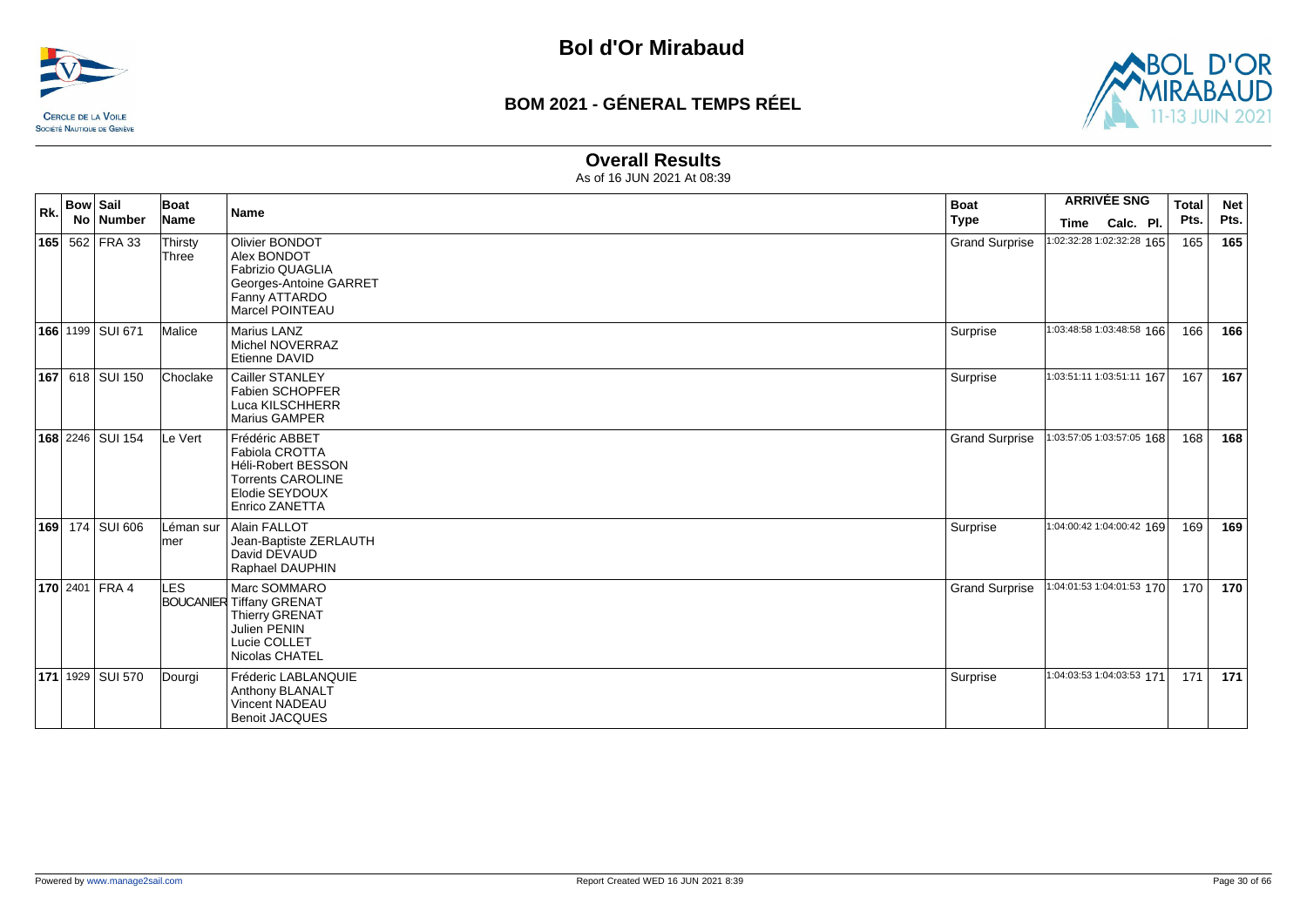# Bol d'Or Mirabaud

## BOM 2021 - GÉNERAL TEMPS RÉEL

### Overall Results

As of 16 JUN 2021 At 08:39

| Rk. | Bow No | Sail Number | Boat Name | Name | Boat Type | ARRIVÉE SNG Time | Calc. | Pl. | Total Pts. | Net Pts. |
|---|---|---|---|---|---|---|---|---|---|---|
| **165** | 562 | FRA 33 | Thirsty Three | Olivier BONDOT<br>Alex BONDOT<br>Fabrizio QUAGLIA<br>Georges-Antoine GARRET<br>Fanny ATTARDO<br>Marcel POINTEAU | Grand Surprise | 1:02:32:28 | 1:02:32:28 | 165 | 165 | **165** |
| **166** | 1199 | SUI 671 | Malice | Marius LANZ<br>Michel NOVERRAZ<br>Etienne DAVID | Surprise | 1:03:48:58 | 1:03:48:58 | 166 | 166 | **166** |
| **167** | 618 | SUI 150 | Choclake | Cailler STANLEY<br>Fabien SCHOPFER<br>Luca KILSCHHERR<br>Marius GAMPER | Surprise | 1:03:51:11 | 1:03:51:11 | 167 | 167 | **167** |
| **168** | 2246 | SUI 154 | Le Vert | Frédéric ABBET<br>Fabiola CROTTA<br>Héli-Robert BESSON<br>Torrents CAROLINE<br>Elodie SEYDOUX<br>Enrico ZANETTA | Grand Surprise | 1:03:57:05 | 1:03:57:05 | 168 | 168 | **168** |
| **169** | 174 | SUI 606 | Léman sur mer | Alain FALLOT<br>Jean-Baptiste ZERLAUTH<br>David DEVAUD<br>Raphael DAUPHIN | Surprise | 1:04:00:42 | 1:04:00:42 | 169 | 169 | **169** |
| **170** | 2401 | FRA 4 | LES BOUCANIER | Marc SOMMARO<br>Tiffany GRENAT<br>Thierry GRENAT<br>Julien PENIN<br>Lucie COLLET<br>Nicolas CHATEL | Grand Surprise | 1:04:01:53 | 1:04:01:53 | 170 | 170 | **170** |
| **171** | 1929 | SUI 570 | Dourgi | Fréderic LABLANQUIE<br>Anthony BLANALT<br>Vincent NADEAU<br>Benoit JACQUES | Surprise | 1:04:03:53 | 1:04:03:53 | 171 | 171 | **171** |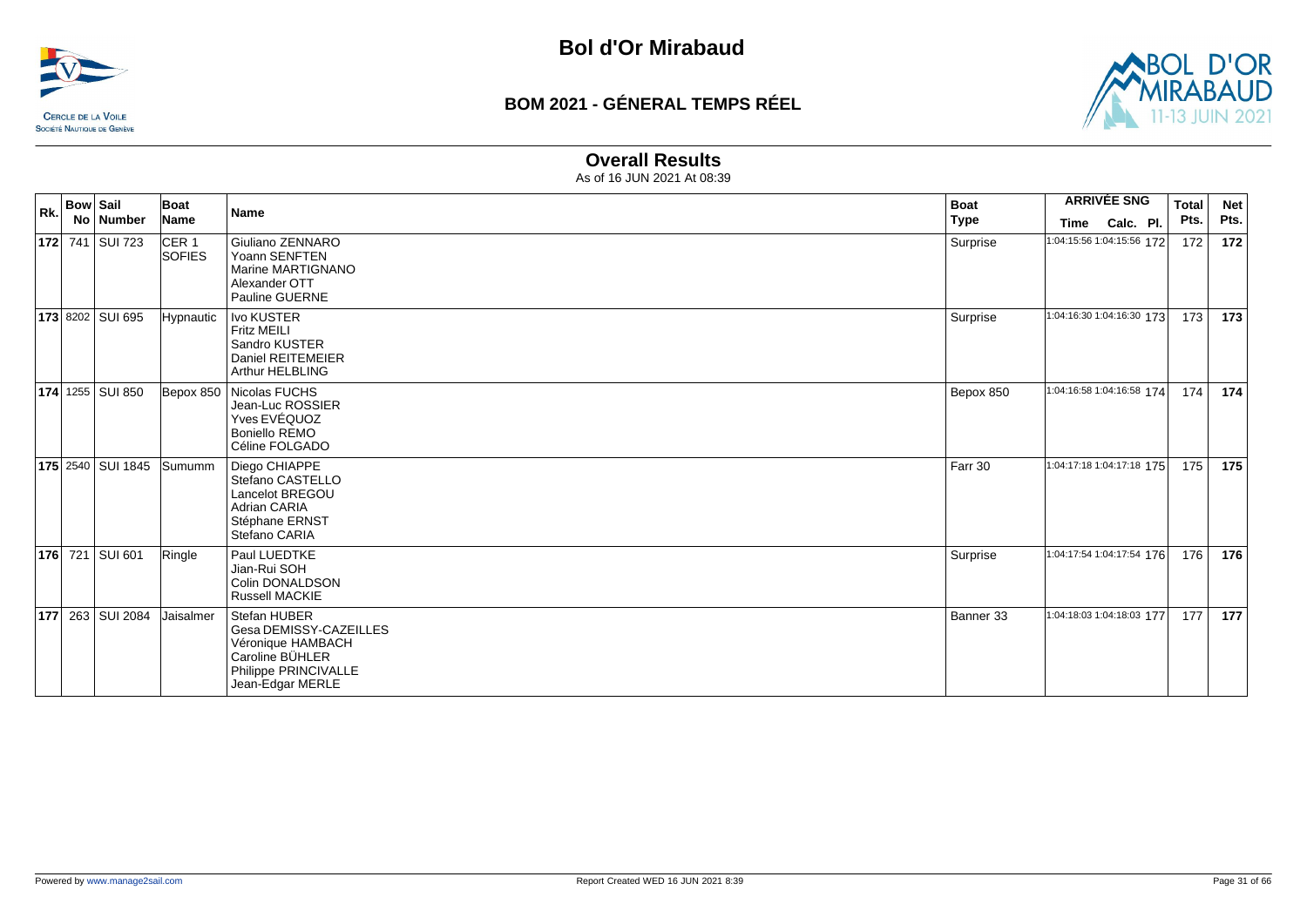# Bol d'Or Mirabaud

## BOM 2021 - GÉNERAL TEMPS RÉEL

### Overall Results

As of 16 JUN 2021 At 08:39

| Rk. | Bow No | Sail Number | Boat Name | Name | Boat Type | ARRIVÉE SNG Time | Calc. | Pl. | Total Pts. | Net Pts. |
|---|---|---|---|---|---|---|---|---|---|---|
| **172** | 741 | SUI 723 | CER 1 SOFIES | Giuliano ZENNARO<br>Yoann SENFTEN<br>Marine MARTIGNANO<br>Alexander OTT<br>Pauline GUERNE | Surprise | 1:04:15:56 | 1:04:15:56 | 172 | 172 | **172** |
| **173** | 8202 | SUI 695 | Hypnautic | Ivo KUSTER<br>Fritz MEILI<br>Sandro KUSTER<br>Daniel REITEMEIER<br>Arthur HELBLING | Surprise | 1:04:16:30 | 1:04:16:30 | 173 | 173 | **173** |
| **174** | 1255 | SUI 850 | Bepox 850 | Nicolas FUCHS<br>Jean-Luc ROSSIER<br>Yves EVÉQUOZ<br>Boniello REMO<br>Céline FOLGADO | Bepox 850 | 1:04:16:58 | 1:04:16:58 | 174 | 174 | **174** |
| **175** | 2540 | SUI 1845 | Sumumm | Diego CHIAPPE<br>Stefano CASTELLO<br>Lancelot BREGOU<br>Adrian CARIA<br>Stéphane ERNST<br>Stefano CARIA | Farr 30 | 1:04:17:18 | 1:04:17:18 | 175 | 175 | **175** |
| **176** | 721 | SUI 601 | Ringle | Paul LUEDTKE<br>Jian-Rui SOH<br>Colin DONALDSON<br>Russell MACKIE | Surprise | 1:04:17:54 | 1:04:17:54 | 176 | 176 | **176** |
| **177** | 263 | SUI 2084 | Jaisalmer | Stefan HUBER<br>Gesa DEMISSY-CAZEILLES<br>Véronique HAMBACH<br>Caroline BÜHLER<br>Philippe PRINCIVALLE<br>Jean-Edgar MERLE | Banner 33 | 1:04:18:03 | 1:04:18:03 | 177 | 177 | **177** |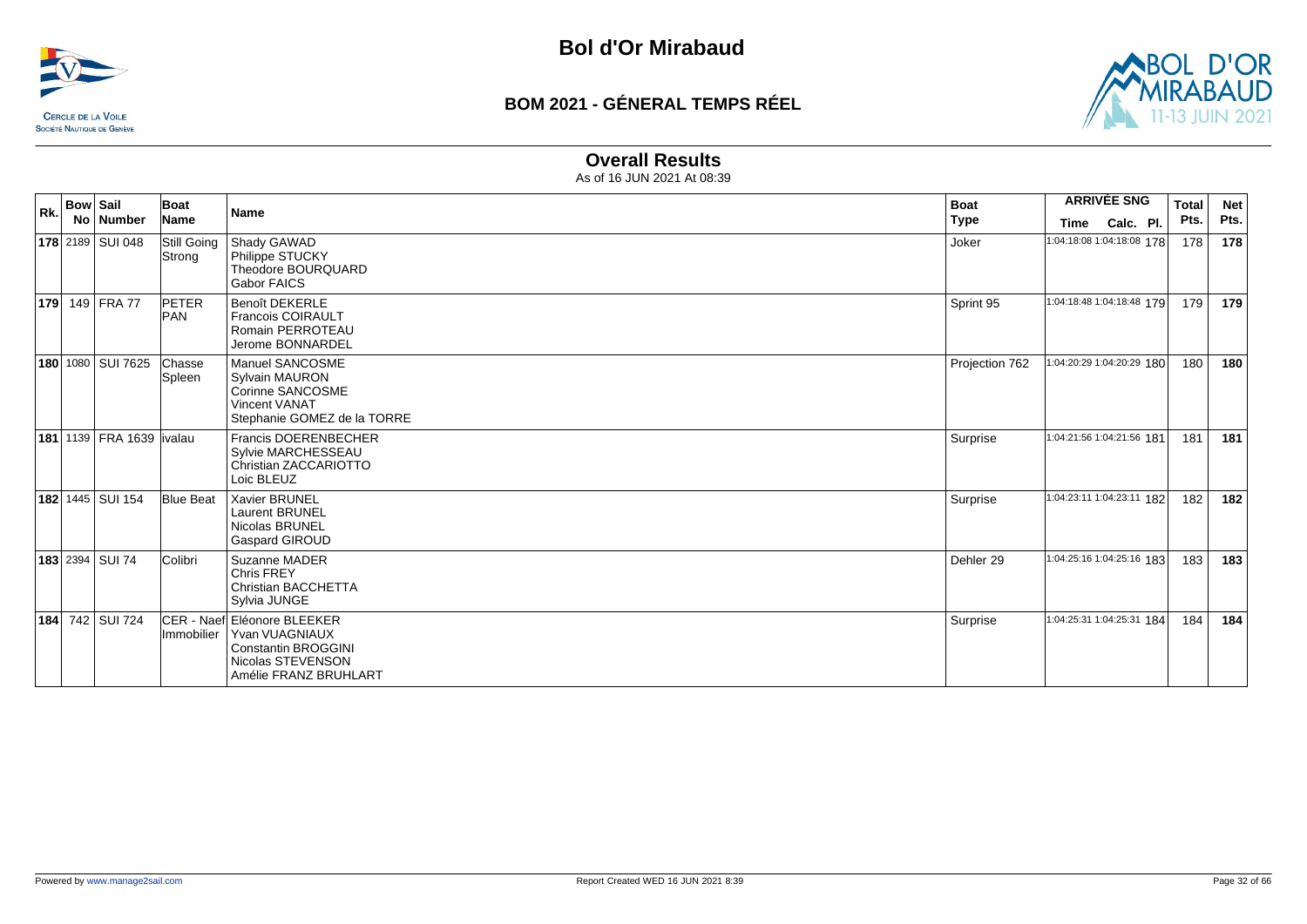# Bol d'Or Mirabaud

## BOM 2021 - GÉNERAL TEMPS RÉEL

### Overall Results

As of 16 JUN 2021 At 08:39

| Rk. | Bow No | Sail Number | Boat Name | Name | Boat Type | ARRIVÉE SNG Time | Calc. | Pl. | Total Pts. | Net Pts. |
|---|---|---|---|---|---|---|---|---|---|---|
| **178** | 2189 | SUI 048 | Still Going Strong | Shady GAWAD<br>Philippe STUCKY<br>Theodore BOURQUARD<br>Gabor FAICS | Joker | 1:04:18:08 | 1:04:18:08 | 178 | 178 | **178** |
| **179** | 149 | FRA 77 | PETER PAN | Benoît DEKERLE<br>Francois COIRAULT<br>Romain PERROTEAU<br>Jerome BONNARDEL | Sprint 95 | 1:04:18:48 | 1:04:18:48 | 179 | 179 | **179** |
| **180** | 1080 | SUI 7625 | Chasse Spleen | Manuel SANCOSME<br>Sylvain MAURON<br>Corinne SANCOSME<br>Vincent VANAT<br>Stephanie GOMEZ de la TORRE | Projection 762 | 1:04:20:29 | 1:04:20:29 | 180 | 180 | **180** |
| **181** | 1139 | FRA 1639 | ivalau | Francis DOERENBECHER<br>Sylvie MARCHESSEAU<br>Christian ZACCARIOTTO<br>Loic BLEUZ | Surprise | 1:04:21:56 | 1:04:21:56 | 181 | 181 | **181** |
| **182** | 1445 | SUI 154 | Blue Beat | Xavier BRUNEL<br>Laurent BRUNEL<br>Nicolas BRUNEL<br>Gaspard GIROUD | Surprise | 1:04:23:11 | 1:04:23:11 | 182 | 182 | **182** |
| **183** | 2394 | SUI 74 | Colibri | Suzanne MADER<br>Chris FREY<br>Christian BACCHETTA<br>Sylvia JUNGE | Dehler 29 | 1:04:25:16 | 1:04:25:16 | 183 | 183 | **183** |
| **184** | 742 | SUI 724 | CER - Naef Immobilier | Eléonore BLEEKER<br>Yvan VUAGNIAUX<br>Constantin BROGGINI<br>Nicolas STEVENSON<br>Amélie FRANZ BRUHLART | Surprise | 1:04:25:31 | 1:04:25:31 | 184 | 184 | **184** |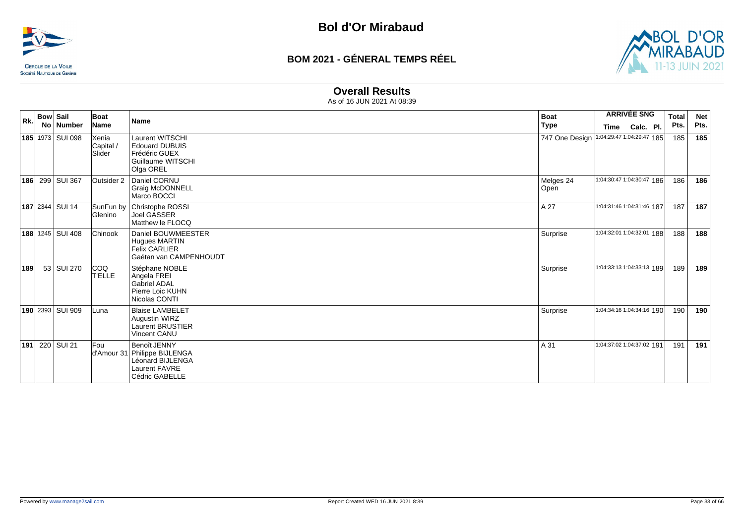# Bol d'Or Mirabaud

## BOM 2021 - GÉNERAL TEMPS RÉEL

### Overall Results

As of 16 JUN 2021 At 08:39

| Rk. | Bow No | Sail Number | Boat Name | Name | Boat Type | ARRIVÉE SNG Time | Calc. | Pl. | Total Pts. | Net Pts. |
|---|---|---|---|---|---|---|---|---|---|---|
| **185** | 1973 | SUI 098 | Xenia Capital / Slider | Laurent WITSCHI<br>Edouard DUBUIS<br>Frédéric GUEX<br>Guillaume WITSCHI<br>Olga OREL | 747 One Design | 1:04:29:47 | 1:04:29:47 | 185 | 185 | **185** |
| **186** | 299 | SUI 367 | Outsider 2 | Daniel CORNU<br>Graig McDONNELL<br>Marco BOCCI | Melges 24 Open | 1:04:30:47 | 1:04:30:47 | 186 | 186 | **186** |
| **187** | 2344 | SUI 14 | SunFun by Glenino | Christophe ROSSI<br>Joel GASSER<br>Matthew le FLOCQ | A 27 | 1:04:31:46 | 1:04:31:46 | 187 | 187 | **187** |
| **188** | 1245 | SUI 408 | Chinook | Daniel BOUWMEESTER<br>Hugues MARTIN<br>Felix CARLIER<br>Gaétan van CAMPENHOUDT | Surprise | 1:04:32:01 | 1:04:32:01 | 188 | 188 | **188** |
| **189** | 53 | SUI 270 | COQ T'ELLE | Stéphane NOBLE<br>Angela FREI<br>Gabriel ADAL<br>Pierre Loic KUHN<br>Nicolas CONTI | Surprise | 1:04:33:13 | 1:04:33:13 | 189 | 189 | **189** |
| **190** | 2393 | SUI 909 | Luna | Blaise LAMBELET<br>Augustin WIRZ<br>Laurent BRUSTIER<br>Vincent CANU | Surprise | 1:04:34:16 | 1:04:34:16 | 190 | 190 | **190** |
| **191** | 220 | SUI 21 | Fou d'Amour 31 | Benoît JENNY<br>Philippe BIJLENGA<br>Léonard BIJLENGA<br>Laurent FAVRE<br>Cédric GABELLE | A 31 | 1:04:37:02 | 1:04:37:02 | 191 | 191 | **191** |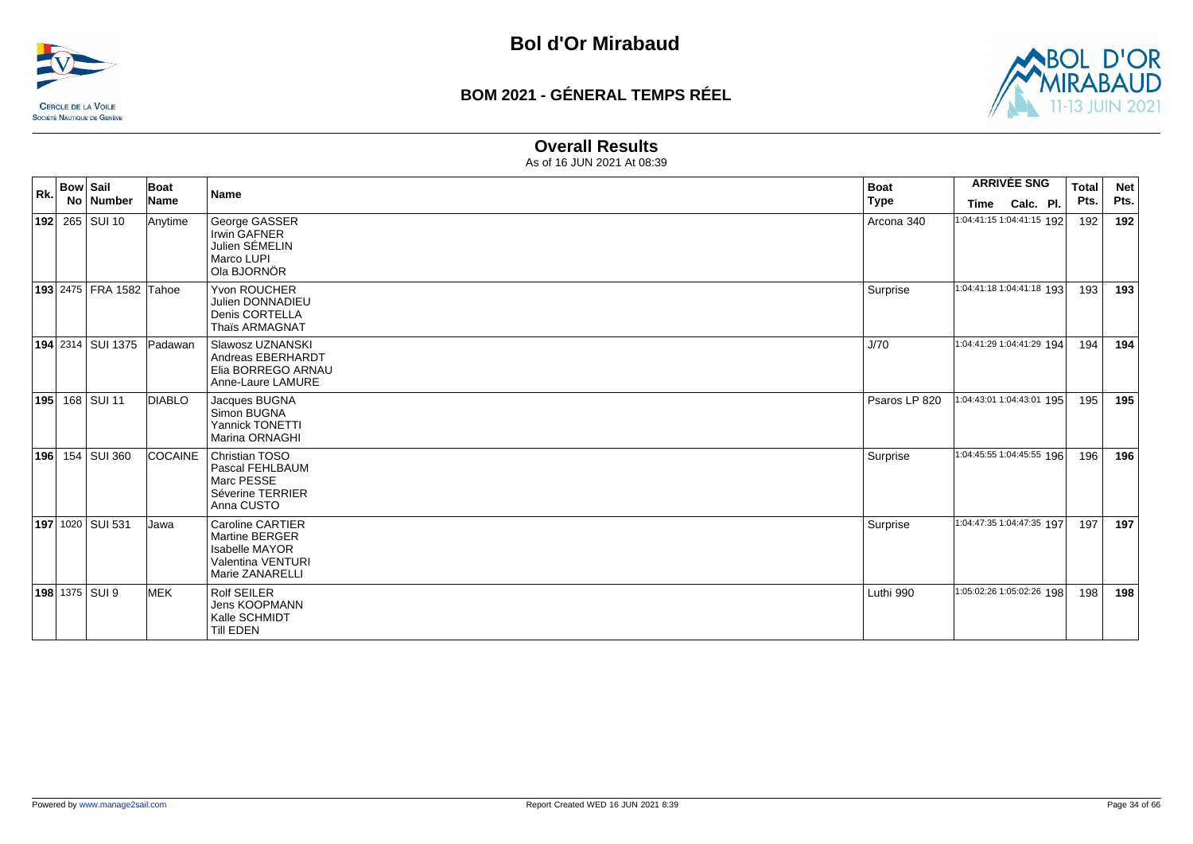# Bol d'Or Mirabaud

## BOM 2021 - GÉNERAL TEMPS RÉEL

### Overall Results

As of 16 JUN 2021 At 08:39

| Rk. | Bow No | Sail Number | Boat Name | Name | Boat Type | ARRIVÉE SNG Time | Calc. | Pl. | Total Pts. | Net Pts. |
|---|---|---|---|---|---|---|---|---|---|---|
| **192** | 265 | SUI 10 | Anytime | George GASSER<br>Irwin GAFNER<br>Julien SÉMELIN<br>Marco LUPI<br>Ola BJORNÖR | Arcona 340 | 1:04:41:15 | 1:04:41:15 | 192 | 192 | **192** |
| **193** | 2475 | FRA 1582 | Tahoe | Yvon ROUCHER<br>Julien DONNADIEU<br>Denis CORTELLA<br>Thaïs ARMAGNAT | Surprise | 1:04:41:18 | 1:04:41:18 | 193 | 193 | **193** |
| **194** | 2314 | SUI 1375 | Padawan | Slawosz UZNANSKI<br>Andreas EBERHARDT<br>Elia BORREGO ARNAU<br>Anne-Laure LAMURE | J/70 | 1:04:41:29 | 1:04:41:29 | 194 | 194 | **194** |
| **195** | 168 | SUI 11 | DIABLO | Jacques BUGNA<br>Simon BUGNA<br>Yannick TONETTI<br>Marina ORNAGHI | Psaros LP 820 | 1:04:43:01 | 1:04:43:01 | 195 | 195 | **195** |
| **196** | 154 | SUI 360 | COCAINE | Christian TOSO<br>Pascal FEHLBAUM<br>Marc PESSE<br>Séverine TERRIER<br>Anna CUSTO | Surprise | 1:04:45:55 | 1:04:45:55 | 196 | 196 | **196** |
| **197** | 1020 | SUI 531 | Jawa | Caroline CARTIER<br>Martine BERGER<br>Isabelle MAYOR<br>Valentina VENTURI<br>Marie ZANARELLI | Surprise | 1:04:47:35 | 1:04:47:35 | 197 | 197 | **197** |
| **198** | 1375 | SUI 9 | MEK | Rolf SEILER<br>Jens KOOPMANN<br>Kalle SCHMIDT<br>Till EDEN | Luthi 990 | 1:05:02:26 | 1:05:02:26 | 198 | 198 | **198** |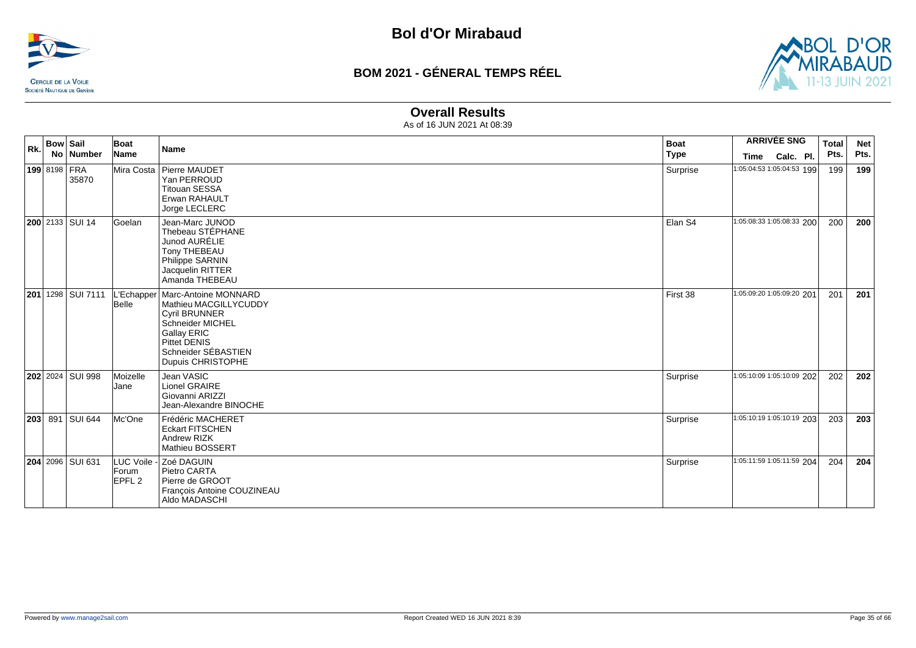# Bol d'Or Mirabaud

## BOM 2021 - GÉNERAL TEMPS RÉEL

### Overall Results

As of 16 JUN 2021 At 08:39

| Rk. | Bow No | Sail Number | Boat Name | Name | Boat Type | ARRIVÉE SNG Time | Calc. | Pl. | Total Pts. | Net Pts. |
|---|---|---|---|---|---|---|---|---|---|---|
| **199** | 8198 | FRA 35870 | Mira Costa | Pierre MAUDET<br>Yan PERROUD<br>Titouan SESSA<br>Erwan RAHAULT<br>Jorge LECLERC | Surprise | 1:05:04:53 | 1:05:04:53 | 199 | 199 | **199** |
| **200** | 2133 | SUI 14 | Goelan | Jean-Marc JUNOD<br>Thebeau STÉPHANE<br>Junod AURÉLIE<br>Tony THEBEAU<br>Philippe SARNIN<br>Jacquelin RITTER<br>Amanda THEBEAU | Elan S4 | 1:05:08:33 | 1:05:08:33 | 200 | 200 | **200** |
| **201** | 1298 | SUI 7111 | L'Echapper Belle | Marc-Antoine MONNARD<br>Mathieu MACGILLYCUDDY<br>Cyril BRUNNER<br>Schneider MICHEL<br>Gallay ERIC<br>Pittet DENIS<br>Schneider SÉBASTIEN<br>Dupuis CHRISTOPHE | First 38 | 1:05:09:20 | 1:05:09:20 | 201 | 201 | **201** |
| **202** | 2024 | SUI 998 | Moizelle Jane | Jean VASIC<br>Lionel GRAIRE<br>Giovanni ARIZZI<br>Jean-Alexandre BINOCHE | Surprise | 1:05:10:09 | 1:05:10:09 | 202 | 202 | **202** |
| **203** | 891 | SUI 644 | Mc'One | Frédéric MACHERET<br>Eckart FITSCHEN<br>Andrew RIZK<br>Mathieu BOSSERT | Surprise | 1:05:10:19 | 1:05:10:19 | 203 | 203 | **203** |
| **204** | 2096 | SUI 631 | LUC Voile - Forum EPFL 2 | Zoé DAGUIN<br>Pietro CARTA<br>Pierre de GROOT<br>François Antoine COUZINEAU<br>Aldo MADASCHI | Surprise | 1:05:11:59 | 1:05:11:59 | 204 | 204 | **204** |

Powered by www.manage2sail.com

Report Created WED 16 JUN 2021 8:39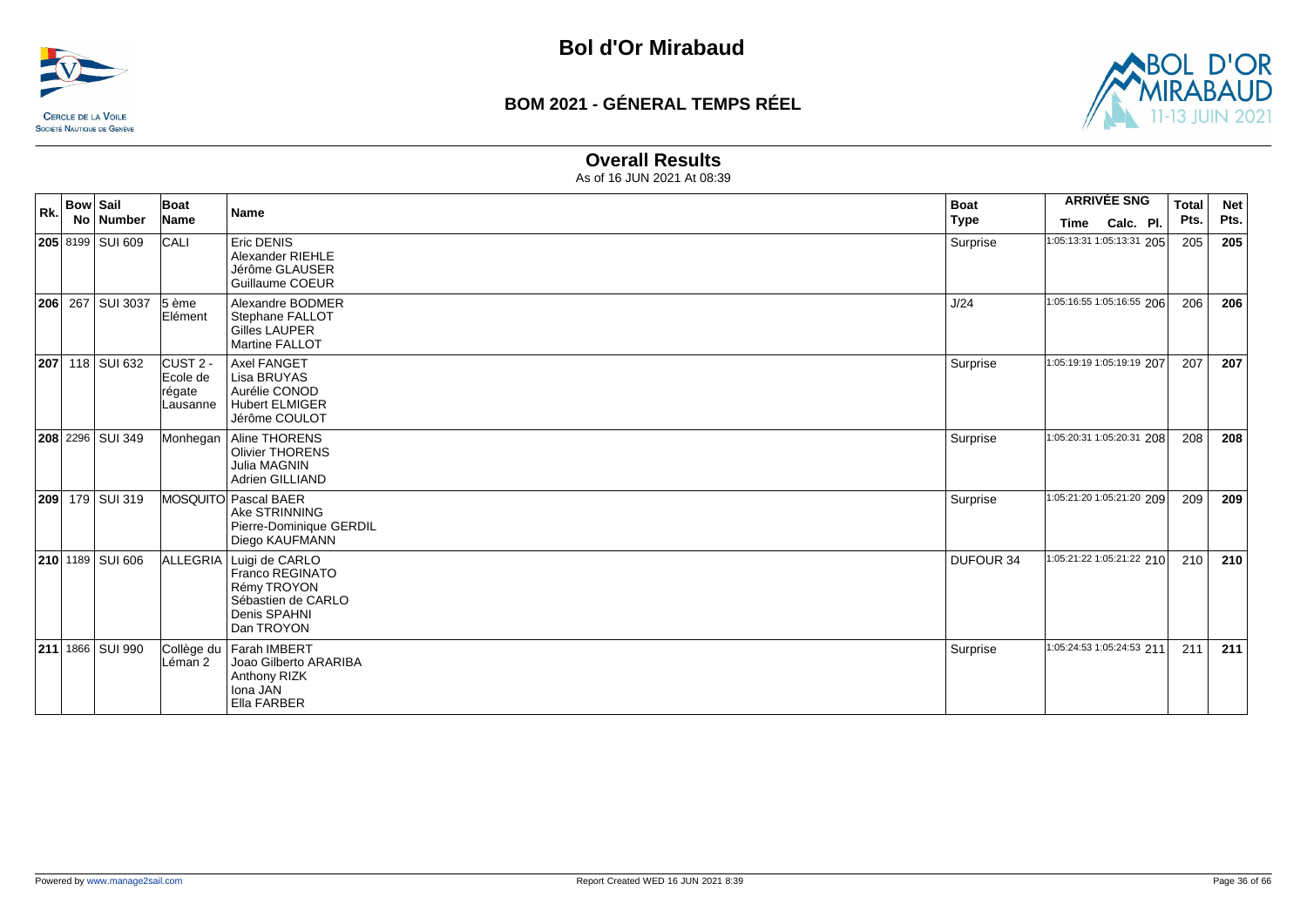# Bol d'Or Mirabaud

## BOM 2021 - GÉNERAL TEMPS RÉEL

### Overall Results

As of 16 JUN 2021 At 08:39

| Rk. | Bow No | Sail Number | Boat Name | Name | Boat Type | ARRIVÉE SNG Time | Calc. | Pl. | Total Pts. | Net Pts. |
|---|---|---|---|---|---|---|---|---|---|---|
| **205** | 8199 | SUI 609 | CALI | Eric DENIS<br>Alexander RIEHLE<br>Jérôme GLAUSER<br>Guillaume COEUR | Surprise | 1:05:13:31 | 1:05:13:31 | 205 | 205 | **205** |
| **206** | 267 | SUI 3037 | 5 ème Elément | Alexandre BODMER<br>Stephane FALLOT<br>Gilles LAUPER<br>Martine FALLOT | J/24 | 1:05:16:55 | 1:05:16:55 | 206 | 206 | **206** |
| **207** | 118 | SUI 632 | CUST 2 - Ecole de régate Lausanne | Axel FANGET<br>Lisa BRUYAS<br>Aurélie CONOD<br>Hubert ELMIGER<br>Jérôme COULOT | Surprise | 1:05:19:19 | 1:05:19:19 | 207 | 207 | **207** |
| **208** | 2296 | SUI 349 | Monhegan | Aline THORENS<br>Olivier THORENS<br>Julia MAGNIN<br>Adrien GILLIAND | Surprise | 1:05:20:31 | 1:05:20:31 | 208 | 208 | **208** |
| **209** | 179 | SUI 319 | MOSQUITO | Pascal BAER<br>Ake STRINNING<br>Pierre-Dominique GERDIL<br>Diego KAUFMANN | Surprise | 1:05:21:20 | 1:05:21:20 | 209 | 209 | **209** |
| **210** | 1189 | SUI 606 | ALLEGRIA | Luigi de CARLO<br>Franco REGINATO<br>Rémy TROYON<br>Sébastien de CARLO<br>Denis SPAHNI<br>Dan TROYON | DUFOUR 34 | 1:05:21:22 | 1:05:21:22 | 210 | 210 | **210** |
| **211** | 1866 | SUI 990 | Collège du Léman 2 | Farah IMBERT<br>Joao Gilberto ARARIBA<br>Anthony RIZK<br>Iona JAN<br>Ella FARBER | Surprise | 1:05:24:53 | 1:05:24:53 | 211 | 211 | **211** |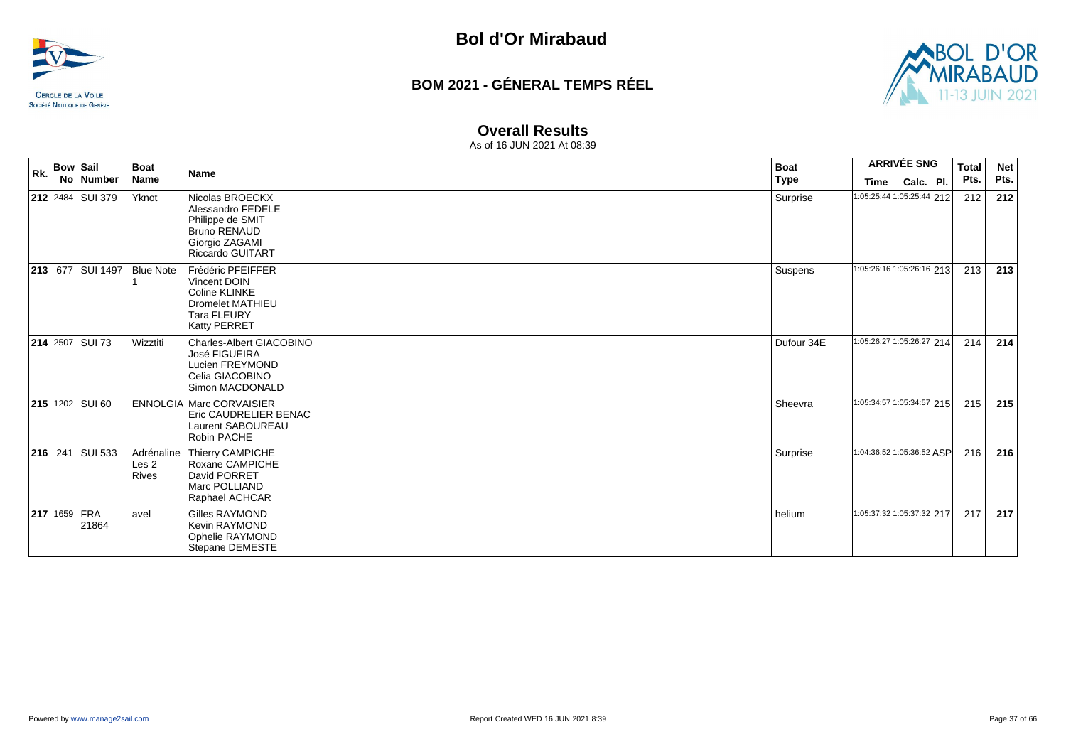# Bol d'Or Mirabaud

## BOM 2021 - GÉNERAL TEMPS RÉEL

### Overall Results

As of 16 JUN 2021 At 08:39

| Rk. | Bow No | Sail Number | Boat Name | Name | Boat Type | ARRIVÉE SNG Time | Calc. | Pl. | Total Pts. | Net Pts. |
|---|---|---|---|---|---|---|---|---|---|---|
| **212** | 2484 | SUI 379 | Yknot | Nicolas BROECKX<br>Alessandro FEDELE<br>Philippe de SMIT<br>Bruno RENAUD<br>Giorgio ZAGAMI<br>Riccardo GUITART | Surprise | 1:05:25:44 | 1:05:25:44 | 212 | 212 | **212** |
| **213** | 677 | SUI 1497 | Blue Note 1 | Frédéric PFEIFFER<br>Vincent DOIN<br>Coline KLINKE<br>Dromelet MATHIEU<br>Tara FLEURY<br>Katty PERRET | Suspens | 1:05:26:16 | 1:05:26:16 | 213 | 213 | **213** |
| **214** | 2507 | SUI 73 | Wizztiti | Charles-Albert GIACOBINO<br>José FIGUEIRA<br>Lucien FREYMOND<br>Celia GIACOBINO<br>Simon MACDONALD | Dufour 34E | 1:05:26:27 | 1:05:26:27 | 214 | 214 | **214** |
| **215** | 1202 | SUI 60 | ENNOLGIA | Marc CORVAISIER<br>Eric CAUDRELIER BENAC<br>Laurent SABOUREAU<br>Robin PACHE | Sheevra | 1:05:34:57 | 1:05:34:57 | 215 | 215 | **215** |
| **216** | 241 | SUI 533 | Adrénaline Les 2 Rives | Thierry CAMPICHE<br>Roxane CAMPICHE<br>David PORRET<br>Marc POLLIAND<br>Raphael ACHCAR | Surprise | 1:04:36:52 | 1:05:36:52 | ASP | 216 | **216** |
| **217** | 1659 | FRA 21864 | avel | Gilles RAYMOND<br>Kevin RAYMOND<br>Ophelie RAYMOND<br>Stepane DEMESTE | helium | 1:05:37:32 | 1:05:37:32 | 217 | 217 | **217** |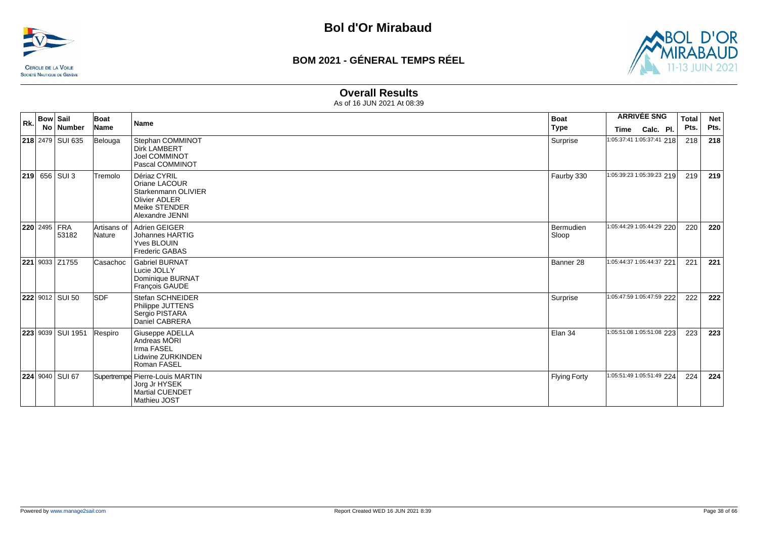# Bol d'Or Mirabaud

## BOM 2021 - GÉNERAL TEMPS RÉEL

### Overall Results

As of 16 JUN 2021 At 08:39

| Rk. | Bow No | Sail Number | Boat Name | Name | Boat Type | ARRIVÉE SNG Time | Calc. | Pl. | Total Pts. | Net Pts. |
|---|---|---|---|---|---|---|---|---|---|---|
| **218** | 2479 | SUI 635 | Belouga | Stephan COMMINOT<br>Dirk LAMBERT<br>Joel COMMINOT<br>Pascal COMMINOT | Surprise | 1:05:37:41 | 1:05:37:41 | 218 | 218 | **218** |
| **219** | 656 | SUI 3 | Tremolo | Dériaz CYRIL<br>Oriane LACOUR<br>Starkenmann OLIVIER<br>Olivier ADLER<br>Meike STENDER<br>Alexandre JENNI | Faurby 330 | 1:05:39:23 | 1:05:39:23 | 219 | 219 | **219** |
| **220** | 2495 | FRA 53182 | Artisans of Nature | Adrien GEIGER<br>Johannes HARTIG<br>Yves BLOUIN<br>Frederic GABAS | Bermudien Sloop | 1:05:44:29 | 1:05:44:29 | 220 | 220 | **220** |
| **221** | 9033 | Z1755 | Casachoc | Gabriel BURNAT<br>Lucie JOLLY<br>Dominique BURNAT<br>François GAUDE | Banner 28 | 1:05:44:37 | 1:05:44:37 | 221 | 221 | **221** |
| **222** | 9012 | SUI 50 | SDF | Stefan SCHNEIDER<br>Philippe JUTTENS<br>Sergio PISTARA<br>Daniel CABRERA | Surprise | 1:05:47:59 | 1:05:47:59 | 222 | 222 | **222** |
| **223** | 9039 | SUI 1951 | Respiro | Giuseppe ADELLA<br>Andreas MÖRI<br>Irma FASEL<br>Lidwine ZURKINDEN<br>Roman FASEL | Elan 34 | 1:05:51:08 | 1:05:51:08 | 223 | 223 | **223** |
| **224** | 9040 | SUI 67 | Supertrempe | Pierre-Louis MARTIN<br>Jorg Jr HYSEK<br>Martial CUENDET<br>Mathieu JOST | Flying Forty | 1:05:51:49 | 1:05:51:49 | 224 | 224 | **224** |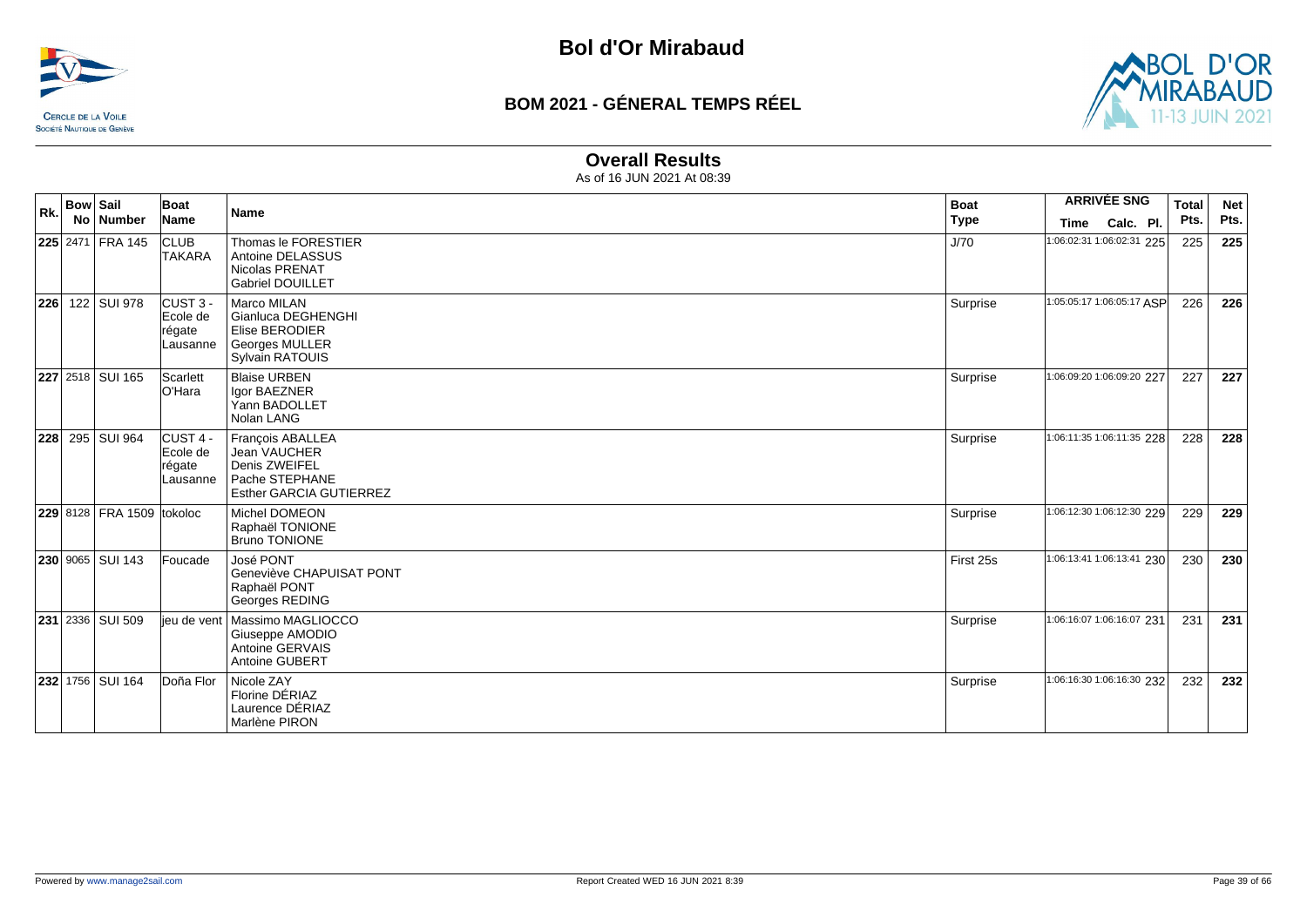# Bol d'Or Mirabaud

## BOM 2021 - GÉNERAL TEMPS RÉEL

### Overall Results

As of 16 JUN 2021 At 08:39

| Rk. | Bow No | Sail Number | Boat Name | Name | Boat Type | ARRIVÉE SNG Time | Calc. | Pl. | Total Pts. | Net Pts. |
|---|---|---|---|---|---|---|---|---|---|---|
| **225** | 2471 | FRA 145 | CLUB TAKARA | Thomas le FORESTIER<br>Antoine DELASSUS<br>Nicolas PRENAT<br>Gabriel DOUILLET | J/70 | 1:06:02:31 | 1:06:02:31 | 225 | 225 | **225** |
| **226** | 122 | SUI 978 | CUST 3 - Ecole de régate Lausanne | Marco MILAN<br>Gianluca DEGHENGHI<br>Elise BERODIER<br>Georges MULLER<br>Sylvain RATOUIS | Surprise | 1:05:05:17 | 1:06:05:17 | ASP | 226 | **226** |
| **227** | 2518 | SUI 165 | Scarlett O'Hara | Blaise URBEN<br>Igor BAEZNER<br>Yann BADOLLET<br>Nolan LANG | Surprise | 1:06:09:20 | 1:06:09:20 | 227 | 227 | **227** |
| **228** | 295 | SUI 964 | CUST 4 - Ecole de régate Lausanne | François ABALLEA<br>Jean VAUCHER<br>Denis ZWEIFEL<br>Pache STEPHANE<br>Esther GARCIA GUTIERREZ | Surprise | 1:06:11:35 | 1:06:11:35 | 228 | 228 | **228** |
| **229** | 8128 | FRA 1509 | tokoloc | Michel DOMEON<br>Raphaël TONIONE<br>Bruno TONIONE | Surprise | 1:06:12:30 | 1:06:12:30 | 229 | 229 | **229** |
| **230** | 9065 | SUI 143 | Foucade | José PONT<br>Geneviève CHAPUISAT PONT<br>Raphaël PONT<br>Georges REDING | First 25s | 1:06:13:41 | 1:06:13:41 | 230 | 230 | **230** |
| **231** | 2336 | SUI 509 | jeu de vent | Massimo MAGLIOCCO<br>Giuseppe AMODIO<br>Antoine GERVAIS<br>Antoine GUBERT | Surprise | 1:06:16:07 | 1:06:16:07 | 231 | 231 | **231** |
| **232** | 1756 | SUI 164 | Doña Flor | Nicole ZAY<br>Florine DÉRIAZ<br>Laurence DÉRIAZ<br>Marlène PIRON | Surprise | 1:06:16:30 | 1:06:16:30 | 232 | 232 | **232** |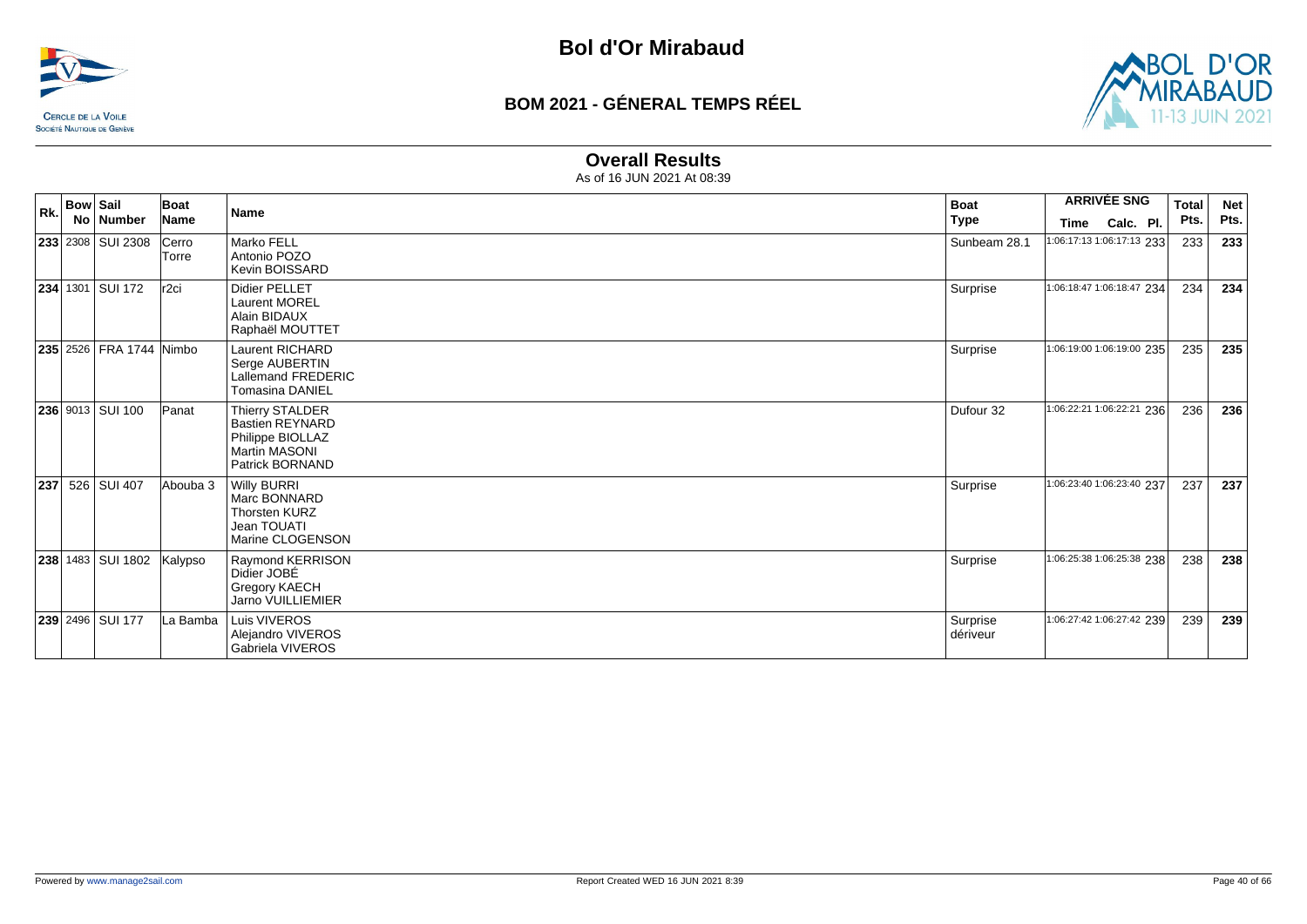# Bol d'Or Mirabaud

## BOM 2021 - GÉNERAL TEMPS RÉEL

### Overall Results

As of 16 JUN 2021 At 08:39

| Rk. | Bow No | Sail Number | Boat Name | Name | Boat Type | ARRIVÉE SNG Time | Calc. | Pl. | Total Pts. | Net Pts. |
|---|---|---|---|---|---|---|---|---|---|---|
| **233** | 2308 | SUI 2308 | Cerro Torre | Marko FELL<br>Antonio POZO<br>Kevin BOISSARD | Sunbeam 28.1 | 1:06:17:13 | 1:06:17:13 | 233 | 233 | **233** |
| **234** | 1301 | SUI 172 | r2ci | Didier PELLET<br>Laurent MOREL<br>Alain BIDAUX<br>Raphaël MOUTTET | Surprise | 1:06:18:47 | 1:06:18:47 | 234 | 234 | **234** |
| **235** | 2526 | FRA 1744 | Nimbo | Laurent RICHARD<br>Serge AUBERTIN<br>Lallemand FREDERIC<br>Tomasina DANIEL | Surprise | 1:06:19:00 | 1:06:19:00 | 235 | 235 | **235** |
| **236** | 9013 | SUI 100 | Panat | Thierry STALDER<br>Bastien REYNARD<br>Philippe BIOLLAZ<br>Martin MASONI<br>Patrick BORNAND | Dufour 32 | 1:06:22:21 | 1:06:22:21 | 236 | 236 | **236** |
| **237** | 526 | SUI 407 | Abouba 3 | Willy BURRI<br>Marc BONNARD<br>Thorsten KURZ<br>Jean TOUATI<br>Marine CLOGENSON | Surprise | 1:06:23:40 | 1:06:23:40 | 237 | 237 | **237** |
| **238** | 1483 | SUI 1802 | Kalypso | Raymond KERRISON<br>Didier JOBÉ<br>Gregory KAECH<br>Jarno VUILLIEMIER | Surprise | 1:06:25:38 | 1:06:25:38 | 238 | 238 | **238** |
| **239** | 2496 | SUI 177 | La Bamba | Luis VIVEROS<br>Alejandro VIVEROS<br>Gabriela VIVEROS | Surprise dériveur | 1:06:27:42 | 1:06:27:42 | 239 | 239 | **239** |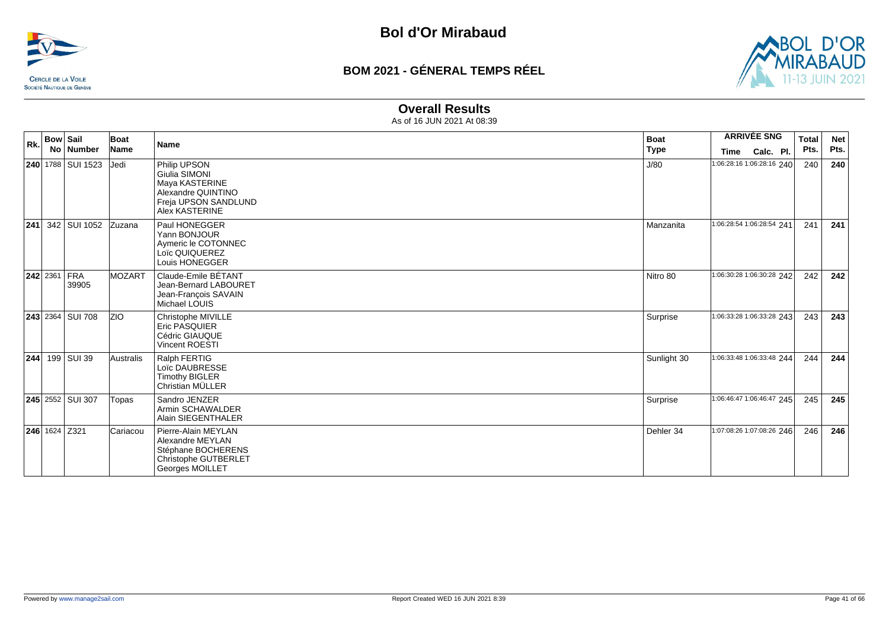# Bol d'Or Mirabaud

## BOM 2021 - GÉNERAL TEMPS RÉEL

### Overall Results

As of 16 JUN 2021 At 08:39

| Rk. | Bow No | Sail Number | Boat Name | Name | Boat Type | ARRIVÉE SNG Time | Calc. | Pl. | Total Pts. | Net Pts. |
|---|---|---|---|---|---|---|---|---|---|---|
| **240** | 1788 | SUI 1523 | Jedi | Philip UPSON<br>Giulia SIMONI<br>Maya KASTERINE<br>Alexandre QUINTINO<br>Freja UPSON SANDLUND<br>Alex KASTERINE | J/80 | 1:06:28:16 | 1:06:28:16 | 240 | 240 | **240** |
| **241** | 342 | SUI 1052 | Zuzana | Paul HONEGGER<br>Yann BONJOUR<br>Aymeric le COTONNEC<br>Loïc QUIQUEREZ<br>Louis HONEGGER | Manzanita | 1:06:28:54 | 1:06:28:54 | 241 | 241 | **241** |
| **242** | 2361 | FRA 39905 | MOZART | Claude-Emile BÉTANT<br>Jean-Bernard LABOURET<br>Jean-François SAVAIN<br>Michael LOUIS | Nitro 80 | 1:06:30:28 | 1:06:30:28 | 242 | 242 | **242** |
| **243** | 2364 | SUI 708 | ZIO | Christophe MIVILLE<br>Eric PASQUIER<br>Cédric GIAUQUE<br>Vincent ROESTI | Surprise | 1:06:33:28 | 1:06:33:28 | 243 | 243 | **243** |
| **244** | 199 | SUI 39 | Australis | Ralph FERTIG<br>Loïc DAUBRESSE<br>Timothy BIGLER<br>Christian MÜLLER | Sunlight 30 | 1:06:33:48 | 1:06:33:48 | 244 | 244 | **244** |
| **245** | 2552 | SUI 307 | Topas | Sandro JENZER<br>Armin SCHAWALDER<br>Alain SIEGENTHALER | Surprise | 1:06:46:47 | 1:06:46:47 | 245 | 245 | **245** |
| **246** | 1624 | Z321 | Cariacou | Pierre-Alain MEYLAN<br>Alexandre MEYLAN<br>Stéphane BOCHERENS<br>Christophe GUTBERLET<br>Georges MOILLET | Dehler 34 | 1:07:08:26 | 1:07:08:26 | 246 | 246 | **246** |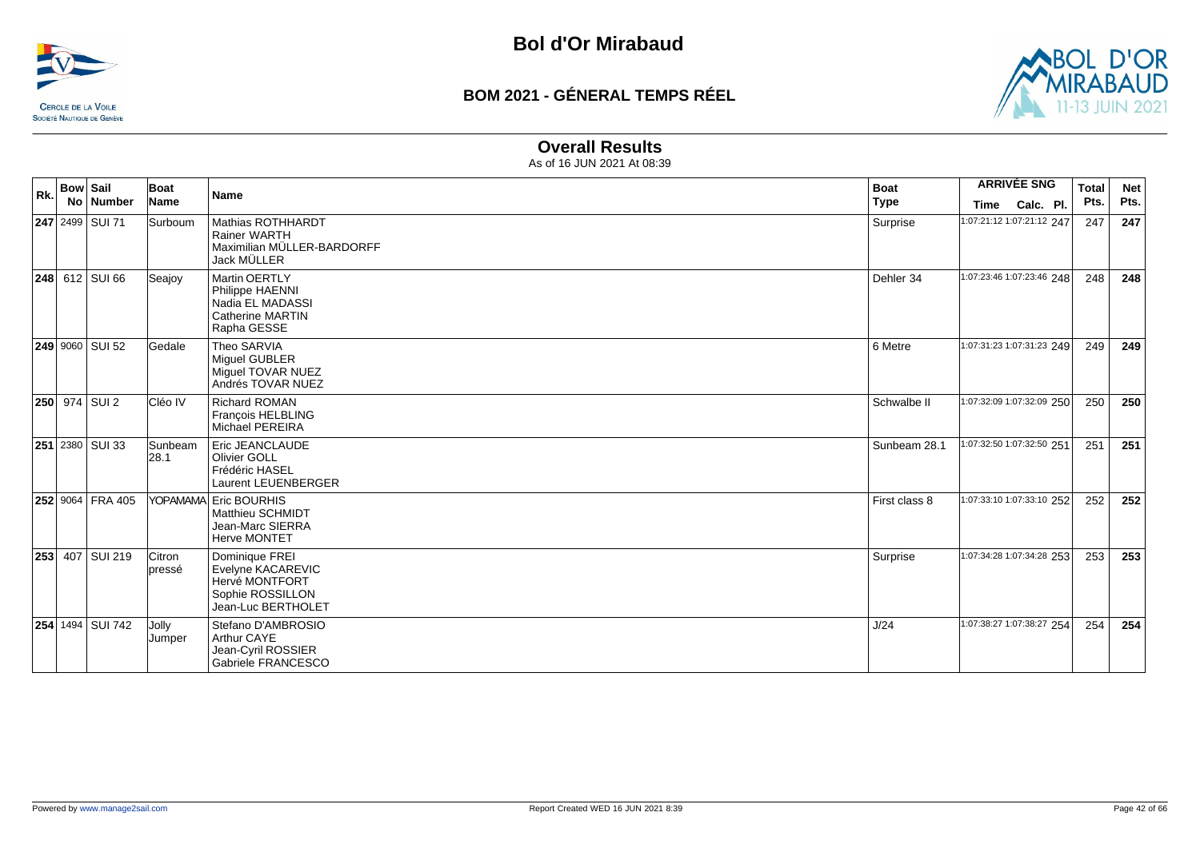# Bol d'Or Mirabaud

## BOM 2021 - GÉNERAL TEMPS RÉEL

### Overall Results

As of 16 JUN 2021 At 08:39

| Rk. | Bow No | Sail Number | Boat Name | Name | Boat Type | ARRIVÉE SNG Time | Calc. | Pl. | Total Pts. | Net Pts. |
|---|---|---|---|---|---|---|---|---|---|---|
| **247** | 2499 | SUI 71 | Surboum | Mathias ROTHHARDT<br>Rainer WARTH<br>Maximilian MÜLLER-BARDORFF<br>Jack MÜLLER | Surprise | 1:07:21:12 | 1:07:21:12 | 247 | 247 | **247** |
| **248** | 612 | SUI 66 | Seajoy | Martin OERTLY<br>Philippe HAENNI<br>Nadia EL MADASSI<br>Catherine MARTIN<br>Rapha GESSE | Dehler 34 | 1:07:23:46 | 1:07:23:46 | 248 | 248 | **248** |
| **249** | 9060 | SUI 52 | Gedale | Theo SARVIA<br>Miguel GUBLER<br>Miguel TOVAR NUEZ<br>Andrés TOVAR NUEZ | 6 Metre | 1:07:31:23 | 1:07:31:23 | 249 | 249 | **249** |
| **250** | 974 | SUI 2 | Cléo IV | Richard ROMAN<br>François HELBLING<br>Michael PEREIRA | Schwalbe II | 1:07:32:09 | 1:07:32:09 | 250 | 250 | **250** |
| **251** | 2380 | SUI 33 | Sunbeam 28.1 | Eric JEANCLAUDE<br>Olivier GOLL<br>Frédéric HASEL<br>Laurent LEUENBERGER | Sunbeam 28.1 | 1:07:32:50 | 1:07:32:50 | 251 | 251 | **251** |
| **252** | 9064 | FRA 405 | YOPAMAMA | Eric BOURHIS<br>Matthieu SCHMIDT<br>Jean-Marc SIERRA<br>Herve MONTET | First class 8 | 1:07:33:10 | 1:07:33:10 | 252 | 252 | **252** |
| **253** | 407 | SUI 219 | Citron pressé | Dominique FREI<br>Evelyne KACAREVIC<br>Hervé MONTFORT<br>Sophie ROSSILLON<br>Jean-Luc BERTHOLET | Surprise | 1:07:34:28 | 1:07:34:28 | 253 | 253 | **253** |
| **254** | 1494 | SUI 742 | Jolly Jumper | Stefano D'AMBROSIO<br>Arthur CAYE<br>Jean-Cyril ROSSIER<br>Gabriele FRANCESCO | J/24 | 1:07:38:27 | 1:07:38:27 | 254 | 254 | **254** |

Powered by www.manage2sail.com

Report Created WED 16 JUN 2021 8:39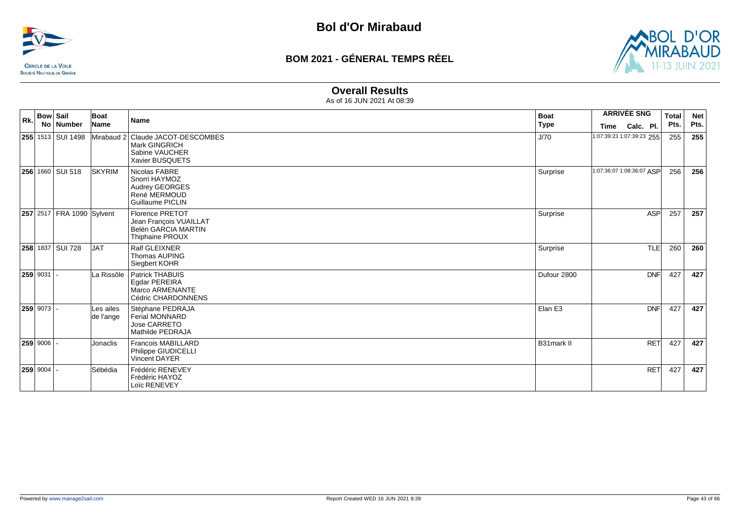# Bol d'Or Mirabaud

## BOM 2021 - GÉNERAL TEMPS RÉEL

### Overall Results

As of 16 JUN 2021 At 08:39

| Rk. | Bow No | Sail Number | Boat Name | Name | Boat Type | ARRIVÉE SNG Time | Calc. | Pl. | Total Pts. | Net Pts. |
|---|---|---|---|---|---|---|---|---|---|---|
| **255** | 1513 | SUI 1498 | Mirabaud 2 | Claude JACOT-DESCOMBES<br>Mark GINGRICH<br>Sabine VAUCHER<br>Xavier BUSQUETS | J/70 | 1:07:39:23 | 1:07:39:23 | 255 | 255 | **255** |
| **256** | 1660 | SUI 518 | SKYRIM | Nicolas FABRE<br>Snorri HAYMOZ<br>Audrey GEORGES<br>René MERMOUD<br>Guillaume PICLIN | Surprise | 1:07:36:07 | 1:08:36:07 | ASP | 256 | **256** |
| **257** | 2517 | FRA 1090 | Sylvent | Florence PRETOT<br>Jean François VUAILLAT<br>Belén GARCIA MARTIN<br>Thiphaine PROUX | Surprise | | | ASP | 257 | **257** |
| **258** | 1837 | SUI 728 | JAT | Ralf GLEIXNER<br>Thomas AUPING<br>Siegbert KOHR | Surprise | | | TLE | 260 | **260** |
| **259** | 9031 | - | La Rissôle | Patrick THABUIS<br>Egdar PEREIRA<br>Marco ARMENANTE<br>Cédric CHARDONNENS | Dufour 2800 | | | DNF | 427 | **427** |
| **259** | 9073 | - | Les ailes de l'ange | Stéphane PEDRAJA<br>Ferial MONNARD<br>Jose CARRETO<br>Mathilde PEDRAJA | Elan E3 | | | DNF | 427 | **427** |
| **259** | 9006 | - | Jonaclis | Francois MABILLARD<br>Philippe GIUDICELLI<br>Vincent DAYER | B31mark II | | | RET | 427 | **427** |
| **259** | 9004 | - | Sébédia | Frédéric RENEVEY<br>Frédéric HAYOZ<br>Loïc RENEVEY | | | | RET | 427 | **427** |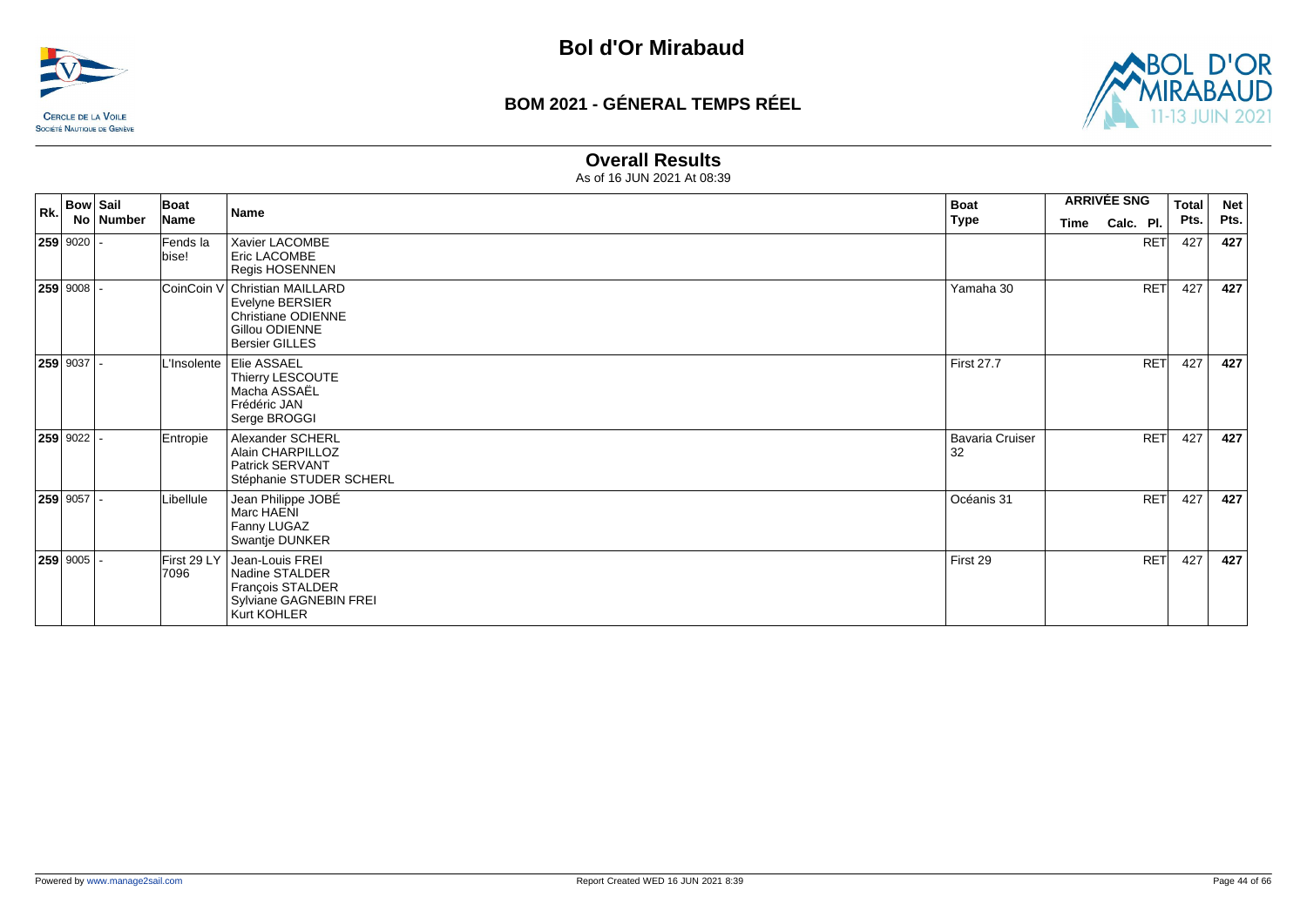# Bol d'Or Mirabaud

## BOM 2021 - GÉNERAL TEMPS RÉEL

### Overall Results

As of 16 JUN 2021 At 08:39

| Rk. | Bow No | Sail Number | Boat Name | Name | Boat Type | ARRIVÉE SNG Time | Calc. Pl. | Total Pts. | Net Pts. |
|---|---|---|---|---|---|---|---|---|---|
| **259** | 9020 | - | Fends la bise! | Xavier LACOMBE<br>Eric LACOMBE<br>Regis HOSENNEN | | | RET | 427 | **427** |
| **259** | 9008 | - | CoinCoin V | Christian MAILLARD<br>Evelyne BERSIER<br>Christiane ODIENNE<br>Gillou ODIENNE<br>Bersier GILLES | Yamaha 30 | | RET | 427 | **427** |
| **259** | 9037 | - | L'Insolente | Elie ASSAEL<br>Thierry LESCOUTE<br>Macha ASSAËL<br>Frédéric JAN<br>Serge BROGGI | First 27.7 | | RET | 427 | **427** |
| **259** | 9022 | - | Entropie | Alexander SCHERL<br>Alain CHARPILLOZ<br>Patrick SERVANT<br>Stéphanie STUDER SCHERL | Bavaria Cruiser 32 | | RET | 427 | **427** |
| **259** | 9057 | - | Libellule | Jean Philippe JOBÉ<br>Marc HAENI<br>Fanny LUGAZ<br>Swantje DUNKER | Océanis 31 | | RET | 427 | **427** |
| **259** | 9005 | - | First 29 LY 7096 | Jean-Louis FREI<br>Nadine STALDER<br>François STALDER<br>Sylviane GAGNEBIN FREI<br>Kurt KOHLER | First 29 | | RET | 427 | **427** |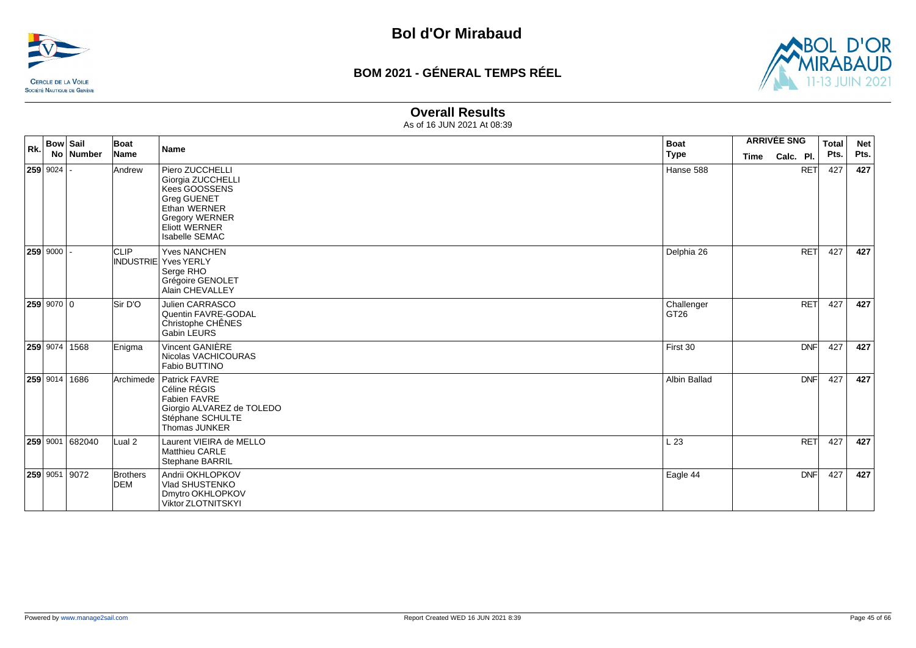# Bol d'Or Mirabaud

## BOM 2021 - GÉNERAL TEMPS RÉEL

### Overall Results

As of 16 JUN 2021 At 08:39

| Rk. | Bow No | Sail Number | Boat Name | Name | Boat Type | ARRIVÉE SNG Time | Calc. | Pl. | Total Pts. | Net Pts. |
|---|---|---|---|---|---|---|---|---|---|---|
| **259** | 9024 | - | Andrew | Piero ZUCCHELLI<br>Giorgia ZUCCHELLI<br>Kees GOOSSENS<br>Greg GUENET<br>Ethan WERNER<br>Gregory WERNER<br>Eliott WERNER<br>Isabelle SEMAC | Hanse 588 | | | RET | 427 | **427** |
| **259** | 9000 | - | CLIP INDUSTRIE | Yves NANCHEN<br>Yves YERLY<br>Serge RHO<br>Grégoire GENOLET<br>Alain CHEVALLEY | Delphia 26 | | | RET | 427 | **427** |
| **259** | 9070 | 0 | Sir D'O | Julien CARRASCO<br>Quentin FAVRE-GODAL<br>Christophe CHÊNES<br>Gabin LEURS | Challenger GT26 | | | RET | 427 | **427** |
| **259** | 9074 | 1568 | Enigma | Vincent GANIÈRE<br>Nicolas VACHICOURAS<br>Fabio BUTTINO | First 30 | | | DNF | 427 | **427** |
| **259** | 9014 | 1686 | Archimede | Patrick FAVRE<br>Céline RÉGIS<br>Fabien FAVRE<br>Giorgio ALVAREZ de TOLEDO<br>Stéphane SCHULTE<br>Thomas JUNKER | Albin Ballad | | | DNF | 427 | **427** |
| **259** | 9001 | 682040 | Lual 2 | Laurent VIEIRA de MELLO<br>Matthieu CARLE<br>Stephane BARRIL | L 23 | | | RET | 427 | **427** |
| **259** | 9051 | 9072 | Brothers DEM | Andrii OKHLOPKOV<br>Vlad SHUSTENKO<br>Dmytro OKHLOPKOV<br>Viktor ZLOTNITSKYI | Eagle 44 | | | DNF | 427 | **427** |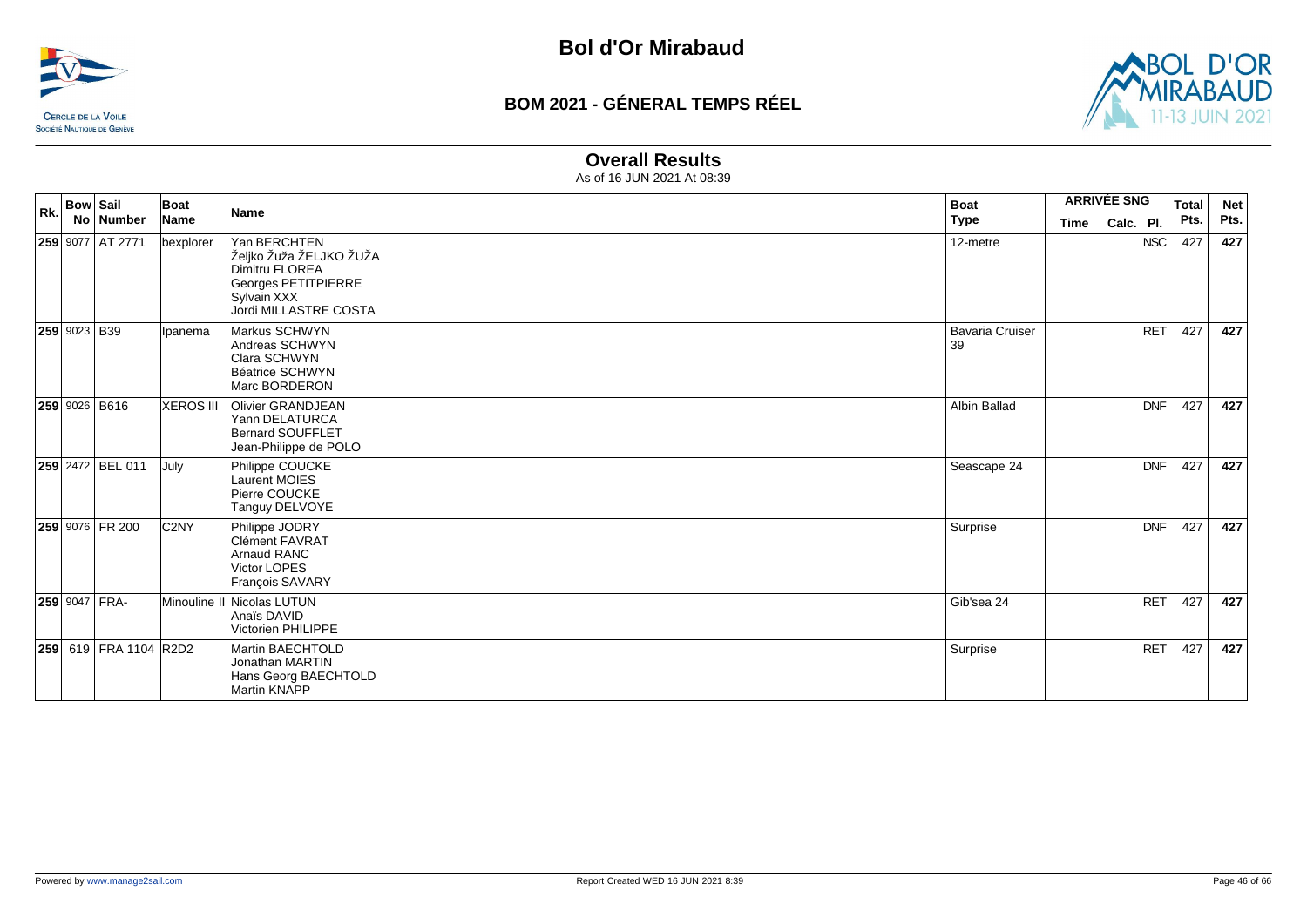# Bol d'Or Mirabaud

## BOM 2021 - GÉNERAL TEMPS RÉEL

### Overall Results

As of 16 JUN 2021 At 08:39

| Rk. | Bow No | Sail Number | Boat Name | Name | Boat Type | ARRIVÉE SNG Time | Calc. | Pl. | Total Pts. | Net Pts. |
|---|---|---|---|---|---|---|---|---|---|---|
| **259** | 9077 | AT 2771 | bexplorer | Yan BERCHTEN<br>Željko Žuža ŽELJKO ŽUŽA<br>Dimitru FLOREA<br>Georges PETITPIERRE<br>Sylvain XXX<br>Jordi MILLASTRE COSTA | 12-metre | | | NSC | 427 | **427** |
| **259** | 9023 | B39 | Ipanema | Markus SCHWYN<br>Andreas SCHWYN<br>Clara SCHWYN<br>Béatrice SCHWYN<br>Marc BORDERON | Bavaria Cruiser 39 | | | RET | 427 | **427** |
| **259** | 9026 | B616 | XEROS III | Olivier GRANDJEAN<br>Yann DELATURCA<br>Bernard SOUFFLET<br>Jean-Philippe de POLO | Albin Ballad | | | DNF | 427 | **427** |
| **259** | 2472 | BEL 011 | July | Philippe COUCKE<br>Laurent MOIES<br>Pierre COUCKE<br>Tanguy DELVOYE | Seascape 24 | | | DNF | 427 | **427** |
| **259** | 9076 | FR 200 | C2NY | Philippe JODRY<br>Clément FAVRAT<br>Arnaud RANC<br>Victor LOPES<br>François SAVARY | Surprise | | | DNF | 427 | **427** |
| **259** | 9047 | FRA- | Minouline II | Nicolas LUTUN<br>Anaïs DAVID<br>Victorien PHILIPPE | Gib'sea 24 | | | RET | 427 | **427** |
| **259** | 619 | FRA 1104 | R2D2 | Martin BAECHTOLD<br>Jonathan MARTIN<br>Hans Georg BAECHTOLD<br>Martin KNAPP | Surprise | | | RET | 427 | **427** |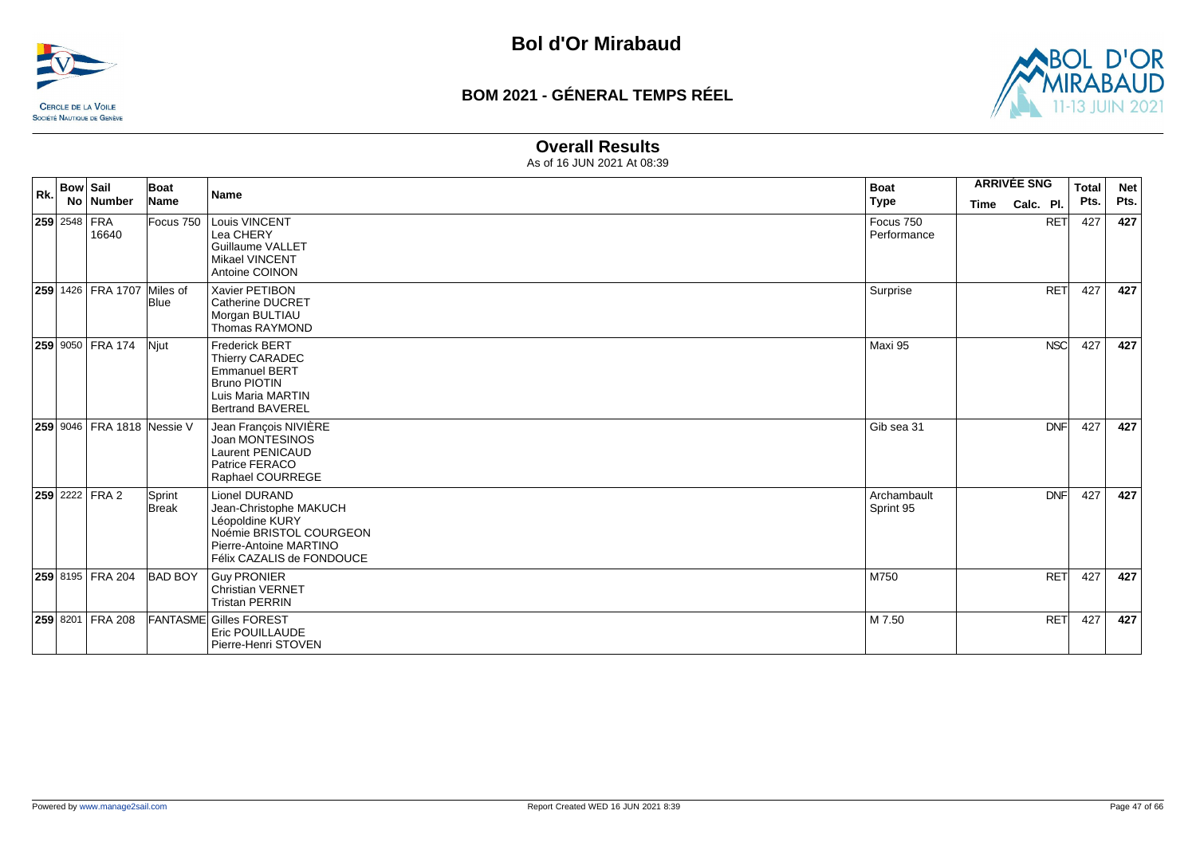# Bol d'Or Mirabaud

## BOM 2021 - GÉNERAL TEMPS RÉEL

### Overall Results

As of 16 JUN 2021 At 08:39

| Rk. | Bow No | Sail Number | Boat Name | Name | Boat Type | ARRIVÉE SNG Time | Calc. | Pl. | Total Pts. | Net Pts. |
|---|---|---|---|---|---|---|---|---|---|---|
| **259** | 2548 | FRA 16640 | Focus 750 | Louis VINCENT<br>Lea CHERY<br>Guillaume VALLET<br>Mikael VINCENT<br>Antoine COINON | Focus 750 Performance | | | RET | 427 | **427** |
| **259** | 1426 | FRA 1707 | Miles of Blue | Xavier PETIBON<br>Catherine DUCRET<br>Morgan BULTIAU<br>Thomas RAYMOND | Surprise | | | RET | 427 | **427** |
| **259** | 9050 | FRA 174 | Njut | Frederick BERT<br>Thierry CARADEC<br>Emmanuel BERT<br>Bruno PIOTIN<br>Luis Maria MARTIN<br>Bertrand BAVEREL | Maxi 95 | | | NSC | 427 | **427** |
| **259** | 9046 | FRA 1818 | Nessie V | Jean François NIVIÈRE<br>Joan MONTESINOS<br>Laurent PENICAUD<br>Patrice FERACO<br>Raphael COURREGE | Gib sea 31 | | | DNF | 427 | **427** |
| **259** | 2222 | FRA 2 | Sprint Break | Lionel DURAND<br>Jean-Christophe MAKUCH<br>Léopoldine KURY<br>Noémie BRISTOL COURGEON<br>Pierre-Antoine MARTINO<br>Félix CAZALIS de FONDOUCE | Archambault Sprint 95 | | | DNF | 427 | **427** |
| **259** | 8195 | FRA 204 | BAD BOY | Guy PRONIER<br>Christian VERNET<br>Tristan PERRIN | M750 | | | RET | 427 | **427** |
| **259** | 8201 | FRA 208 | FANTASME | Gilles FOREST<br>Eric POUILLAUDE<br>Pierre-Henri STOVEN | M 7.50 | | | RET | 427 | **427** |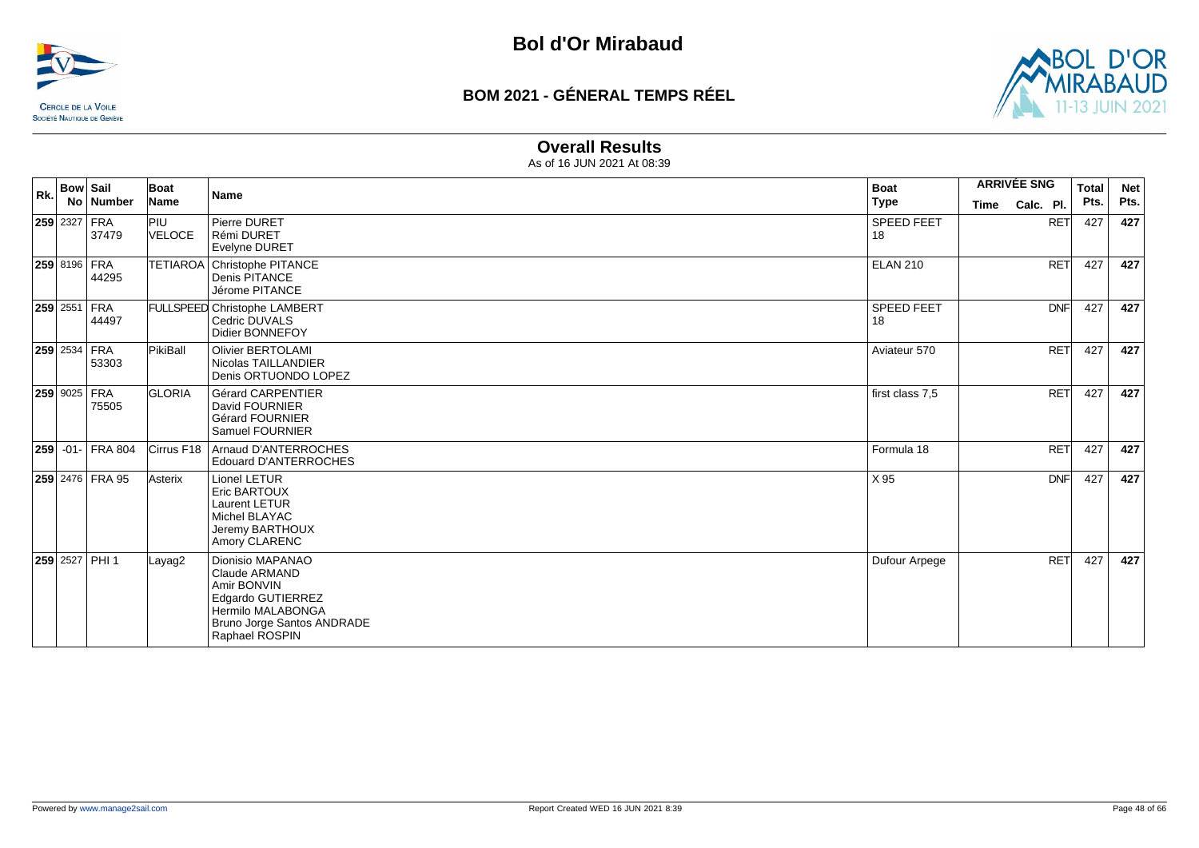# Bol d'Or Mirabaud

## BOM 2021 - GÉNERAL TEMPS RÉEL

### Overall Results

As of 16 JUN 2021 At 08:39

| Rk. | Bow No | Sail Number | Boat Name | Name | Boat Type | ARRIVÉE SNG Time | Calc. | Pl. | Total Pts. | Net Pts. |
|---|---|---|---|---|---|---|---|---|---|---|
| 259 | 2327 | FRA 37479 | PIU VELOCE | Pierre DURET<br>Rémi DURET<br>Evelyne DURET | SPEED FEET 18 | | | RET | 427 | 427 |
| 259 | 8196 | FRA 44295 | TETIAROA | Christophe PITANCE<br>Denis PITANCE<br>Jérome PITANCE | ELAN 210 | | | RET | 427 | 427 |
| 259 | 2551 | FRA 44497 | FULLSPEED | Christophe LAMBERT<br>Cedric DUVALS<br>Didier BONNEFOY | SPEED FEET 18 | | | DNF | 427 | 427 |
| 259 | 2534 | FRA 53303 | PikiBall | Olivier BERTOLAMI<br>Nicolas TAILLANDIER<br>Denis ORTUONDO LOPEZ | Aviateur 570 | | | RET | 427 | 427 |
| 259 | 9025 | FRA 75505 | GLORIA | Gérard CARPENTIER<br>David FOURNIER<br>Gérard FOURNIER<br>Samuel FOURNIER | first class 7,5 | | | RET | 427 | 427 |
| 259 | -01- | FRA 804 | Cirrus F18 | Arnaud D'ANTERROCHES<br>Edouard D'ANTERROCHES | Formula 18 | | | RET | 427 | 427 |
| 259 | 2476 | FRA 95 | Asterix | Lionel LETUR<br>Eric BARTOUX<br>Laurent LETUR<br>Michel BLAYAC<br>Jeremy BARTHOUX<br>Amory CLARENC | X 95 | | | DNF | 427 | 427 |
| 259 | 2527 | PHI 1 | Layag2 | Dionisio MAPANAO<br>Claude ARMAND<br>Amir BONVIN<br>Edgardo GUTIERREZ<br>Hermilo MALABONGA<br>Bruno Jorge Santos ANDRADE<br>Raphael ROSPIN | Dufour Arpege | | | RET | 427 | 427 |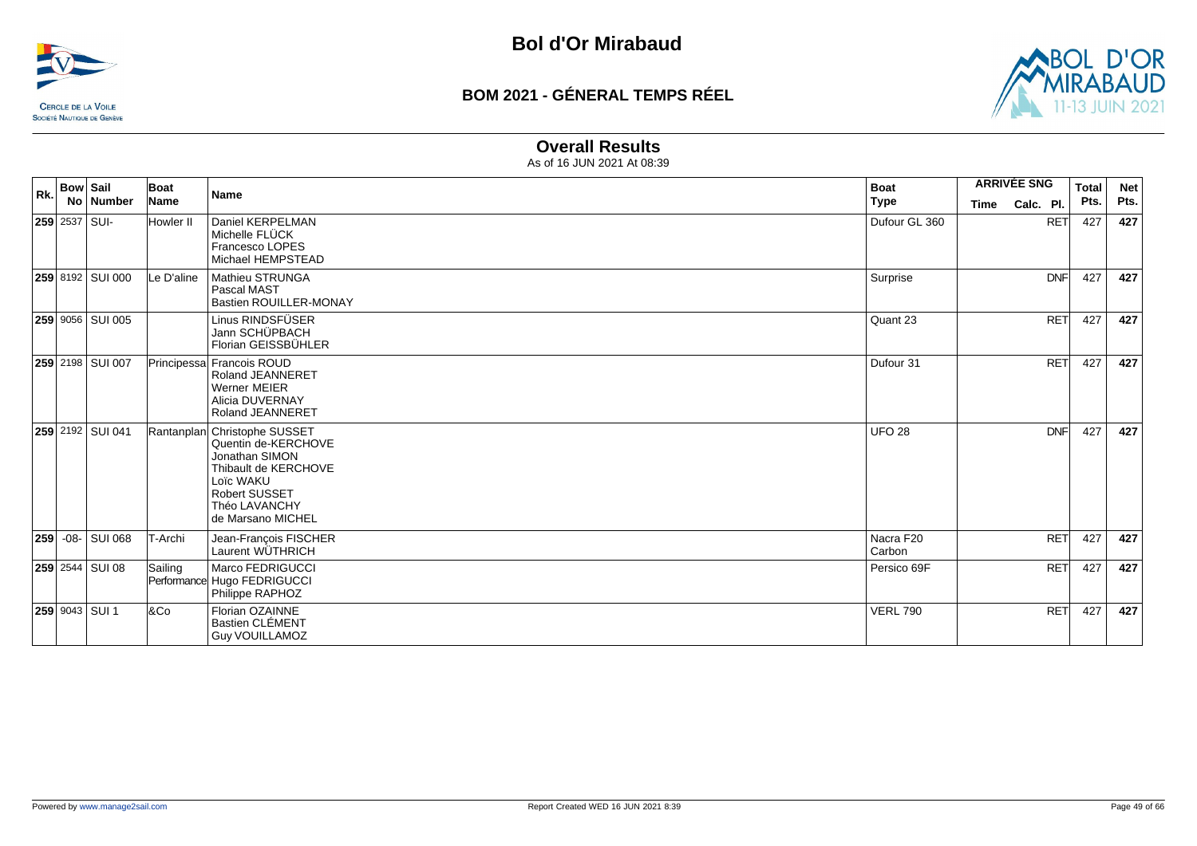# Bol d'Or Mirabaud

## BOM 2021 - GÉNERAL TEMPS RÉEL

### Overall Results

As of 16 JUN 2021 At 08:39

| Rk. | Bow No | Sail Number | Boat Name | Name | Boat Type | ARRIVÉE SNG Time | Calc. | Pl. | Total Pts. | Net Pts. |
|---|---|---|---|---|---|---|---|---|---|---|
| **259** | 2537 | SUI- | Howler II | Daniel KERPELMAN<br>Michelle FLÜCK<br>Francesco LOPES<br>Michael HEMPSTEAD | Dufour GL 360 | | | RET | 427 | **427** |
| **259** | 8192 | SUI 000 | Le D'aline | Mathieu STRUNGA<br>Pascal MAST<br>Bastien ROUILLER-MONAY | Surprise | | | DNF | 427 | **427** |
| **259** | 9056 | SUI 005 | | Linus RINDSFÜSER<br>Jann SCHÜPBACH<br>Florian GEISSBÜHLER | Quant 23 | | | RET | 427 | **427** |
| **259** | 2198 | SUI 007 | Principessa | Francois ROUD<br>Roland JEANNERET<br>Werner MEIER<br>Alicia DUVERNAY<br>Roland JEANNERET | Dufour 31 | | | RET | 427 | **427** |
| **259** | 2192 | SUI 041 | Rantanplan | Christophe SUSSET<br>Quentin de-KERCHOVE<br>Jonathan SIMON<br>Thibault de KERCHOVE<br>Loïc WAKU<br>Robert SUSSET<br>Théo LAVANCHY<br>de Marsano MICHEL | UFO 28 | | | DNF | 427 | **427** |
| **259** | -08- | SUI 068 | T-Archi | Jean-François FISCHER<br>Laurent WÜTHRICH | Nacra F20 Carbon | | | RET | 427 | **427** |
| **259** | 2544 | SUI 08 | Sailing Performance | Marco FEDRIGUCCI<br>Hugo FEDRIGUCCI<br>Philippe RAPHOZ | Persico 69F | | | RET | 427 | **427** |
| **259** | 9043 | SUI 1 | &Co | Florian OZAINNE<br>Bastien CLÉMENT<br>Guy VOUILLAMOZ | VERL 790 | | | RET | 427 | **427** |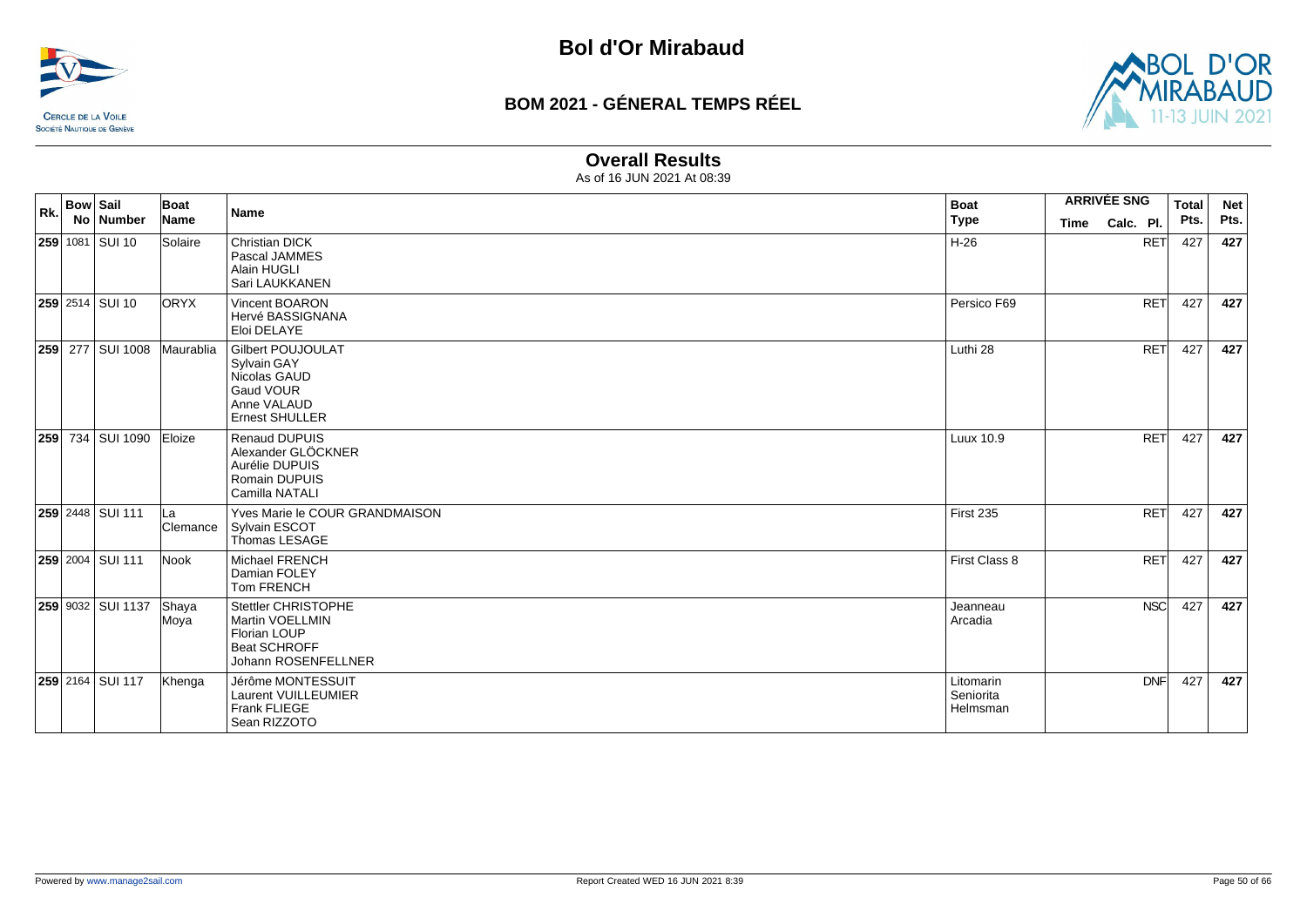# Bol d'Or Mirabaud

## BOM 2021 - GÉNERAL TEMPS RÉEL

### Overall Results

As of 16 JUN 2021 At 08:39

| Rk. | Bow No | Sail Number | Boat Name | Name | Boat Type | ARRIVÉE SNG Time | Calc. Pl. | Total Pts. | Net Pts. |
|---|---|---|---|---|---|---|---|---|---|
| **259** | 1081 | SUI 10 | Solaire | Christian DICK<br>Pascal JAMMES<br>Alain HUGLI<br>Sari LAUKKANEN | H-26 | | RET | 427 | **427** |
| **259** | 2514 | SUI 10 | ORYX | Vincent BOARON<br>Hervé BASSIGNANA<br>Eloi DELAYE | Persico F69 | | RET | 427 | **427** |
| **259** | 277 | SUI 1008 | Maurablia | Gilbert POUJOULAT<br>Sylvain GAY<br>Nicolas GAUD<br>Gaud VOUR<br>Anne VALAUD<br>Ernest SHULLER | Luthi 28 | | RET | 427 | **427** |
| **259** | 734 | SUI 1090 | Eloize | Renaud DUPUIS<br>Alexander GLÖCKNER<br>Aurélie DUPUIS<br>Romain DUPUIS<br>Camilla NATALI | Luux 10.9 | | RET | 427 | **427** |
| **259** | 2448 | SUI 111 | La Clemance | Yves Marie le COUR GRANDMAISON<br>Sylvain ESCOT<br>Thomas LESAGE | First 235 | | RET | 427 | **427** |
| **259** | 2004 | SUI 111 | Nook | Michael FRENCH<br>Damian FOLEY<br>Tom FRENCH | First Class 8 | | RET | 427 | **427** |
| **259** | 9032 | SUI 1137 | Shaya Moya | Stettler CHRISTOPHE<br>Martin VOELLMIN<br>Florian LOUP<br>Beat SCHROFF<br>Johann ROSENFELLNER | Jeanneau Arcadia | | NSC | 427 | **427** |
| **259** | 2164 | SUI 117 | Khenga | Jérôme MONTESSUIT<br>Laurent VUILLEUMIER<br>Frank FLIEGE<br>Sean RIZZOTO | Litomarin Seniorita Helmsman | | DNF | 427 | **427** |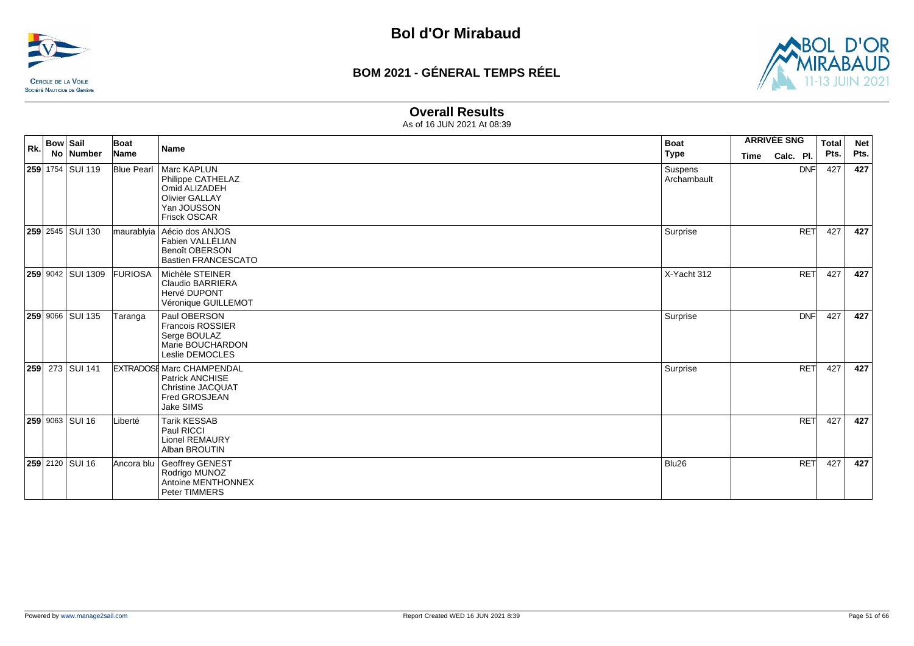# Bol d'Or Mirabaud

## BOM 2021 - GÉNERAL TEMPS RÉEL

### Overall Results

As of 16 JUN 2021 At 08:39

| Rk. | Bow No | Sail Number | Boat Name | Name | Boat Type | ARRIVÉE SNG Time | Calc. | Pl. | Total Pts. | Net Pts. |
|---|---|---|---|---|---|---|---|---|---|---|
| **259** | 1754 | SUI 119 | Blue Pearl | Marc KAPLUN<br>Philippe CATHELAZ<br>Omid ALIZADEH<br>Olivier GALLAY<br>Yan JOUSSON<br>Frisck OSCAR | Suspens Archambault | | | DNF | 427 | **427** |
| **259** | 2545 | SUI 130 | maurablyia | Aécio dos ANJOS<br>Fabien VALLÉLIAN<br>Benoît OBERSON<br>Bastien FRANCESCATO | Surprise | | | RET | 427 | **427** |
| **259** | 9042 | SUI 1309 | FURIOSA | Michèle STEINER<br>Claudio BARRIERA<br>Hervé DUPONT<br>Véronique GUILLEMOT | X-Yacht 312 | | | RET | 427 | **427** |
| **259** | 9066 | SUI 135 | Taranga | Paul OBERSON<br>Francois ROSSIER<br>Serge BOULAZ<br>Marie BOUCHARDON<br>Leslie DEMOCLES | Surprise | | | DNF | 427 | **427** |
| **259** | 273 | SUI 141 | EXTRADOSE | Marc CHAMPENDAL<br>Patrick ANCHISE<br>Christine JACQUAT<br>Fred GROSJEAN<br>Jake SIMS | Surprise | | | RET | 427 | **427** |
| **259** | 9063 | SUI 16 | Liberté | Tarik KESSAB<br>Paul RICCI<br>Lionel REMAURY<br>Alban BROUTIN | | | | RET | 427 | **427** |
| **259** | 2120 | SUI 16 | Ancora blu | Geoffrey GENEST<br>Rodrigo MUNOZ<br>Antoine MENTHONNEX<br>Peter TIMMERS | Blu26 | | | RET | 427 | **427** |

Powered by www.manage2sail.com

Report Created WED 16 JUN 2021 8:39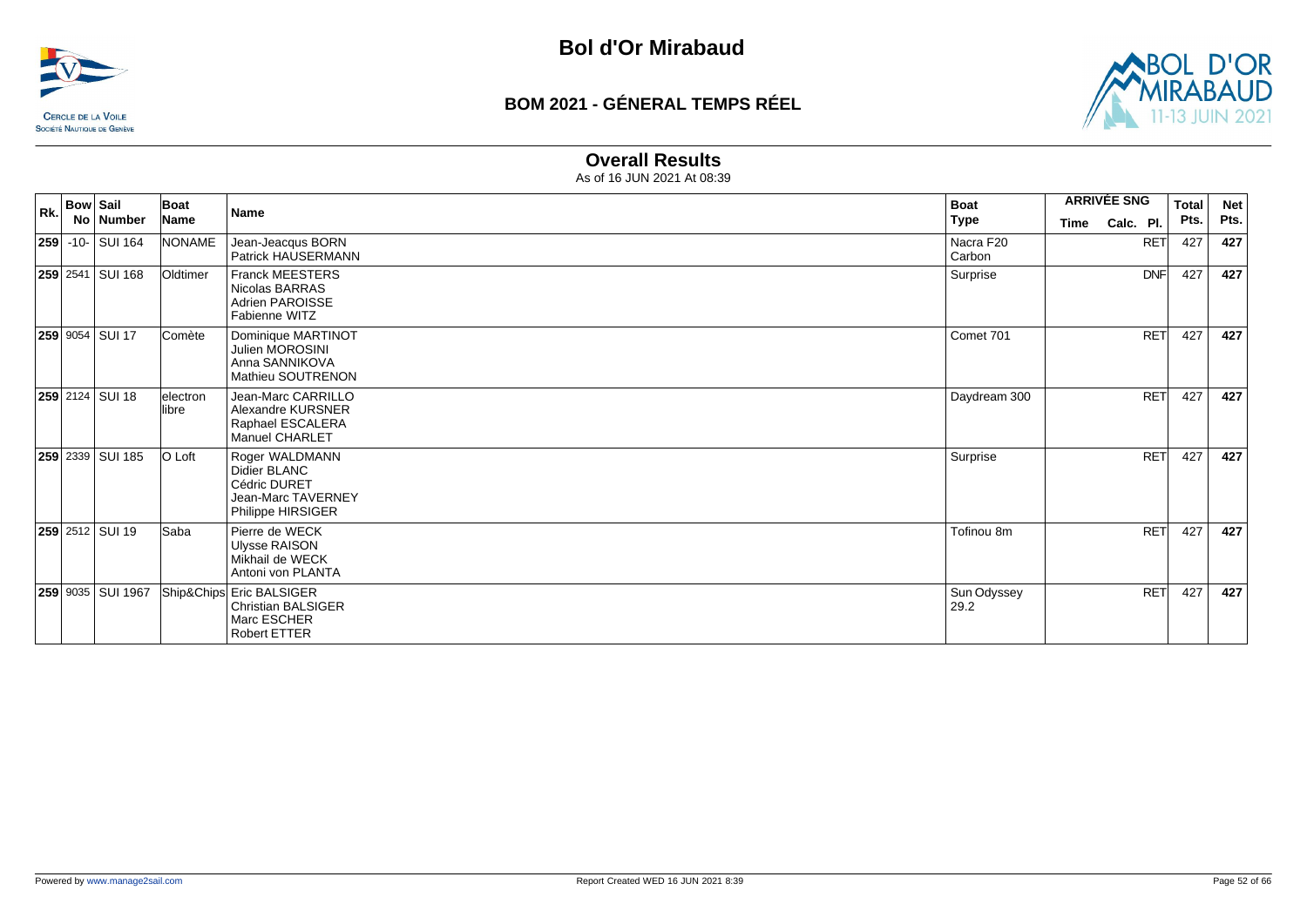# Bol d'Or Mirabaud

## BOM 2021 - GÉNERAL TEMPS RÉEL

### Overall Results

As of 16 JUN 2021 At 08:39

| Rk. | Bow No | Sail Number | Boat Name | Name | Boat Type | ARRIVÉE SNG Time | Calc. | Pl. | Total Pts. | Net Pts. |
|---|---|---|---|---|---|---|---|---|---|---|
| **259** | -10- | SUI 164 | NONAME | Jean-Jeacqus BORN<br>Patrick HAUSERMANN | Nacra F20 Carbon | | | RET | 427 | **427** |
| **259** | 2541 | SUI 168 | Oldtimer | Franck MEESTERS<br>Nicolas BARRAS<br>Adrien PAROISSE<br>Fabienne WITZ | Surprise | | | DNF | 427 | **427** |
| **259** | 9054 | SUI 17 | Comète | Dominique MARTINOT<br>Julien MOROSINI<br>Anna SANNIKOVA<br>Mathieu SOUTRENON | Comet 701 | | | RET | 427 | **427** |
| **259** | 2124 | SUI 18 | electron libre | Jean-Marc CARRILLO<br>Alexandre KURSNER<br>Raphael ESCALERA<br>Manuel CHARLET | Daydream 300 | | | RET | 427 | **427** |
| **259** | 2339 | SUI 185 | O Loft | Roger WALDMANN<br>Didier BLANC<br>Cédric DURET<br>Jean-Marc TAVERNEY<br>Philippe HIRSIGER | Surprise | | | RET | 427 | **427** |
| **259** | 2512 | SUI 19 | Saba | Pierre de WECK<br>Ulysse RAISON<br>Mikhail de WECK<br>Antoni von PLANTA | Tofinou 8m | | | RET | 427 | **427** |
| **259** | 9035 | SUI 1967 | Ship&Chips | Eric BALSIGER<br>Christian BALSIGER<br>Marc ESCHER<br>Robert ETTER | Sun Odyssey 29.2 | | | RET | 427 | **427** |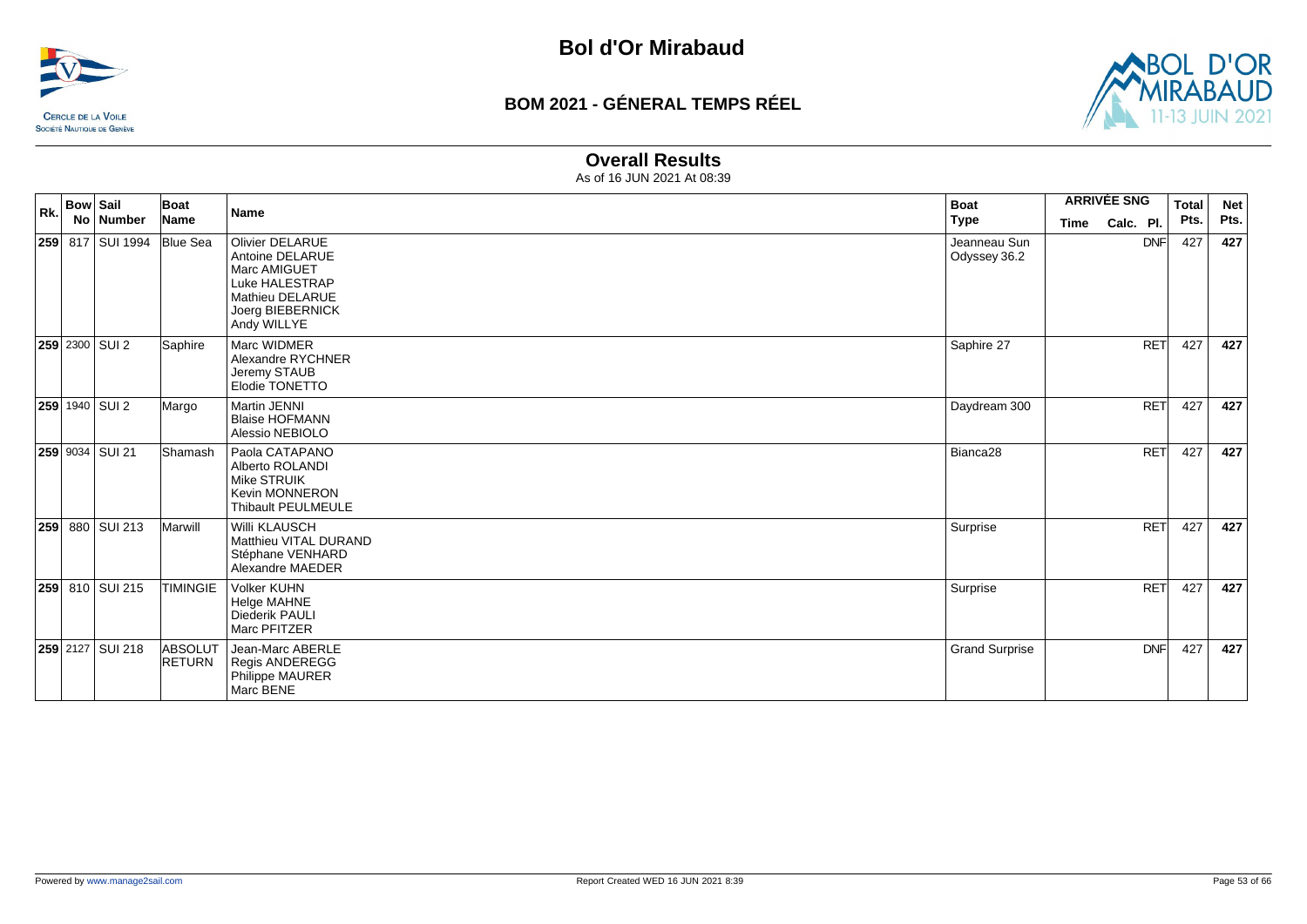# Bol d'Or Mirabaud

## BOM 2021 - GÉNERAL TEMPS RÉEL

### Overall Results

As of 16 JUN 2021 At 08:39

| Rk. | Bow No | Sail Number | Boat Name | Name | Boat Type | ARRIVÉE SNG Time | Calc. | Pl. | Total Pts. | Net Pts. |
|---|---|---|---|---|---|---|---|---|---|---|
| **259** | 817 | SUI 1994 | Blue Sea | Olivier DELARUE<br>Antoine DELARUE<br>Marc AMIGUET<br>Luke HALESTRAP<br>Mathieu DELARUE<br>Joerg BIEBERNICK<br>Andy WILLYE | Jeanneau Sun Odyssey 36.2 | | | DNF | 427 | **427** |
| **259** | 2300 | SUI 2 | Saphire | Marc WIDMER<br>Alexandre RYCHNER<br>Jeremy STAUB<br>Elodie TONETTO | Saphire 27 | | | RET | 427 | **427** |
| **259** | 1940 | SUI 2 | Margo | Martin JENNI<br>Blaise HOFMANN<br>Alessio NEBIOLO | Daydream 300 | | | RET | 427 | **427** |
| **259** | 9034 | SUI 21 | Shamash | Paola CATAPANO<br>Alberto ROLANDI<br>Mike STRUIK<br>Kevin MONNERON<br>Thibault PEULMEULE | Bianca28 | | | RET | 427 | **427** |
| **259** | 880 | SUI 213 | Marwill | Willi KLAUSCH<br>Matthieu VITAL DURAND<br>Stéphane VENHARD<br>Alexandre MAEDER | Surprise | | | RET | 427 | **427** |
| **259** | 810 | SUI 215 | TIMINGIE | Volker KUHN<br>Helge MAHNE<br>Diederik PAULI<br>Marc PFITZER | Surprise | | | RET | 427 | **427** |
| **259** | 2127 | SUI 218 | ABSOLUT RETURN | Jean-Marc ABERLE<br>Regis ANDEREGG<br>Philippe MAURER<br>Marc BENE | Grand Surprise | | | DNF | 427 | **427** |

Powered by www.manage2sail.com

Report Created WED 16 JUN 2021 8:39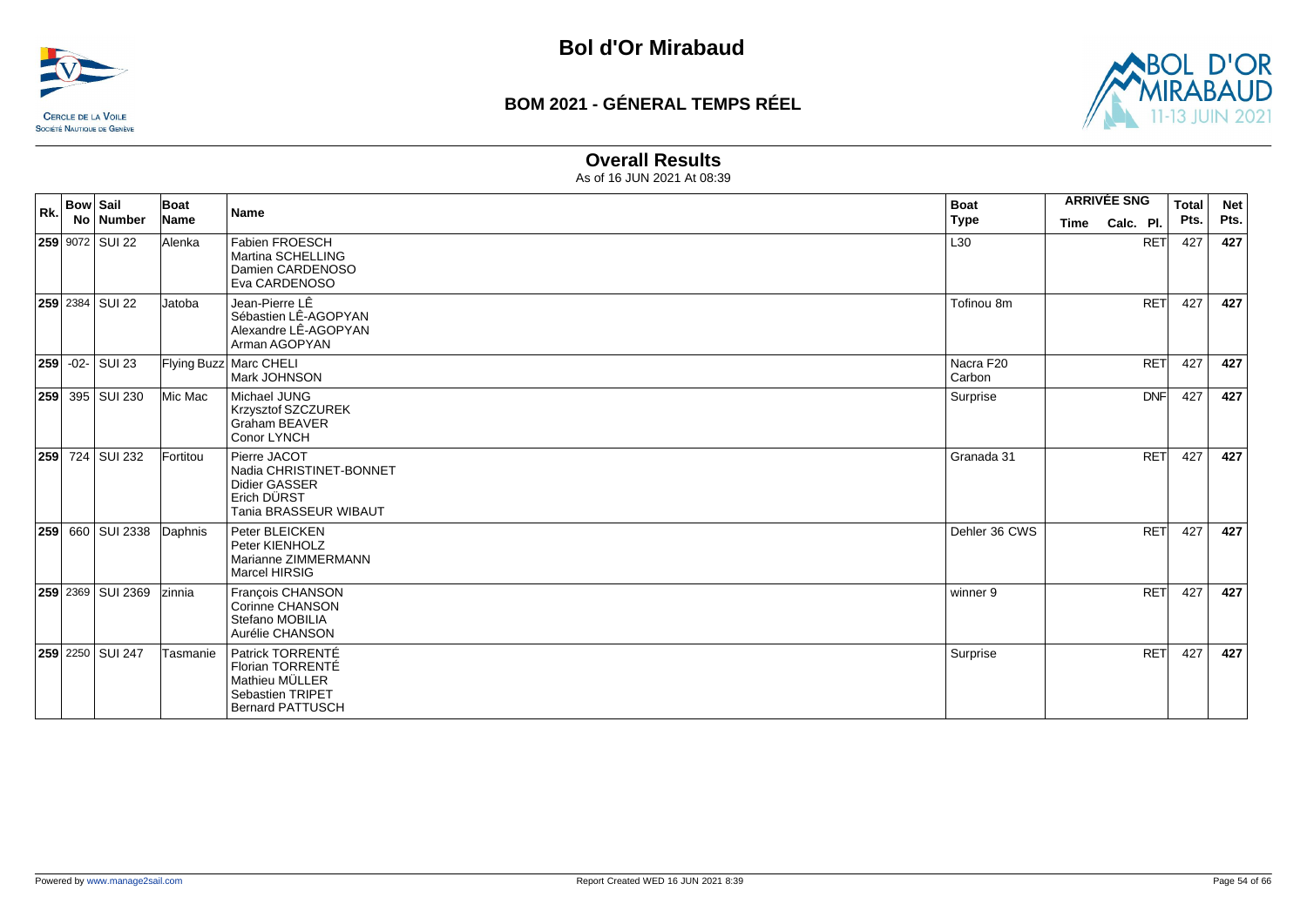# Bol d'Or Mirabaud

## BOM 2021 - GÉNERAL TEMPS RÉEL

### Overall Results

As of 16 JUN 2021 At 08:39

| Rk. | Bow No | Sail Number | Boat Name | Name | Boat Type | ARRIVÉE SNG Time | Calc. | Pl. | Total Pts. | Net Pts. |
|---|---|---|---|---|---|---|---|---|---|---|
| **259** | 9072 | SUI 22 | Alenka | Fabien FROESCH<br>Martina SCHELLING<br>Damien CARDENOSO<br>Eva CARDENOSO | L30 | | | RET | 427 | **427** |
| **259** | 2384 | SUI 22 | Jatoba | Jean-Pierre LÊ<br>Sébastien LÊ-AGOPYAN<br>Alexandre LÊ-AGOPYAN<br>Arman AGOPYAN | Tofinou 8m | | | RET | 427 | **427** |
| **259** | -02- | SUI 23 | Flying Buzz | Marc CHELI<br>Mark JOHNSON | Nacra F20 Carbon | | | RET | 427 | **427** |
| **259** | 395 | SUI 230 | Mic Mac | Michael JUNG<br>Krzysztof SZCZUREK<br>Graham BEAVER<br>Conor LYNCH | Surprise | | | DNF | 427 | **427** |
| **259** | 724 | SUI 232 | Fortitou | Pierre JACOT<br>Nadia CHRISTINET-BONNET<br>Didier GASSER<br>Erich DÜRST<br>Tania BRASSEUR WIBAUT | Granada 31 | | | RET | 427 | **427** |
| **259** | 660 | SUI 2338 | Daphnis | Peter BLEICKEN<br>Peter KIENHOLZ<br>Marianne ZIMMERMANN<br>Marcel HIRSIG | Dehler 36 CWS | | | RET | 427 | **427** |
| **259** | 2369 | SUI 2369 | zinnia | François CHANSON<br>Corinne CHANSON<br>Stefano MOBILIA<br>Aurélie CHANSON | winner 9 | | | RET | 427 | **427** |
| **259** | 2250 | SUI 247 | Tasmanie | Patrick TORRENTÉ<br>Florian TORRENTÉ<br>Mathieu MÜLLER<br>Sebastien TRIPET<br>Bernard PATTUSCH | Surprise | | | RET | 427 | **427** |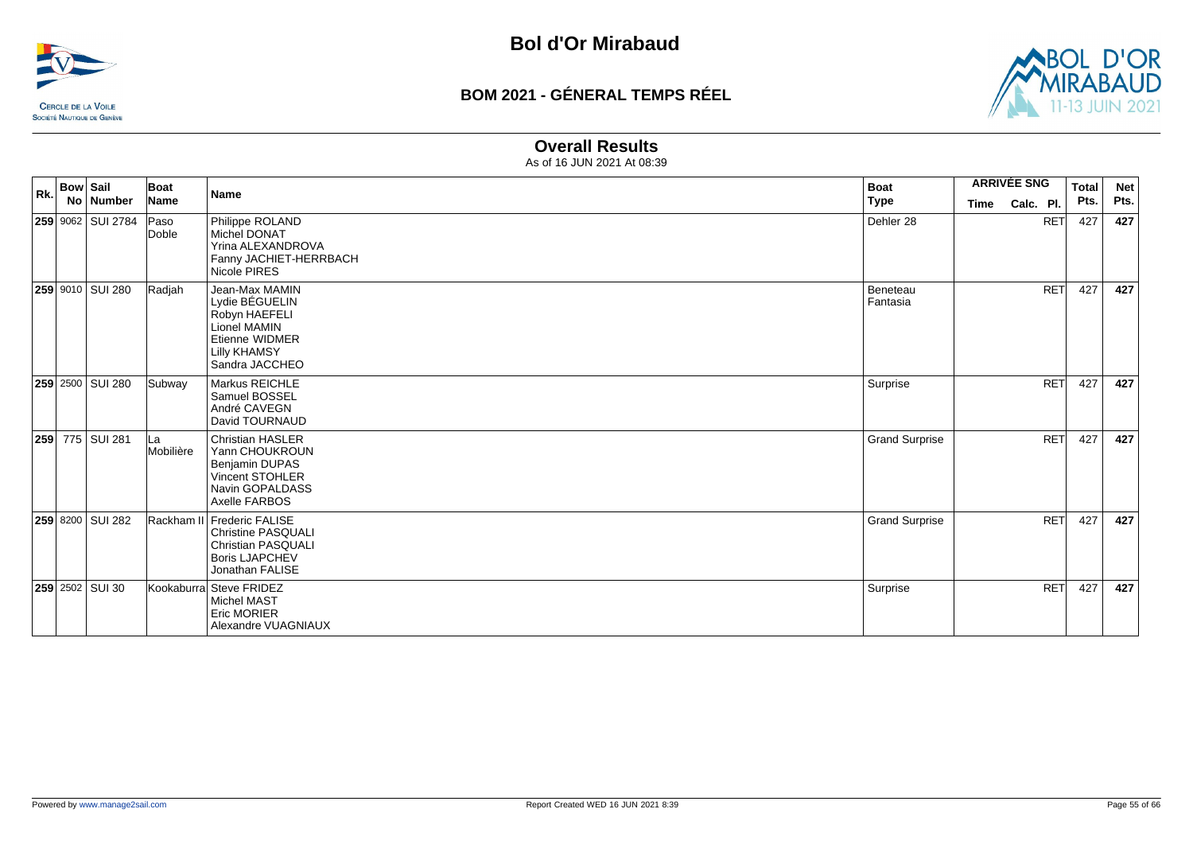# Bol d'Or Mirabaud

## BOM 2021 - GÉNERAL TEMPS RÉEL

### Overall Results

As of 16 JUN 2021 At 08:39

| Rk. | Bow No | Sail Number | Boat Name | Name | Boat Type | ARRIVÉE SNG Time | Calc. | Pl. | Total Pts. | Net Pts. |
|---|---|---|---|---|---|---|---|---|---|---|
| **259** | 9062 | SUI 2784 | Paso Doble | Philippe ROLAND<br>Michel DONAT<br>Yrina ALEXANDROVA<br>Fanny JACHIET-HERRBACH<br>Nicole PIRES | Dehler 28 | | | RET | 427 | **427** |
| **259** | 9010 | SUI 280 | Radjah | Jean-Max MAMIN<br>Lydie BÉGUELIN<br>Robyn HAEFELI<br>Lionel MAMIN<br>Etienne WIDMER<br>Lilly KHAMSY<br>Sandra JACCHEO | Beneteau Fantasia | | | RET | 427 | **427** |
| **259** | 2500 | SUI 280 | Subway | Markus REICHLE<br>Samuel BOSSEL<br>André CAVEGN<br>David TOURNAUD | Surprise | | | RET | 427 | **427** |
| **259** | 775 | SUI 281 | La Mobilière | Christian HASLER<br>Yann CHOUKROUN<br>Benjamin DUPAS<br>Vincent STOHLER<br>Navin GOPALDASS<br>Axelle FARBOS | Grand Surprise | | | RET | 427 | **427** |
| **259** | 8200 | SUI 282 | Rackham II | Frederic FALISE<br>Christine PASQUALI<br>Christian PASQUALI<br>Boris LJAPCHEV<br>Jonathan FALISE | Grand Surprise | | | RET | 427 | **427** |
| **259** | 2502 | SUI 30 | Kookaburra | Steve FRIDEZ<br>Michel MAST<br>Eric MORIER<br>Alexandre VUAGNIAUX | Surprise | | | RET | 427 | **427** |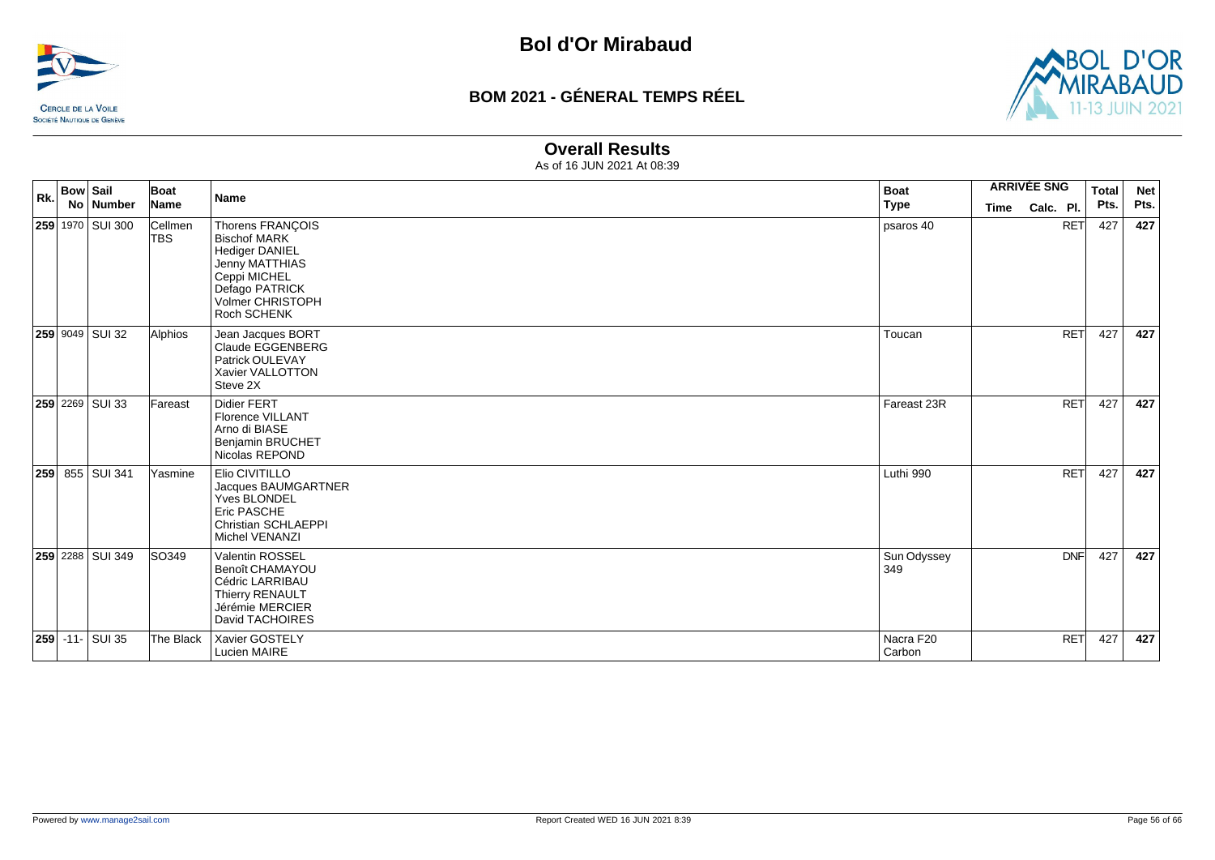# Bol d'Or Mirabaud

## BOM 2021 - GÉNERAL TEMPS RÉEL

### Overall Results

As of 16 JUN 2021 At 08:39

| Rk. | Bow No | Sail Number | Boat Name | Name | Boat Type | ARRIVÉE SNG Time | Calc. | Pl. | Total Pts. | Net Pts. |
|---|---|---|---|---|---|---|---|---|---|---|
| **259** | 1970 | SUI 300 | Cellmen TBS | Thorens FRANÇOIS<br>Bischof MARK<br>Hediger DANIEL<br>Jenny MATTHIAS<br>Ceppi MICHEL<br>Defago PATRICK<br>Volmer CHRISTOPH<br>Roch SCHENK | psaros 40 | | | RET | 427 | **427** |
| **259** | 9049 | SUI 32 | Alphios | Jean Jacques BORT<br>Claude EGGENBERG<br>Patrick OULEVAY<br>Xavier VALLOTTON<br>Steve 2X | Toucan | | | RET | 427 | **427** |
| **259** | 2269 | SUI 33 | Fareast | Didier FERT<br>Florence VILLANT<br>Arno di BIASE<br>Benjamin BRUCHET<br>Nicolas REPOND | Fareast 23R | | | RET | 427 | **427** |
| **259** | 855 | SUI 341 | Yasmine | Elio CIVITILLO<br>Jacques BAUMGARTNER<br>Yves BLONDEL<br>Eric PASCHE<br>Christian SCHLAEPPI<br>Michel VENANZI | Luthi 990 | | | RET | 427 | **427** |
| **259** | 2288 | SUI 349 | SO349 | Valentin ROSSEL<br>Benoît CHAMAYOU<br>Cédric LARRIBAU<br>Thierry RENAULT<br>Jérémie MERCIER<br>David TACHOIRES | Sun Odyssey 349 | | | DNF | 427 | **427** |
| **259** | -11- | SUI 35 | The Black | Xavier GOSTELY<br>Lucien MAIRE | Nacra F20 Carbon | | | RET | 427 | **427** |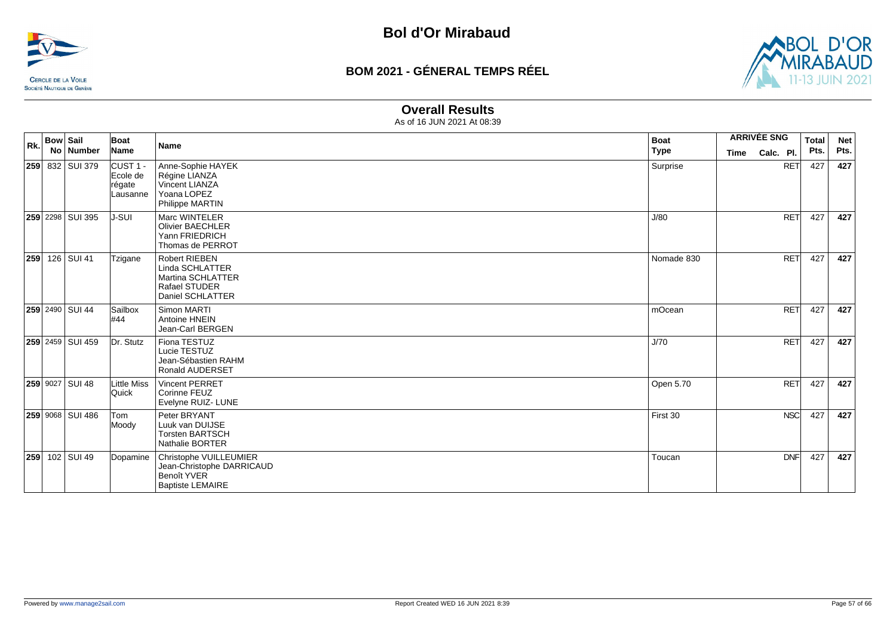# Bol d'Or Mirabaud

## BOM 2021 - GÉNERAL TEMPS RÉEL

### Overall Results

As of 16 JUN 2021 At 08:39

| Rk. | Bow No | Sail Number | Boat Name | Name | Boat Type | ARRIVÉE SNG Time | Calc. | Pl. | Total Pts. | Net Pts. |
|---|---|---|---|---|---|---|---|---|---|---|
| **259** | 832 | SUI 379 | CUST 1 - Ecole de régate Lausanne | Anne-Sophie HAYEK<br>Régine LIANZA<br>Vincent LIANZA<br>Yoana LOPEZ<br>Philippe MARTIN | Surprise | | | RET | 427 | **427** |
| **259** | 2298 | SUI 395 | J-SUI | Marc WINTELER<br>Olivier BAECHLER<br>Yann FRIEDRICH<br>Thomas de PERROT | J/80 | | | RET | 427 | **427** |
| **259** | 126 | SUI 41 | Tzigane | Robert RIEBEN<br>Linda SCHLATTER<br>Martina SCHLATTER<br>Rafael STUDER<br>Daniel SCHLATTER | Nomade 830 | | | RET | 427 | **427** |
| **259** | 2490 | SUI 44 | Sailbox #44 | Simon MARTI<br>Antoine HNEIN<br>Jean-Carl BERGEN | mOcean | | | RET | 427 | **427** |
| **259** | 2459 | SUI 459 | Dr. Stutz | Fiona TESTUZ<br>Lucie TESTUZ<br>Jean-Sébastien RAHM<br>Ronald AUDERSET | J/70 | | | RET | 427 | **427** |
| **259** | 9027 | SUI 48 | Little Miss Quick | Vincent PERRET<br>Corinne FEUZ<br>Evelyne RUIZ- LUNE | Open 5.70 | | | RET | 427 | **427** |
| **259** | 9068 | SUI 486 | Tom Moody | Peter BRYANT<br>Luuk van DUIJSE<br>Torsten BARTSCH<br>Nathalie BORTER | First 30 | | | NSC | 427 | **427** |
| **259** | 102 | SUI 49 | Dopamine | Christophe VUILLEUMIER<br>Jean-Christophe DARRICAUD<br>Benoît YVER<br>Baptiste LEMAIRE | Toucan | | | DNF | 427 | **427** |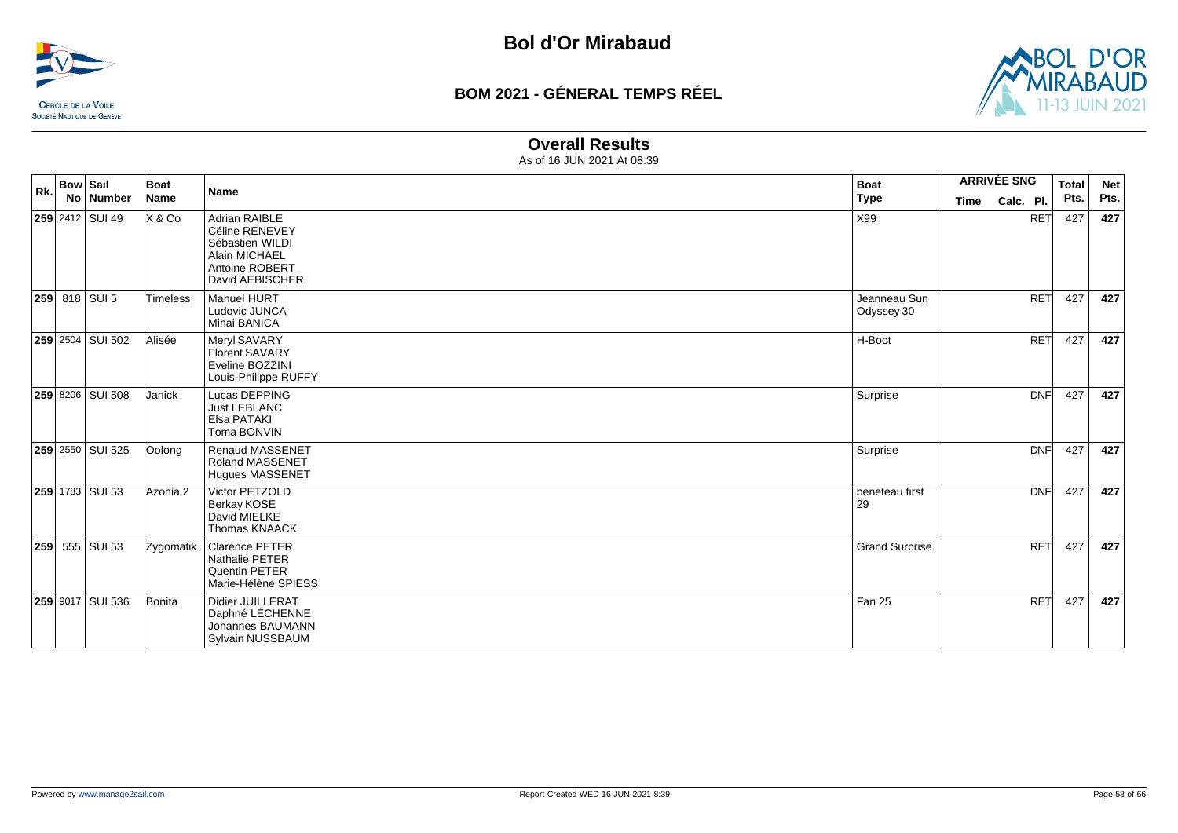# Bol d'Or Mirabaud

## BOM 2021 - GÉNERAL TEMPS RÉEL

### Overall Results

As of 16 JUN 2021 At 08:39

| Rk. | Bow No | Sail Number | Boat Name | Name | Boat Type | ARRIVÉE SNG Time | Calc. | Pl. | Total Pts. | Net Pts. |
|---|---|---|---|---|---|---|---|---|---|---|
| **259** | 2412 | SUI 49 | X & Co | Adrian RAIBLE<br>Céline RENEVEY<br>Sébastien WILDI<br>Alain MICHAEL<br>Antoine ROBERT<br>David AEBISCHER | X99 | | | RET | 427 | **427** |
| **259** | 818 | SUI 5 | Timeless | Manuel HURT<br>Ludovic JUNCA<br>Mihai BANICA | Jeanneau Sun Odyssey 30 | | | RET | 427 | **427** |
| **259** | 2504 | SUI 502 | Alisée | Meryl SAVARY<br>Florent SAVARY<br>Eveline BOZZINI<br>Louis-Philippe RUFFY | H-Boot | | | RET | 427 | **427** |
| **259** | 8206 | SUI 508 | Janick | Lucas DEPPING<br>Just LEBLANC<br>Elsa PATAKI<br>Toma BONVIN | Surprise | | | DNF | 427 | **427** |
| **259** | 2550 | SUI 525 | Oolong | Renaud MASSENET<br>Roland MASSENET<br>Hugues MASSENET | Surprise | | | DNF | 427 | **427** |
| **259** | 1783 | SUI 53 | Azohia 2 | Victor PETZOLD<br>Berkay KOSE<br>David MIELKE<br>Thomas KNAACK | beneteau first 29 | | | DNF | 427 | **427** |
| **259** | 555 | SUI 53 | Zygomatik | Clarence PETER<br>Nathalie PETER<br>Quentin PETER<br>Marie-Hélène SPIESS | Grand Surprise | | | RET | 427 | **427** |
| **259** | 9017 | SUI 536 | Bonita | Didier JUILLERAT<br>Daphné LÉCHENNE<br>Johannes BAUMANN<br>Sylvain NUSSBAUM | Fan 25 | | | RET | 427 | **427** |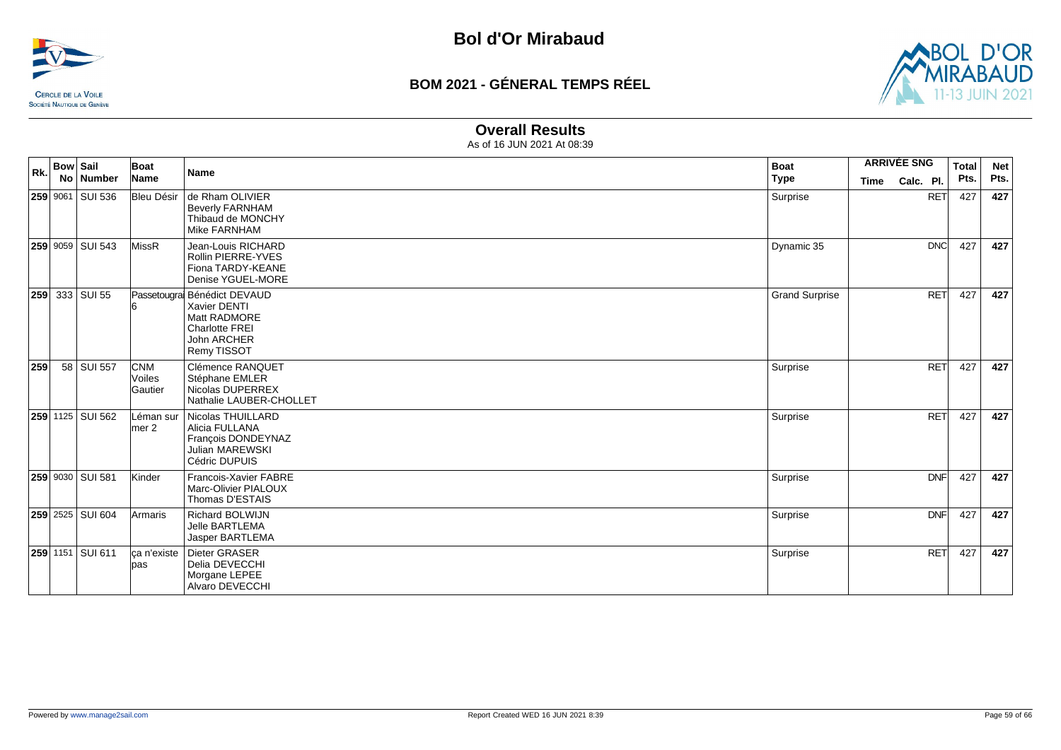# Bol d'Or Mirabaud

## BOM 2021 - GÉNERAL TEMPS RÉEL

### Overall Results

As of 16 JUN 2021 At 08:39

| Rk. | Bow No | Sail Number | Boat Name | Name | Boat Type | ARRIVÉE SNG Time | Calc. | Pl. | Total Pts. | Net Pts. |
|---|---|---|---|---|---|---|---|---|---|---|
| 259 | 9061 | SUI 536 | Bleu Désir | de Rham OLIVIER<br>Beverly FARNHAM<br>Thibaud de MONCHY<br>Mike FARNHAM | Surprise | | | RET | 427 | 427 |
| 259 | 9059 | SUI 543 | MissR | Jean-Louis RICHARD<br>Rollin PIERRE-YVES<br>Fiona TARDY-KEANE<br>Denise YGUEL-MORE | Dynamic 35 | | | DNC | 427 | 427 |
| 259 | 333 | SUI 55 | Passetougrai 6 | Bénédict DEVAUD<br>Xavier DENTI<br>Matt RADMORE<br>Charlotte FREI<br>John ARCHER<br>Remy TISSOT | Grand Surprise | | | RET | 427 | 427 |
| 259 | 58 | SUI 557 | CNM Voiles Gautier | Clémence RANQUET<br>Stéphane EMLER<br>Nicolas DUPERREX<br>Nathalie LAUBER-CHOLLET | Surprise | | | RET | 427 | 427 |
| 259 | 1125 | SUI 562 | Léman sur mer 2 | Nicolas THUILLARD<br>Alicia FULLANA<br>François DONDEYNAZ<br>Julian MAREWSKI<br>Cédric DUPUIS | Surprise | | | RET | 427 | 427 |
| 259 | 9030 | SUI 581 | Kinder | Francois-Xavier FABRE<br>Marc-Olivier PIALOUX<br>Thomas D'ESTAIS | Surprise | | | DNF | 427 | 427 |
| 259 | 2525 | SUI 604 | Armaris | Richard BOLWIJN<br>Jelle BARTLEMA<br>Jasper BARTLEMA | Surprise | | | DNF | 427 | 427 |
| 259 | 1151 | SUI 611 | ça n'existe pas | Dieter GRASER<br>Delia DEVECCHI<br>Morgane LEPEE<br>Alvaro DEVECCHI | Surprise | | | RET | 427 | 427 |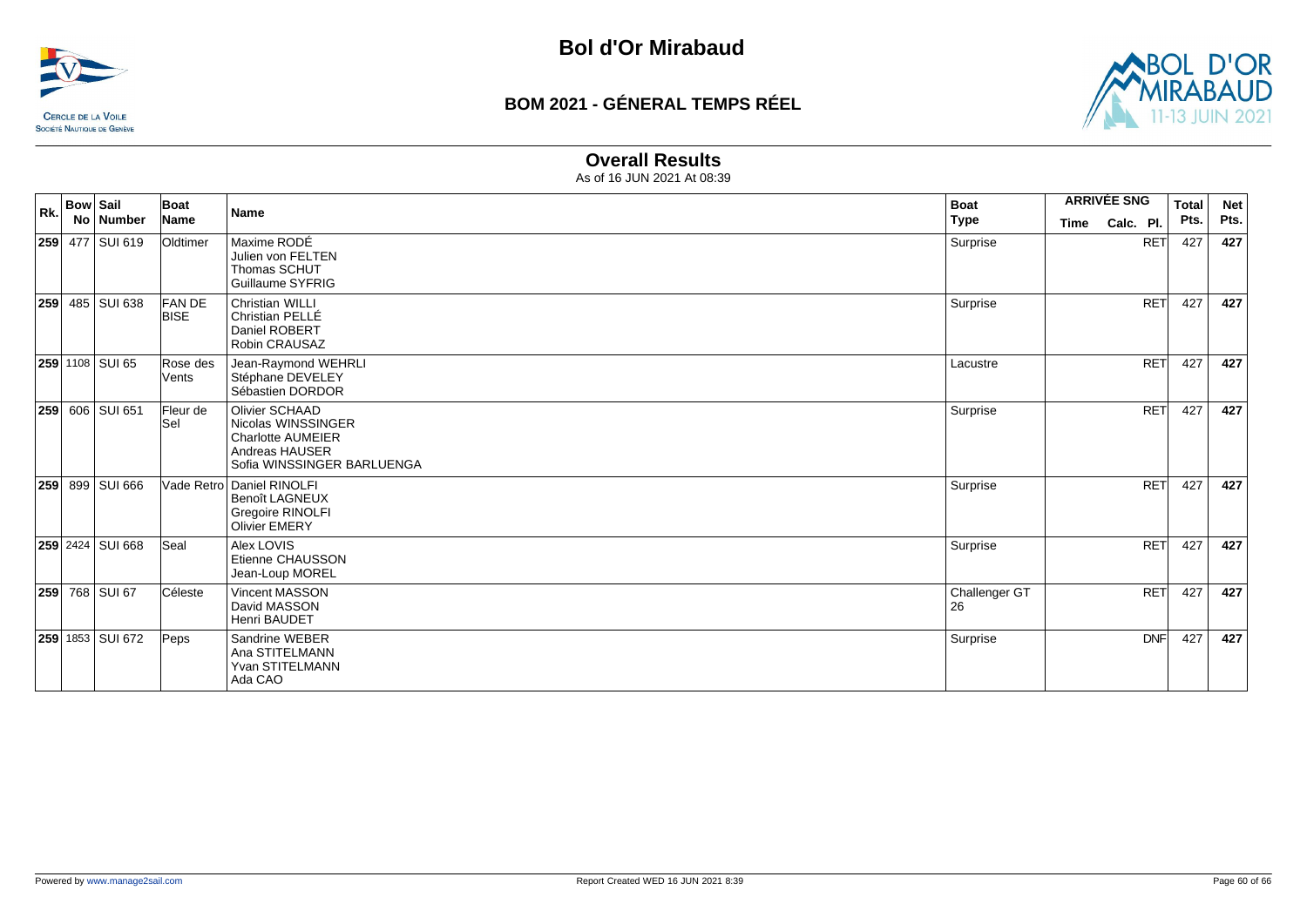# Bol d'Or Mirabaud

## BOM 2021 - GÉNERAL TEMPS RÉEL

### Overall Results

As of 16 JUN 2021 At 08:39

| Rk. | Bow No | Sail Number | Boat Name | Name | Boat Type | ARRIVÉE SNG Time | Calc. Pl. | Total Pts. | Net Pts. |
|---|---|---|---|---|---|---|---|---|---|
| **259** | 477 | SUI 619 | Oldtimer | Maxime RODÉ<br>Julien von FELTEN<br>Thomas SCHUT<br>Guillaume SYFRIG | Surprise | | RET | 427 | **427** |
| **259** | 485 | SUI 638 | FAN DE BISE | Christian WILLI<br>Christian PELLÉ<br>Daniel ROBERT<br>Robin CRAUSAZ | Surprise | | RET | 427 | **427** |
| **259** | 1108 | SUI 65 | Rose des Vents | Jean-Raymond WEHRLI<br>Stéphane DEVELEY<br>Sébastien DORDOR | Lacustre | | RET | 427 | **427** |
| **259** | 606 | SUI 651 | Fleur de Sel | Olivier SCHAAD<br>Nicolas WINSSINGER<br>Charlotte AUMEIER<br>Andreas HAUSER<br>Sofia WINSSINGER BARLUENGA | Surprise | | RET | 427 | **427** |
| **259** | 899 | SUI 666 | Vade Retro | Daniel RINOLFI<br>Benoît LAGNEUX<br>Gregoire RINOLFI<br>Olivier EMERY | Surprise | | RET | 427 | **427** |
| **259** | 2424 | SUI 668 | Seal | Alex LOVIS<br>Etienne CHAUSSON<br>Jean-Loup MOREL | Surprise | | RET | 427 | **427** |
| **259** | 768 | SUI 67 | Céleste | Vincent MASSON<br>David MASSON<br>Henri BAUDET | Challenger GT 26 | | RET | 427 | **427** |
| **259** | 1853 | SUI 672 | Peps | Sandrine WEBER<br>Ana STITELMANN<br>Yvan STITELMANN<br>Ada CAO | Surprise | | DNF | 427 | **427** |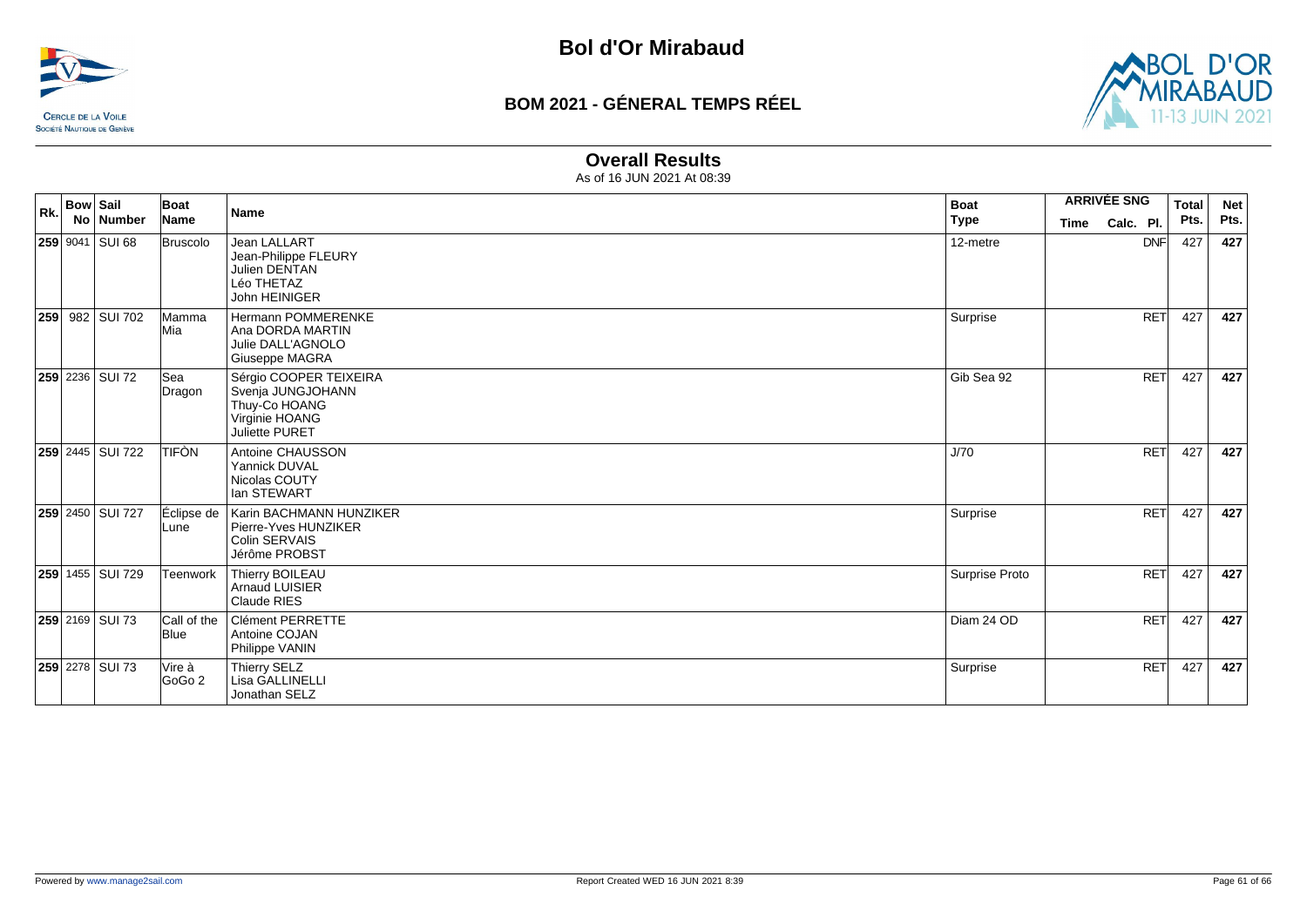# Bol d'Or Mirabaud

## BOM 2021 - GÉNERAL TEMPS RÉEL

### Overall Results

As of 16 JUN 2021 At 08:39

| Rk. | Bow No | Sail Number | Boat Name | Name | Boat Type | ARRIVÉE SNG Time | Calc. | Pl. | Total Pts. | Net Pts. |
|---|---|---|---|---|---|---|---|---|---|---|
| **259** | 9041 | SUI 68 | Bruscolo | Jean LALLART<br>Jean-Philippe FLEURY<br>Julien DENTAN<br>Léo THETAZ<br>John HEINIGER | 12-metre | | | DNF | 427 | **427** |
| **259** | 982 | SUI 702 | Mamma Mia | Hermann POMMERENKE<br>Ana DORDA MARTIN<br>Julie DALL'AGNOLO<br>Giuseppe MAGRA | Surprise | | | RET | 427 | **427** |
| **259** | 2236 | SUI 72 | Sea Dragon | Sérgio COOPER TEIXEIRA<br>Svenja JUNGJOHANN<br>Thuy-Co HOANG<br>Virginie HOANG<br>Juliette PURET | Gib Sea 92 | | | RET | 427 | **427** |
| **259** | 2445 | SUI 722 | TIFÒN | Antoine CHAUSSON<br>Yannick DUVAL<br>Nicolas COUTY<br>Ian STEWART | J/70 | | | RET | 427 | **427** |
| **259** | 2450 | SUI 727 | Éclipse de Lune | Karin BACHMANN HUNZIKER<br>Pierre-Yves HUNZIKER<br>Colin SERVAIS<br>Jérôme PROBST | Surprise | | | RET | 427 | **427** |
| **259** | 1455 | SUI 729 | Teenwork | Thierry BOILEAU<br>Arnaud LUISIER<br>Claude RIES | Surprise Proto | | | RET | 427 | **427** |
| **259** | 2169 | SUI 73 | Call of the Blue | Clément PERRETTE<br>Antoine COJAN<br>Philippe VANIN | Diam 24 OD | | | RET | 427 | **427** |
| **259** | 2278 | SUI 73 | Vire à GoGo 2 | Thierry SELZ<br>Lisa GALLINELLI<br>Jonathan SELZ | Surprise | | | RET | 427 | **427** |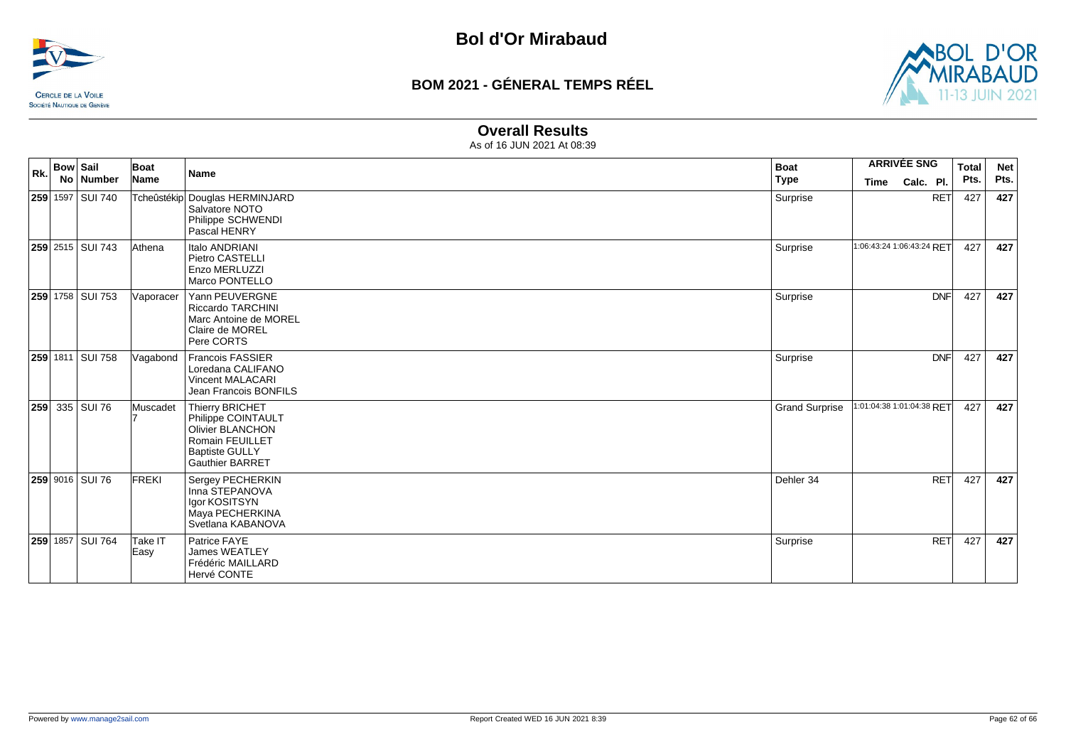# Bol d'Or Mirabaud

## BOM 2021 - GÉNERAL TEMPS RÉEL

### Overall Results

As of 16 JUN 2021 At 08:39

| Rk. | Bow No | Sail Number | Boat Name | Name | Boat Type | ARRIVÉE SNG Time | Calc. | Pl. | Total Pts. | Net Pts. |
|---|---|---|---|---|---|---|---|---|---|---|
| **259** | 1597 | SUI 740 | Tcheûstékip | Douglas HERMINJARD<br>Salvatore NOTO<br>Philippe SCHWENDI<br>Pascal HENRY | Surprise | | | RET | 427 | **427** |
| **259** | 2515 | SUI 743 | Athena | Italo ANDRIANI<br>Pietro CASTELLI<br>Enzo MERLUZZI<br>Marco PONTELLO | Surprise | 1:06:43:24 | 1:06:43:24 | RET | 427 | **427** |
| **259** | 1758 | SUI 753 | Vaporacer | Yann PEUVERGNE<br>Riccardo TARCHINI<br>Marc Antoine de MOREL<br>Claire de MOREL<br>Pere CORTS | Surprise | | | DNF | 427 | **427** |
| **259** | 1811 | SUI 758 | Vagabond | Francois FASSIER<br>Loredana CALIFANO<br>Vincent MALACARI<br>Jean Francois BONFILS | Surprise | | | DNF | 427 | **427** |
| **259** | 335 | SUI 76 | Muscadet 7 | Thierry BRICHET<br>Philippe COINTAULT<br>Olivier BLANCHON<br>Romain FEUILLET<br>Baptiste GULLY<br>Gauthier BARRET | Grand Surprise | 1:01:04:38 | 1:01:04:38 | RET | 427 | **427** |
| **259** | 9016 | SUI 76 | FREKI | Sergey PECHERKIN<br>Inna STEPANOVA<br>Igor KOSITSYN<br>Maya PECHERKINA<br>Svetlana KABANOVA | Dehler 34 | | | RET | 427 | **427** |
| **259** | 1857 | SUI 764 | Take IT Easy | Patrice FAYE<br>James WEATLEY<br>Frédéric MAILLARD<br>Hervé CONTE | Surprise | | | RET | 427 | **427** |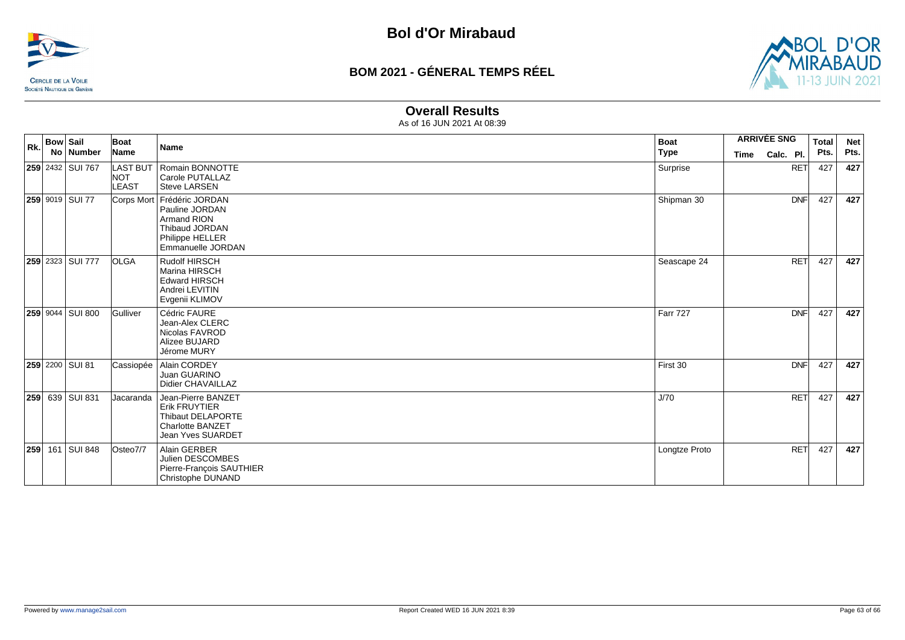# Bol d'Or Mirabaud

## BOM 2021 - GÉNERAL TEMPS RÉEL

### Overall Results

As of 16 JUN 2021 At 08:39

| Rk. | Bow No | Sail Number | Boat Name | Name | Boat Type | ARRIVÉE SNG Time | Calc. | Pl. | Total Pts. | Net Pts. |
|---|---|---|---|---|---|---|---|---|---|---|
| **259** | 2432 | SUI 767 | LAST BUT NOT LEAST | Romain BONNOTTE<br>Carole PUTALLAZ<br>Steve LARSEN | Surprise | | | RET | 427 | **427** |
| **259** | 9019 | SUI 77 | Corps Mort | Frédéric JORDAN<br>Pauline JORDAN<br>Armand RION<br>Thibaud JORDAN<br>Philippe HELLER<br>Emmanuelle JORDAN | Shipman 30 | | | DNF | 427 | **427** |
| **259** | 2323 | SUI 777 | OLGA | Rudolf HIRSCH<br>Marina HIRSCH<br>Edward HIRSCH<br>Andrei LEVITIN<br>Evgenii KLIMOV | Seascape 24 | | | RET | 427 | **427** |
| **259** | 9044 | SUI 800 | Gulliver | Cédric FAURE<br>Jean-Alex CLERC<br>Nicolas FAVROD<br>Alizee BUJARD<br>Jérome MURY | Farr 727 | | | DNF | 427 | **427** |
| **259** | 2200 | SUI 81 | Cassiopée | Alain CORDEY<br>Juan GUARINO<br>Didier CHAVAILLAZ | First 30 | | | DNF | 427 | **427** |
| **259** | 639 | SUI 831 | Jacaranda | Jean-Pierre BANZET<br>Erik FRUYTIER<br>Thibaut DELAPORTE<br>Charlotte BANZET<br>Jean Yves SUARDET | J/70 | | | RET | 427 | **427** |
| **259** | 161 | SUI 848 | Osteo7/7 | Alain GERBER<br>Julien DESCOMBES<br>Pierre-François SAUTHIER<br>Christophe DUNAND | Longtze Proto | | | RET | 427 | **427** |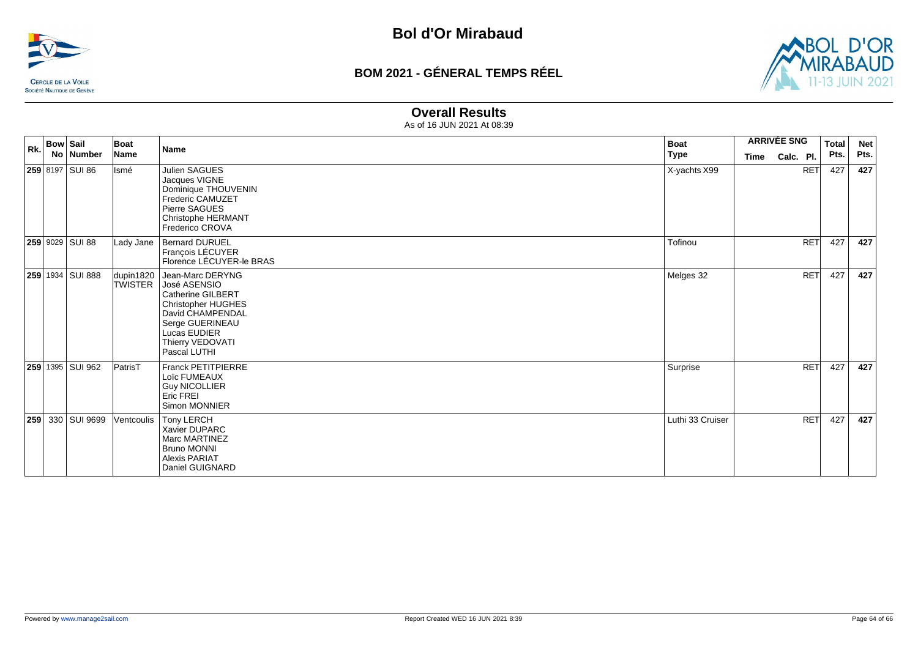# Bol d'Or Mirabaud

## BOM 2021 - GÉNERAL TEMPS RÉEL

### Overall Results

As of 16 JUN 2021 At 08:39

| Rk. | Bow No | Sail Number | Boat Name | Name | Boat Type | ARRIVÉE SNG Time | Calc. | Pl. | Total Pts. | Net Pts. |
|---|---|---|---|---|---|---|---|---|---|---|
| 259 | 8197 | SUI 86 | Ismé | Julien SAGUES<br>Jacques VIGNE<br>Dominique THOUVENIN<br>Frederic CAMUZET<br>Pierre SAGUES<br>Christophe HERMANT<br>Frederico CROVA | X-yachts X99 | | | RET | 427 | 427 |
| 259 | 9029 | SUI 88 | Lady Jane | Bernard DURUEL<br>François LÉCUYER<br>Florence LÉCUYER-le BRAS | Tofinou | | | RET | 427 | 427 |
| 259 | 1934 | SUI 888 | dupin1820 TWISTER | Jean-Marc DERYNG<br>José ASENSIO<br>Catherine GILBERT<br>Christopher HUGHES<br>David CHAMPENDAL<br>Serge GUERINEAU<br>Lucas EUDIER<br>Thierry VEDOVATI<br>Pascal LUTHI | Melges 32 | | | RET | 427 | 427 |
| 259 | 1395 | SUI 962 | PatrisT | Franck PETITPIERRE<br>Loïc FUMEAUX<br>Guy NICOLLIER<br>Eric FREI<br>Simon MONNIER | Surprise | | | RET | 427 | 427 |
| 259 | 330 | SUI 9699 | Ventcoulis | Tony LERCH<br>Xavier DUPARC<br>Marc MARTINEZ<br>Bruno MONNI<br>Alexis PARIAT<br>Daniel GUIGNARD | Luthi 33 Cruiser | | | RET | 427 | 427 |

Powered by www.manage2sail.com

Report Created WED 16 JUN 2021 8:39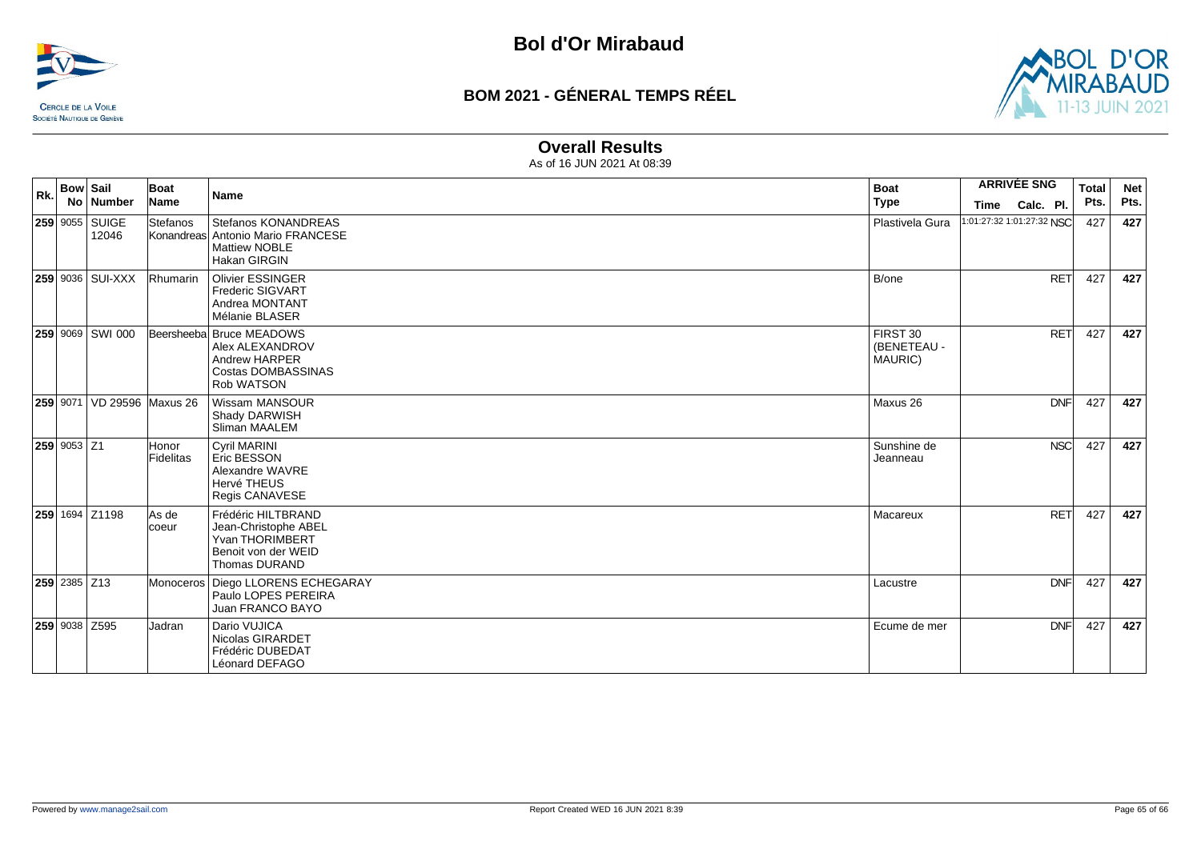# Bol d'Or Mirabaud

## BOM 2021 - GÉNERAL TEMPS RÉEL

### Overall Results

As of 16 JUN 2021 At 08:39

| Rk. | Bow No | Sail Number | Boat Name | Name | Boat Type | ARRIVÉE SNG Time | Calc. | Pl. | Total Pts. | Net Pts. |
|---|---|---|---|---|---|---|---|---|---|---|
| **259** | 9055 | SUIGE 12046 | Stefanos Konandreas | Stefanos KONANDREAS<br>Antonio Mario FRANCESE<br>Mattiew NOBLE<br>Hakan GIRGIN | Plastivela Gura | 1:01:27:32 | 1:01:27:32 | NSC | 427 | **427** |
| **259** | 9036 | SUI-XXX | Rhumarin | Olivier ESSINGER<br>Frederic SIGVART<br>Andrea MONTANT<br>Mélanie BLASER | B/one | | | RET | 427 | **427** |
| **259** | 9069 | SWI 000 | Beersheeba | Bruce MEADOWS<br>Alex ALEXANDROV<br>Andrew HARPER<br>Costas DOMBASSINAS<br>Rob WATSON | FIRST 30 (BENETEAU - MAURIC) | | | RET | 427 | **427** |
| **259** | 9071 | VD 29596 | Maxus 26 | Wissam MANSOUR<br>Shady DARWISH<br>Sliman MAALEM | Maxus 26 | | | DNF | 427 | **427** |
| **259** | 9053 | Z1 | Honor Fidelitas | Cyril MARINI<br>Eric BESSON<br>Alexandre WAVRE<br>Hervé THEUS<br>Regis CANAVESE | Sunshine de Jeanneau | | | NSC | 427 | **427** |
| **259** | 1694 | Z1198 | As de coeur | Frédéric HILTBRAND<br>Jean-Christophe ABEL<br>Yvan THORIMBERT<br>Benoit von der WEID<br>Thomas DURAND | Macareux | | | RET | 427 | **427** |
| **259** | 2385 | Z13 | Monoceros | Diego LLORENS ECHEGARAY<br>Paulo LOPES PEREIRA<br>Juan FRANCO BAYO | Lacustre | | | DNF | 427 | **427** |
| **259** | 9038 | Z595 | Jadran | Dario VUJICA<br>Nicolas GIRARDET<br>Frédéric DUBEDAT<br>Léonard DEFAGO | Ecume de mer | | | DNF | 427 | **427** |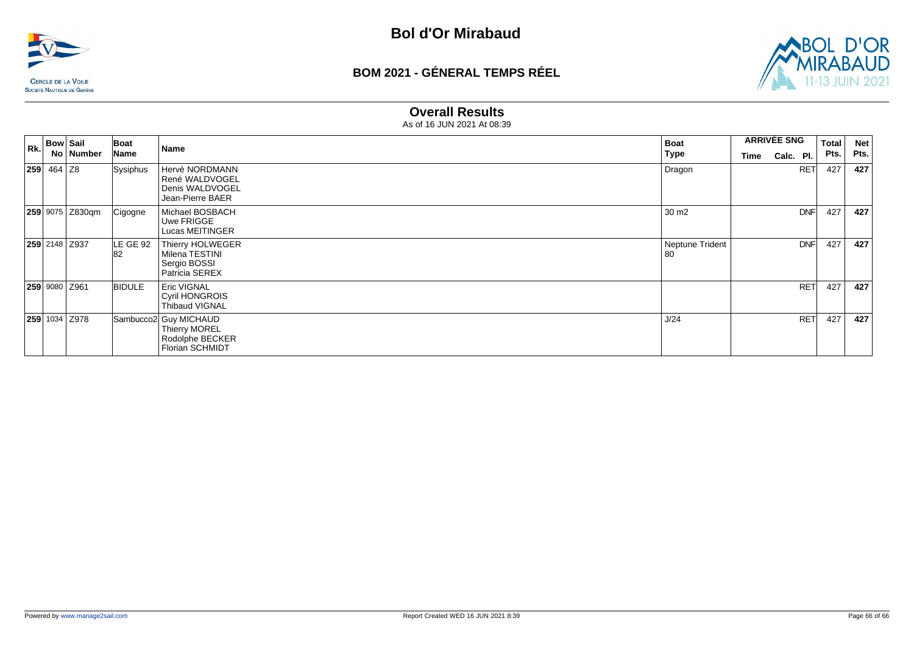# Bol d'Or Mirabaud

## BOM 2021 - GÉNERAL TEMPS RÉEL

### Overall Results

As of 16 JUN 2021 At 08:39

| Rk. | Bow No | Sail Number | Boat Name | Name | Boat Type | ARRIVÉE SNG Time | Calc. | Pl. | Total Pts. | Net Pts. |
|---|---|---|---|---|---|---|---|---|---|---|
| **259** | 464 | Z8 | Sysiphus | Hervé NORDMANN<br>René WALDVOGEL<br>Denis WALDVOGEL<br>Jean-Pierre BAER | Dragon | | | RET | 427 | **427** |
| **259** | 9075 | Z830qm | Cigogne | Michael BOSBACH<br>Uwe FRIGGE<br>Lucas MEITINGER | 30 m2 | | | DNF | 427 | **427** |
| **259** | 2148 | Z937 | LE GE 92 82 | Thierry HOLWEGER<br>Milena TESTINI<br>Sergio BOSSI<br>Patricia SEREX | Neptune Trident 80 | | | DNF | 427 | **427** |
| **259** | 9080 | Z961 | BIDULE | Eric VIGNAL<br>Cyril HONGROIS<br>Thibaud VIGNAL | | | | RET | 427 | **427** |
| **259** | 1034 | Z978 | Sambucco2 | Guy MICHAUD<br>Thierry MOREL<br>Rodolphe BECKER<br>Florian SCHMIDT | J/24 | | | RET | 427 | **427** |

Powered by www.manage2sail.com

Report Created WED 16 JUN 2021 8:39